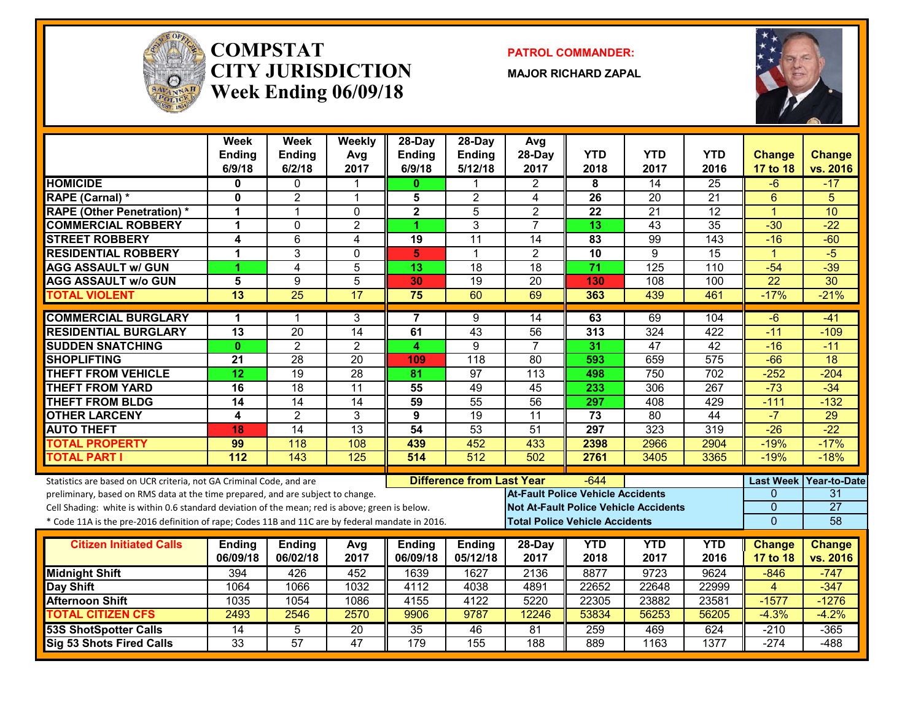# COMPSTAT
# CITY JURISDICTION
## Week Ending 06/09/18

**PATROL COMMANDER:**

**MAJOR RICHARD ZAPAL**

| | Week Ending 6/9/18 | Week Ending 6/2/18 | Weekly Avg 2017 | 28-Day Ending 6/9/18 | 28-Day Ending 5/12/18 | Avg 28-Day 2017 | YTD 2018 | YTD 2017 | YTD 2016 | Change 17 to 18 | Change vs. 2016 |
|---|---|---|---|---|---|---|---|---|---|---|---|
| HOMICIDE | 0 | 0 | 1 | 0 | 1 | 2 | 8 | 14 | 25 | -6 | -17 |
| RAPE (Carnal) * | 0 | 2 | 1 | 5 | 2 | 4 | 26 | 20 | 21 | 6 | 5 |
| RAPE (Other Penetration) * | 1 | 1 | 0 | 2 | 5 | 2 | 22 | 21 | 12 | 1 | 10 |
| COMMERCIAL ROBBERY | 1 | 0 | 2 | 1 | 3 | 7 | 13 | 43 | 35 | -30 | -22 |
| STREET ROBBERY | 4 | 6 | 4 | 19 | 11 | 14 | 83 | 99 | 143 | -16 | -60 |
| RESIDENTIAL ROBBERY | 1 | 3 | 0 | 5 | 1 | 2 | 10 | 9 | 15 | 1 | -5 |
| AGG ASSAULT w/ GUN | 1 | 4 | 5 | 13 | 18 | 18 | 71 | 125 | 110 | -54 | -39 |
| AGG ASSAULT w/o GUN | 5 | 9 | 5 | 30 | 19 | 20 | 130 | 108 | 100 | 22 | 30 |
| TOTAL VIOLENT | 13 | 25 | 17 | 75 | 60 | 69 | 363 | 439 | 461 | -17% | -21% |
| COMMERCIAL BURGLARY | 1 | 1 | 3 | 7 | 9 | 14 | 63 | 69 | 104 | -6 | -41 |
| RESIDENTIAL BURGLARY | 13 | 20 | 14 | 61 | 43 | 56 | 313 | 324 | 422 | -11 | -109 |
| SUDDEN SNATCHING | 0 | 2 | 2 | 4 | 9 | 7 | 31 | 47 | 42 | -16 | -11 |
| SHOPLIFTING | 21 | 28 | 20 | 109 | 118 | 80 | 593 | 659 | 575 | -66 | 18 |
| THEFT FROM VEHICLE | 12 | 19 | 28 | 81 | 97 | 113 | 498 | 750 | 702 | -252 | -204 |
| THEFT FROM YARD | 16 | 18 | 11 | 55 | 49 | 45 | 233 | 306 | 267 | -73 | -34 |
| THEFT FROM BLDG | 14 | 14 | 14 | 59 | 55 | 56 | 297 | 408 | 429 | -111 | -132 |
| OTHER LARCENY | 4 | 2 | 3 | 9 | 19 | 11 | 73 | 80 | 44 | -7 | 29 |
| AUTO THEFT | 18 | 14 | 13 | 54 | 53 | 51 | 297 | 323 | 319 | -26 | -22 |
| TOTAL PROPERTY | 99 | 118 | 108 | 439 | 452 | 433 | 2398 | 2966 | 2904 | -19% | -17% |
| TOTAL PART I | 112 | 143 | 125 | 514 | 512 | 502 | 2761 | 3405 | 3365 | -19% | -18% |

Statistics are based on UCR criteria, not GA Criminal Code, and are preliminary, based on RMS data at the time prepared, and are subject to change.
Cell Shading: white is within 0.6 standard deviation of the mean; red is above; green is below.
* Code 11A is the pre-2016 definition of rape; Codes 11B and 11C are by federal mandate in 2016.

**Difference from Last Year:** -644

| | Last Week | Year-to-Date |
|---|---|---|
| At-Fault Police Vehicle Accidents | 0 | 31 |
| Not At-Fault Police Vehicle Accidents | 0 | 27 |
| Total Police Vehicle Accidents | 0 | 58 |

| Citizen Initiated Calls | Ending 06/09/18 | Ending 06/02/18 | Avg 2017 | Ending 06/09/18 | Ending 05/12/18 | 28-Day 2017 | YTD 2018 | YTD 2017 | YTD 2016 | Change 17 to 18 | Change vs. 2016 |
|---|---|---|---|---|---|---|---|---|---|---|---|
| Midnight Shift | 394 | 426 | 452 | 1639 | 1627 | 2136 | 8877 | 9723 | 9624 | -846 | -747 |
| Day Shift | 1064 | 1066 | 1032 | 4112 | 4038 | 4891 | 22652 | 22648 | 22999 | 4 | -347 |
| Afternoon Shift | 1035 | 1054 | 1086 | 4155 | 4122 | 5220 | 22305 | 23882 | 23581 | -1577 | -1276 |
| TOTAL CITIZEN CFS | 2493 | 2546 | 2570 | 9906 | 9787 | 12246 | 53834 | 56253 | 56205 | -4.3% | -4.2% |
| 53S ShotSpotter Calls | 14 | 5 | 20 | 35 | 46 | 81 | 259 | 469 | 624 | -210 | -365 |
| Sig 53 Shots Fired Calls | 33 | 57 | 47 | 179 | 155 | 188 | 889 | 1163 | 1377 | -274 | -488 |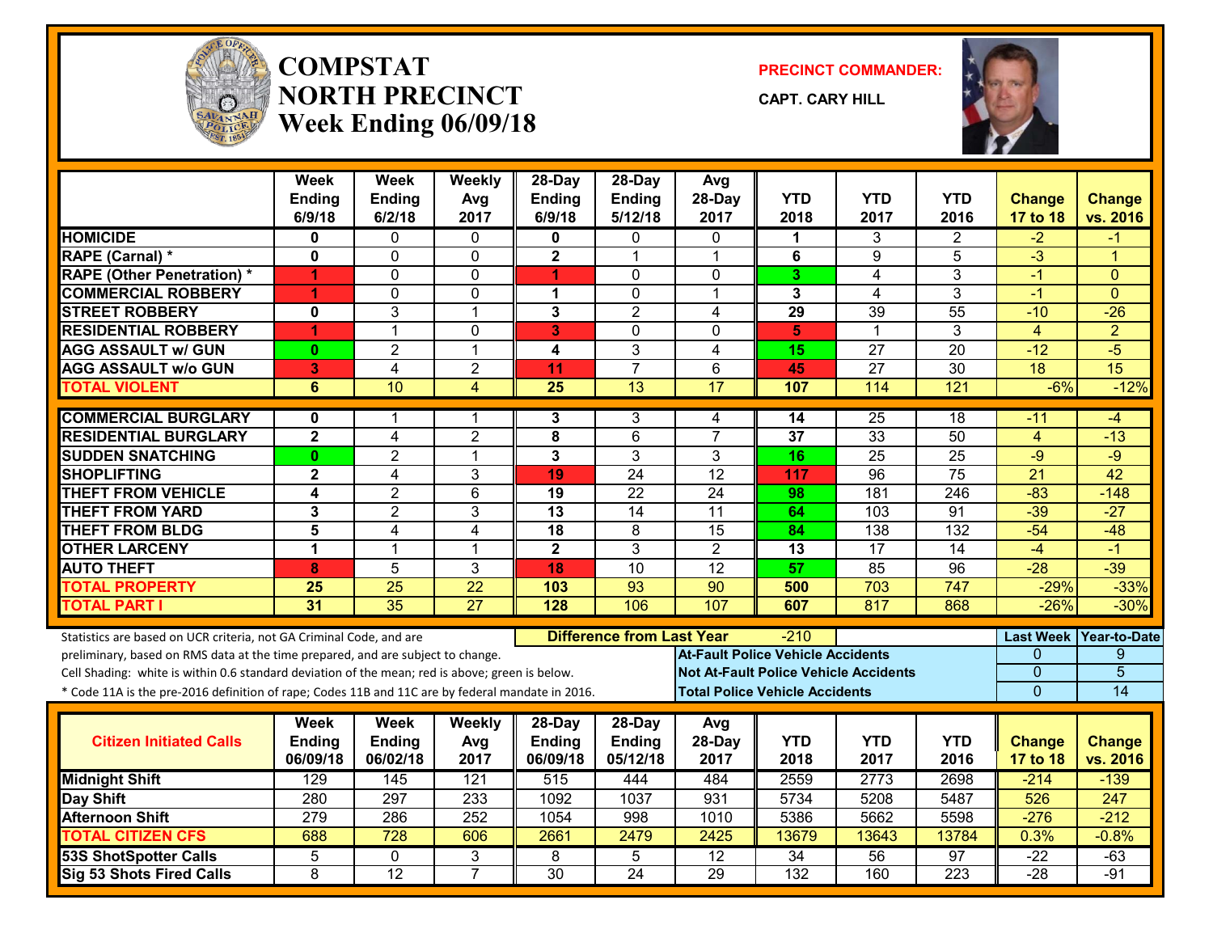# COMPSTAT
# NORTH PRECINCT
# Week Ending 06/09/18

**PRECINCT COMMANDER:**

**CAPT. CARY HILL**

| | Week Ending 6/9/18 | Week Ending 6/2/18 | Weekly Avg 2017 | 28-Day Ending 6/9/18 | 28-Day Ending 5/12/18 | Avg 28-Day 2017 | YTD 2018 | YTD 2017 | YTD 2016 | Change 17 to 18 | Change vs. 2016 |
|---|---|---|---|---|---|---|---|---|---|---|---|
| **HOMICIDE** | 0 | 0 | 0 | 0 | 0 | 0 | 1 | 3 | 2 | -2 | -1 |
| **RAPE (Carnal) *** | 0 | 0 | 0 | 2 | 1 | 1 | 6 | 9 | 5 | -3 | 1 |
| **RAPE (Other Penetration) *** | 1 | 0 | 0 | 1 | 0 | 0 | 3 | 4 | 3 | -1 | 0 |
| **COMMERCIAL ROBBERY** | 1 | 0 | 0 | 1 | 0 | 1 | 3 | 4 | 3 | -1 | 0 |
| **STREET ROBBERY** | 0 | 3 | 1 | 3 | 2 | 4 | 29 | 39 | 55 | -10 | -26 |
| **RESIDENTIAL ROBBERY** | 1 | 1 | 0 | 3 | 0 | 0 | 5 | 1 | 3 | 4 | 2 |
| **AGG ASSAULT w/ GUN** | 0 | 2 | 1 | 4 | 3 | 4 | 15 | 27 | 20 | -12 | -5 |
| **AGG ASSAULT w/o GUN** | 3 | 4 | 2 | 11 | 7 | 6 | 45 | 27 | 30 | 18 | 15 |
| **TOTAL VIOLENT** | 6 | 10 | 4 | 25 | 13 | 17 | 107 | 114 | 121 | -6% | -12% |
| **COMMERCIAL BURGLARY** | 0 | 1 | 1 | 3 | 3 | 4 | 14 | 25 | 18 | -11 | -4 |
| **RESIDENTIAL BURGLARY** | 2 | 4 | 2 | 8 | 6 | 7 | 37 | 33 | 50 | 4 | -13 |
| **SUDDEN SNATCHING** | 0 | 2 | 1 | 3 | 3 | 3 | 16 | 25 | 25 | -9 | -9 |
| **SHOPLIFTING** | 2 | 4 | 3 | 19 | 24 | 12 | 117 | 96 | 75 | 21 | 42 |
| **THEFT FROM VEHICLE** | 4 | 2 | 6 | 19 | 22 | 24 | 98 | 181 | 246 | -83 | -148 |
| **THEFT FROM YARD** | 3 | 2 | 3 | 13 | 14 | 11 | 64 | 103 | 91 | -39 | -27 |
| **THEFT FROM BLDG** | 5 | 4 | 4 | 18 | 8 | 15 | 84 | 138 | 132 | -54 | -48 |
| **OTHER LARCENY** | 1 | 1 | 1 | 2 | 3 | 2 | 13 | 17 | 14 | -4 | -1 |
| **AUTO THEFT** | 8 | 5 | 3 | 18 | 10 | 12 | 57 | 85 | 96 | -28 | -39 |
| **TOTAL PROPERTY** | 25 | 25 | 22 | 103 | 93 | 90 | 500 | 703 | 747 | -29% | -33% |
| **TOTAL PART I** | 31 | 35 | 27 | 128 | 106 | 107 | 607 | 817 | 868 | -26% | -30% |

Statistics are based on UCR criteria, not GA Criminal Code, and are preliminary, based on RMS data at the time prepared, and are subject to change.
Cell Shading: white is within 0.6 standard deviation of the mean; red is above; green is below.
* Code 11A is the pre-2016 definition of rape; Codes 11B and 11C are by federal mandate in 2016.

**Difference from Last Year**: -210

| | Last Week | Year-to-Date |
|---|---|---|
| At-Fault Police Vehicle Accidents | 0 | 9 |
| Not At-Fault Police Vehicle Accidents | 0 | 5 |
| Total Police Vehicle Accidents | 0 | 14 |

| Citizen Initiated Calls | Week Ending 06/09/18 | Week Ending 06/02/18 | Weekly Avg 2017 | 28-Day Ending 06/09/18 | 28-Day Ending 05/12/18 | Avg 28-Day 2017 | YTD 2018 | YTD 2017 | YTD 2016 | Change 17 to 18 | Change vs. 2016 |
|---|---|---|---|---|---|---|---|---|---|---|---|
| **Midnight Shift** | 129 | 145 | 121 | 515 | 444 | 484 | 2559 | 2773 | 2698 | -214 | -139 |
| **Day Shift** | 280 | 297 | 233 | 1092 | 1037 | 931 | 5734 | 5208 | 5487 | 526 | 247 |
| **Afternoon Shift** | 279 | 286 | 252 | 1054 | 998 | 1010 | 5386 | 5662 | 5598 | -276 | -212 |
| **TOTAL CITIZEN CFS** | 688 | 728 | 606 | 2661 | 2479 | 2425 | 13679 | 13643 | 13784 | 0.3% | -0.8% |
| **53S ShotSpotter Calls** | 5 | 0 | 3 | 8 | 5 | 12 | 34 | 56 | 97 | -22 | -63 |
| **Sig 53 Shots Fired Calls** | 8 | 12 | 7 | 30 | 24 | 29 | 132 | 160 | 223 | -28 | -91 |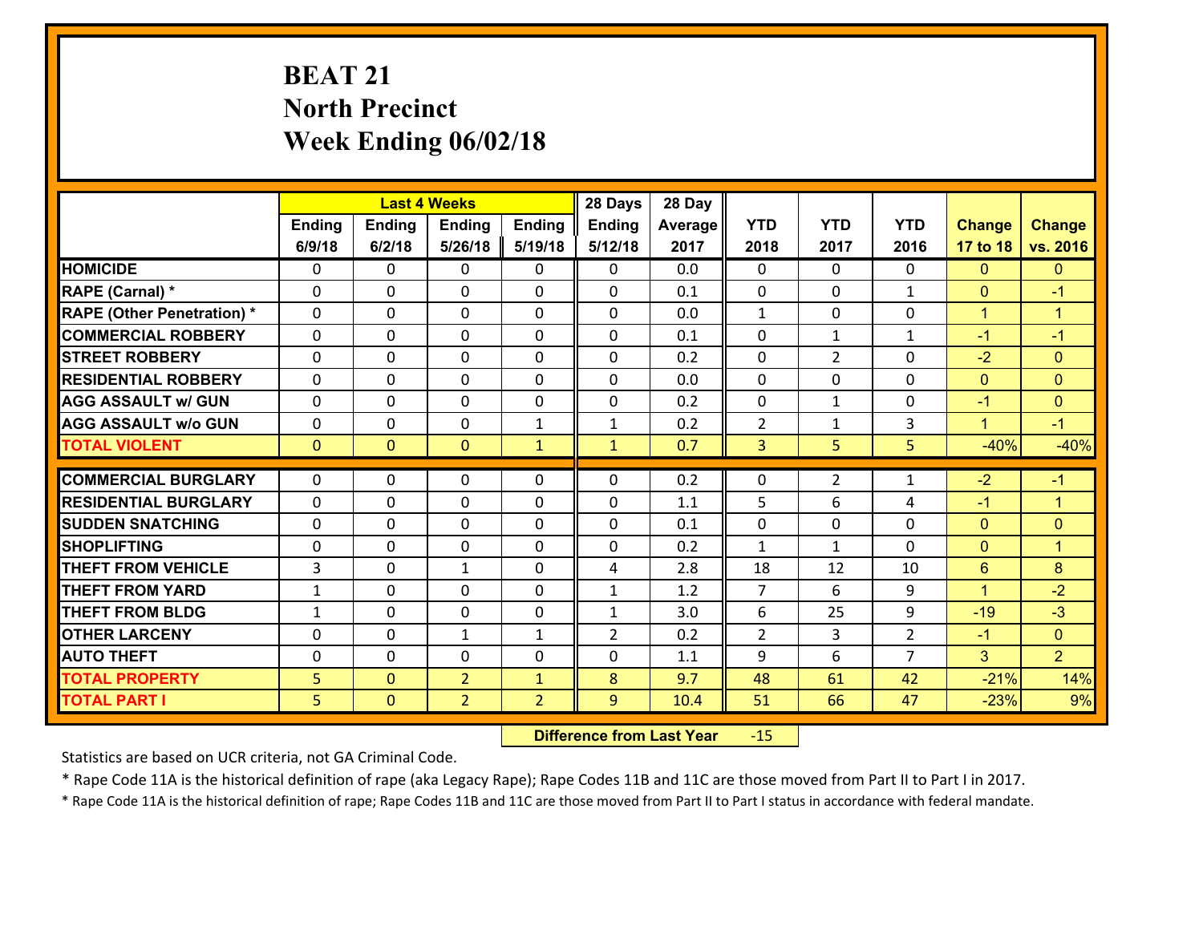# BEAT 21
# North Precinct
# Week Ending 06/02/18

| | Last 4 Weeks | | | | 28 Days | 28 Day | | | | | |
|---|---|---|---|---|---|---|---|---|---|---|---|
| | Ending 6/9/18 | Ending 6/2/18 | Ending 5/26/18 | Ending 5/19/18 | Ending 5/12/18 | Average 2017 | YTD 2018 | YTD 2017 | YTD 2016 | Change 17 to 18 | Change vs. 2016 |
| **HOMICIDE** | 0 | 0 | 0 | 0 | 0 | 0.0 | 0 | 0 | 0 | 0 | 0 |
| **RAPE (Carnal) *** | 0 | 0 | 0 | 0 | 0 | 0.1 | 0 | 0 | 1 | 0 | -1 |
| **RAPE (Other Penetration) *** | 0 | 0 | 0 | 0 | 0 | 0.0 | 1 | 0 | 0 | 1 | 1 |
| **COMMERCIAL ROBBERY** | 0 | 0 | 0 | 0 | 0 | 0.1 | 0 | 1 | 1 | -1 | -1 |
| **STREET ROBBERY** | 0 | 0 | 0 | 0 | 0 | 0.2 | 0 | 2 | 0 | -2 | 0 |
| **RESIDENTIAL ROBBERY** | 0 | 0 | 0 | 0 | 0 | 0.0 | 0 | 0 | 0 | 0 | 0 |
| **AGG ASSAULT w/ GUN** | 0 | 0 | 0 | 0 | 0 | 0.2 | 0 | 1 | 0 | -1 | 0 |
| **AGG ASSAULT w/o GUN** | 0 | 0 | 0 | 1 | 1 | 0.2 | 2 | 1 | 3 | 1 | -1 |
| **TOTAL VIOLENT** | 0 | 0 | 0 | 1 | 1 | 0.7 | 3 | 5 | 5 | -40% | -40% |
| **COMMERCIAL BURGLARY** | 0 | 0 | 0 | 0 | 0 | 0.2 | 0 | 2 | 1 | -2 | -1 |
| **RESIDENTIAL BURGLARY** | 0 | 0 | 0 | 0 | 0 | 1.1 | 5 | 6 | 4 | -1 | 1 |
| **SUDDEN SNATCHING** | 0 | 0 | 0 | 0 | 0 | 0.1 | 0 | 0 | 0 | 0 | 0 |
| **SHOPLIFTING** | 0 | 0 | 0 | 0 | 0 | 0.2 | 1 | 1 | 0 | 0 | 1 |
| **THEFT FROM VEHICLE** | 3 | 0 | 1 | 0 | 4 | 2.8 | 18 | 12 | 10 | 6 | 8 |
| **THEFT FROM YARD** | 1 | 0 | 0 | 0 | 1 | 1.2 | 7 | 6 | 9 | 1 | -2 |
| **THEFT FROM BLDG** | 1 | 0 | 0 | 0 | 1 | 3.0 | 6 | 25 | 9 | -19 | -3 |
| **OTHER LARCENY** | 0 | 0 | 1 | 1 | 2 | 0.2 | 2 | 3 | 2 | -1 | 0 |
| **AUTO THEFT** | 0 | 0 | 0 | 0 | 0 | 1.1 | 9 | 6 | 7 | 3 | 2 |
| **TOTAL PROPERTY** | 5 | 0 | 2 | 1 | 8 | 9.7 | 48 | 61 | 42 | -21% | 14% |
| **TOTAL PART I** | 5 | 0 | 2 | 2 | 9 | 10.4 | 51 | 66 | 47 | -23% | 9% |

**Difference from Last Year** -15

Statistics are based on UCR criteria, not GA Criminal Code.

* Rape Code 11A is the historical definition of rape (aka Legacy Rape); Rape Codes 11B and 11C are those moved from Part II to Part I in 2017.

* Rape Code 11A is the historical definition of rape; Rape Codes 11B and 11C are those moved from Part II to Part I status in accordance with federal mandate.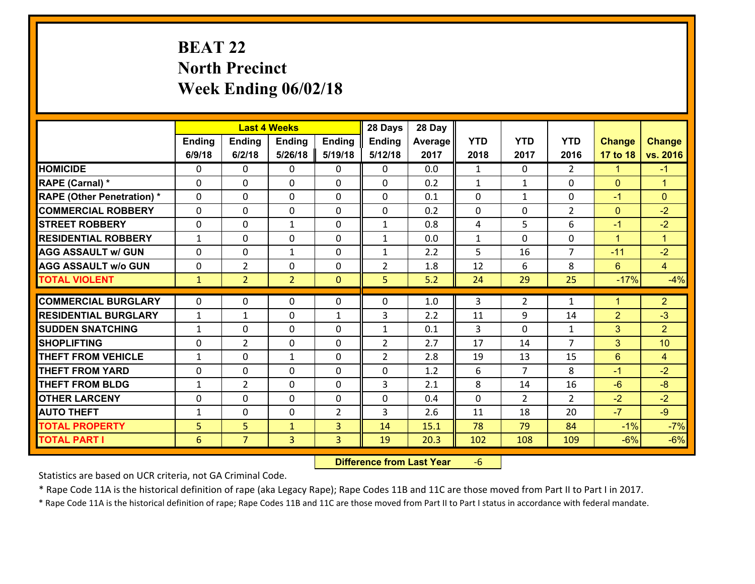# BEAT 22
## North Precinct
## Week Ending 06/02/18

| | Last 4 Weeks | | | | 28 Days | 28 Day | | | | | |
|---|---|---|---|---|---|---|---|---|---|---|---|
| | Ending 6/9/18 | Ending 6/2/18 | Ending 5/26/18 | Ending 5/19/18 | Ending 5/12/18 | Average 2017 | YTD 2018 | YTD 2017 | YTD 2016 | Change 17 to 18 | Change vs. 2016 |
| **HOMICIDE** | 0 | 0 | 0 | 0 | 0 | 0.0 | 1 | 0 | 2 | 1 | -1 |
| **RAPE (Carnal) *** | 0 | 0 | 0 | 0 | 0 | 0.2 | 1 | 1 | 0 | 0 | 1 |
| **RAPE (Other Penetration) *** | 0 | 0 | 0 | 0 | 0 | 0.1 | 0 | 1 | 0 | -1 | 0 |
| **COMMERCIAL ROBBERY** | 0 | 0 | 0 | 0 | 0 | 0.2 | 0 | 0 | 2 | 0 | -2 |
| **STREET ROBBERY** | 0 | 0 | 1 | 0 | 1 | 0.8 | 4 | 5 | 6 | -1 | -2 |
| **RESIDENTIAL ROBBERY** | 1 | 0 | 0 | 0 | 1 | 0.0 | 1 | 0 | 0 | 1 | 1 |
| **AGG ASSAULT w/ GUN** | 0 | 0 | 1 | 0 | 1 | 2.2 | 5 | 16 | 7 | -11 | -2 |
| **AGG ASSAULT w/o GUN** | 0 | 2 | 0 | 0 | 2 | 1.8 | 12 | 6 | 8 | 6 | 4 |
| **TOTAL VIOLENT** | 1 | 2 | 2 | 0 | 5 | 5.2 | 24 | 29 | 25 | -17% | -4% |
| **COMMERCIAL BURGLARY** | 0 | 0 | 0 | 0 | 0 | 1.0 | 3 | 2 | 1 | 1 | 2 |
| **RESIDENTIAL BURGLARY** | 1 | 1 | 0 | 1 | 3 | 2.2 | 11 | 9 | 14 | 2 | -3 |
| **SUDDEN SNATCHING** | 1 | 0 | 0 | 0 | 1 | 0.1 | 3 | 0 | 1 | 3 | 2 |
| **SHOPLIFTING** | 0 | 2 | 0 | 0 | 2 | 2.7 | 17 | 14 | 7 | 3 | 10 |
| **THEFT FROM VEHICLE** | 1 | 0 | 1 | 0 | 2 | 2.8 | 19 | 13 | 15 | 6 | 4 |
| **THEFT FROM YARD** | 0 | 0 | 0 | 0 | 0 | 1.2 | 6 | 7 | 8 | -1 | -2 |
| **THEFT FROM BLDG** | 1 | 2 | 0 | 0 | 3 | 2.1 | 8 | 14 | 16 | -6 | -8 |
| **OTHER LARCENY** | 0 | 0 | 0 | 0 | 0 | 0.4 | 0 | 2 | 2 | -2 | -2 |
| **AUTO THEFT** | 1 | 0 | 0 | 2 | 3 | 2.6 | 11 | 18 | 20 | -7 | -9 |
| **TOTAL PROPERTY** | 5 | 5 | 1 | 3 | 14 | 15.1 | 78 | 79 | 84 | -1% | -7% |
| **TOTAL PART I** | 6 | 7 | 3 | 3 | 19 | 20.3 | 102 | 108 | 109 | -6% | -6% |

**Difference from Last Year** -6

Statistics are based on UCR criteria, not GA Criminal Code.

* Rape Code 11A is the historical definition of rape (aka Legacy Rape); Rape Codes 11B and 11C are those moved from Part II to Part I in 2017.

* Rape Code 11A is the historical definition of rape; Rape Codes 11B and 11C are those moved from Part II to Part I status in accordance with federal mandate.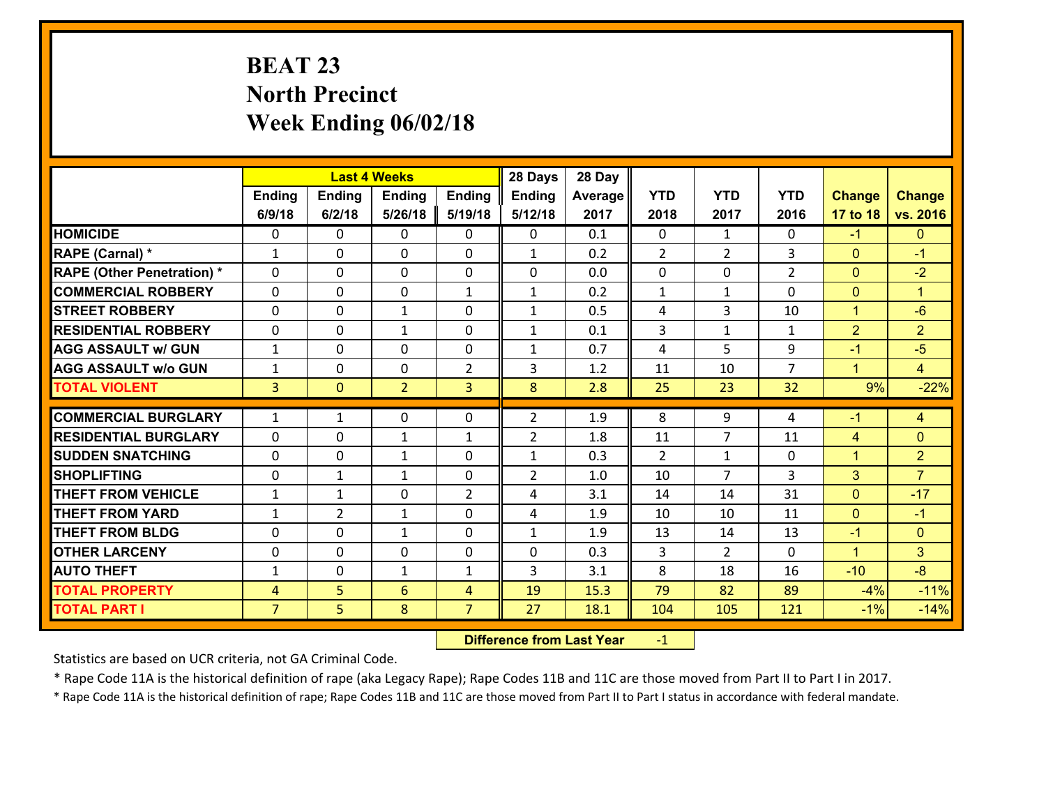# BEAT 23
## North Precinct
## Week Ending 06/02/18

| | Last 4 Weeks | | | | 28 Days | 28 Day | | | | | |
|---|---|---|---|---|---|---|---|---|---|---|---|
| | Ending 6/9/18 | Ending 6/2/18 | Ending 5/26/18 | Ending 5/19/18 | Ending 5/12/18 | Average 2017 | YTD 2018 | YTD 2017 | YTD 2016 | Change 17 to 18 | Change vs. 2016 |
| HOMICIDE | 0 | 0 | 0 | 0 | 0 | 0.1 | 0 | 1 | 0 | -1 | 0 |
| RAPE (Carnal) * | 1 | 0 | 0 | 0 | 1 | 0.2 | 2 | 2 | 3 | 0 | -1 |
| RAPE (Other Penetration) * | 0 | 0 | 0 | 0 | 0 | 0.0 | 0 | 0 | 2 | 0 | -2 |
| COMMERCIAL ROBBERY | 0 | 0 | 0 | 1 | 1 | 0.2 | 1 | 1 | 0 | 0 | 1 |
| STREET ROBBERY | 0 | 0 | 1 | 0 | 1 | 0.5 | 4 | 3 | 10 | 1 | -6 |
| RESIDENTIAL ROBBERY | 0 | 0 | 1 | 0 | 1 | 0.1 | 3 | 1 | 1 | 2 | 2 |
| AGG ASSAULT w/ GUN | 1 | 0 | 0 | 0 | 1 | 0.7 | 4 | 5 | 9 | -1 | -5 |
| AGG ASSAULT w/o GUN | 1 | 0 | 0 | 2 | 3 | 1.2 | 11 | 10 | 7 | 1 | 4 |
| TOTAL VIOLENT | 3 | 0 | 2 | 3 | 8 | 2.8 | 25 | 23 | 32 | 9% | -22% |
| COMMERCIAL BURGLARY | 1 | 1 | 0 | 0 | 2 | 1.9 | 8 | 9 | 4 | -1 | 4 |
| RESIDENTIAL BURGLARY | 0 | 0 | 1 | 1 | 2 | 1.8 | 11 | 7 | 11 | 4 | 0 |
| SUDDEN SNATCHING | 0 | 0 | 1 | 0 | 1 | 0.3 | 2 | 1 | 0 | 1 | 2 |
| SHOPLIFTING | 0 | 1 | 1 | 0 | 2 | 1.0 | 10 | 7 | 3 | 3 | 7 |
| THEFT FROM VEHICLE | 1 | 1 | 0 | 2 | 4 | 3.1 | 14 | 14 | 31 | 0 | -17 |
| THEFT FROM YARD | 1 | 2 | 1 | 0 | 4 | 1.9 | 10 | 10 | 11 | 0 | -1 |
| THEFT FROM BLDG | 0 | 0 | 1 | 0 | 1 | 1.9 | 13 | 14 | 13 | -1 | 0 |
| OTHER LARCENY | 0 | 0 | 0 | 0 | 0 | 0.3 | 3 | 2 | 0 | 1 | 3 |
| AUTO THEFT | 1 | 0 | 1 | 1 | 3 | 3.1 | 8 | 18 | 16 | -10 | -8 |
| TOTAL PROPERTY | 4 | 5 | 6 | 4 | 19 | 15.3 | 79 | 82 | 89 | -4% | -11% |
| TOTAL PART I | 7 | 5 | 8 | 7 | 27 | 18.1 | 104 | 105 | 121 | -1% | -14% |

**Difference from Last Year** -1

Statistics are based on UCR criteria, not GA Criminal Code.

* Rape Code 11A is the historical definition of rape (aka Legacy Rape); Rape Codes 11B and 11C are those moved from Part II to Part I in 2017.

* Rape Code 11A is the historical definition of rape; Rape Codes 11B and 11C are those moved from Part II to Part I status in accordance with federal mandate.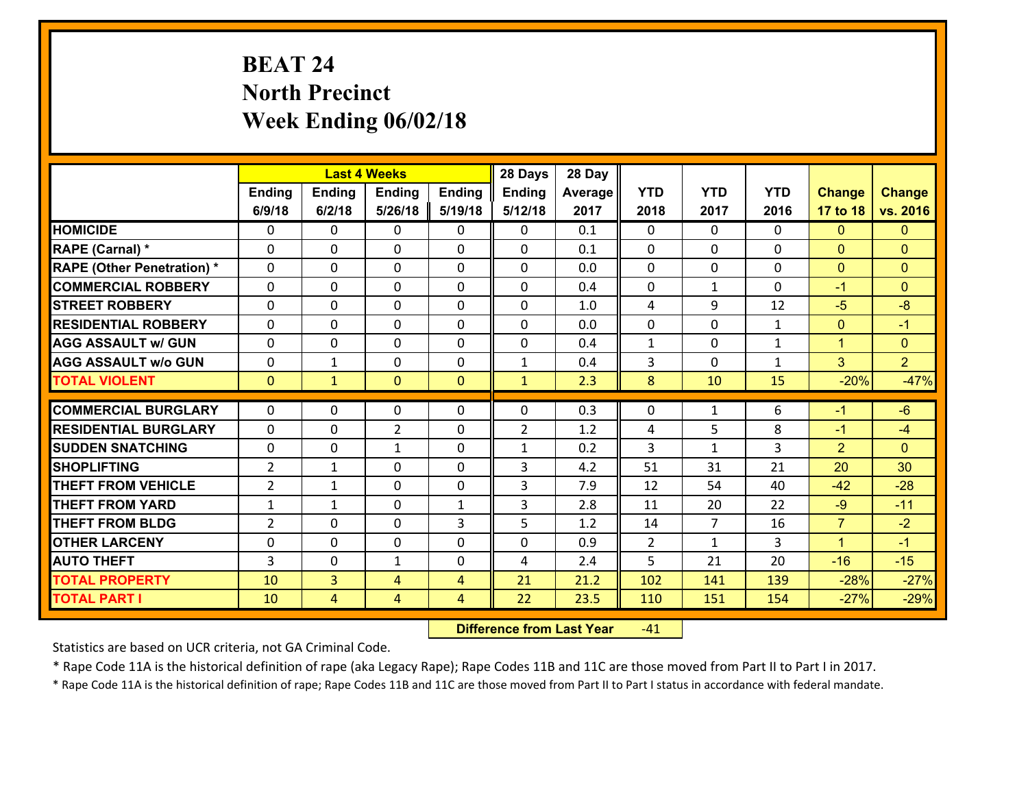# BEAT 24
## North Precinct
## Week Ending 06/02/18

| | Last 4 Weeks | | | | 28 Days | 28 Day | | | | | |
|---|---|---|---|---|---|---|---|---|---|---|---|
| | Ending 6/9/18 | Ending 6/2/18 | Ending 5/26/18 | Ending 5/19/18 | Ending 5/12/18 | Average 2017 | YTD 2018 | YTD 2017 | YTD 2016 | Change 17 to 18 | Change vs. 2016 |
| **HOMICIDE** | 0 | 0 | 0 | 0 | 0 | 0.1 | 0 | 0 | 0 | 0 | 0 |
| **RAPE (Carnal) *** | 0 | 0 | 0 | 0 | 0 | 0.1 | 0 | 0 | 0 | 0 | 0 |
| **RAPE (Other Penetration) *** | 0 | 0 | 0 | 0 | 0 | 0.0 | 0 | 0 | 0 | 0 | 0 |
| **COMMERCIAL ROBBERY** | 0 | 0 | 0 | 0 | 0 | 0.4 | 0 | 1 | 0 | -1 | 0 |
| **STREET ROBBERY** | 0 | 0 | 0 | 0 | 0 | 1.0 | 4 | 9 | 12 | -5 | -8 |
| **RESIDENTIAL ROBBERY** | 0 | 0 | 0 | 0 | 0 | 0.0 | 0 | 0 | 1 | 0 | -1 |
| **AGG ASSAULT w/ GUN** | 0 | 0 | 0 | 0 | 0 | 0.4 | 1 | 0 | 1 | 1 | 0 |
| **AGG ASSAULT w/o GUN** | 0 | 1 | 0 | 0 | 1 | 0.4 | 3 | 0 | 1 | 3 | 2 |
| **TOTAL VIOLENT** | 0 | 1 | 0 | 0 | 1 | 2.3 | 8 | 10 | 15 | -20% | -47% |
| **COMMERCIAL BURGLARY** | 0 | 0 | 0 | 0 | 0 | 0.3 | 0 | 1 | 6 | -1 | -6 |
| **RESIDENTIAL BURGLARY** | 0 | 0 | 2 | 0 | 2 | 1.2 | 4 | 5 | 8 | -1 | -4 |
| **SUDDEN SNATCHING** | 0 | 0 | 1 | 0 | 1 | 0.2 | 3 | 1 | 3 | 2 | 0 |
| **SHOPLIFTING** | 2 | 1 | 0 | 0 | 3 | 4.2 | 51 | 31 | 21 | 20 | 30 |
| **THEFT FROM VEHICLE** | 2 | 1 | 0 | 0 | 3 | 7.9 | 12 | 54 | 40 | -42 | -28 |
| **THEFT FROM YARD** | 1 | 1 | 0 | 1 | 3 | 2.8 | 11 | 20 | 22 | -9 | -11 |
| **THEFT FROM BLDG** | 2 | 0 | 0 | 3 | 5 | 1.2 | 14 | 7 | 16 | 7 | -2 |
| **OTHER LARCENY** | 0 | 0 | 0 | 0 | 0 | 0.9 | 2 | 1 | 3 | 1 | -1 |
| **AUTO THEFT** | 3 | 0 | 1 | 0 | 4 | 2.4 | 5 | 21 | 20 | -16 | -15 |
| **TOTAL PROPERTY** | 10 | 3 | 4 | 4 | 21 | 21.2 | 102 | 141 | 139 | -28% | -27% |
| **TOTAL PART I** | 10 | 4 | 4 | 4 | 22 | 23.5 | 110 | 151 | 154 | -27% | -29% |

**Difference from Last Year** -41

Statistics are based on UCR criteria, not GA Criminal Code.

* Rape Code 11A is the historical definition of rape (aka Legacy Rape); Rape Codes 11B and 11C are those moved from Part II to Part I in 2017.

* Rape Code 11A is the historical definition of rape; Rape Codes 11B and 11C are those moved from Part II to Part I status in accordance with federal mandate.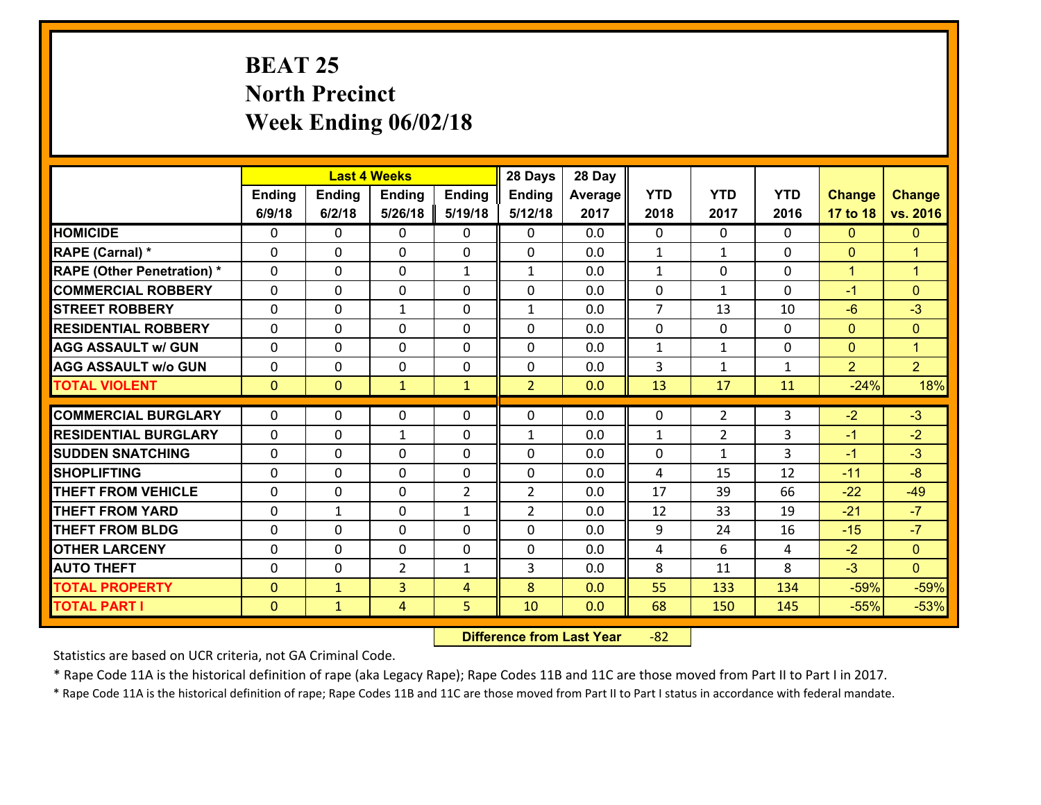# BEAT 25
## North Precinct
## Week Ending 06/02/18

| | Last 4 Weeks | | | | 28 Days | 28 Day | | | | | |
|---|---|---|---|---|---|---|---|---|---|---|---|
| | Ending 6/9/18 | Ending 6/2/18 | Ending 5/26/18 | Ending 5/19/18 | Ending 5/12/18 | Average 2017 | YTD 2018 | YTD 2017 | YTD 2016 | Change 17 to 18 | Change vs. 2016 |
| **HOMICIDE** | 0 | 0 | 0 | 0 | 0 | 0.0 | 0 | 0 | 0 | 0 | 0 |
| **RAPE (Carnal) *** | 0 | 0 | 0 | 0 | 0 | 0.0 | 1 | 1 | 0 | 0 | 1 |
| **RAPE (Other Penetration) *** | 0 | 0 | 0 | 1 | 1 | 0.0 | 1 | 0 | 0 | 1 | 1 |
| **COMMERCIAL ROBBERY** | 0 | 0 | 0 | 0 | 0 | 0.0 | 0 | 1 | 0 | -1 | 0 |
| **STREET ROBBERY** | 0 | 0 | 1 | 0 | 1 | 0.0 | 7 | 13 | 10 | -6 | -3 |
| **RESIDENTIAL ROBBERY** | 0 | 0 | 0 | 0 | 0 | 0.0 | 0 | 0 | 0 | 0 | 0 |
| **AGG ASSAULT w/ GUN** | 0 | 0 | 0 | 0 | 0 | 0.0 | 1 | 1 | 0 | 0 | 1 |
| **AGG ASSAULT w/o GUN** | 0 | 0 | 0 | 0 | 0 | 0.0 | 3 | 1 | 1 | 2 | 2 |
| **TOTAL VIOLENT** | 0 | 0 | 1 | 1 | 2 | 0.0 | 13 | 17 | 11 | -24% | 18% |
| **COMMERCIAL BURGLARY** | 0 | 0 | 0 | 0 | 0 | 0.0 | 0 | 2 | 3 | -2 | -3 |
| **RESIDENTIAL BURGLARY** | 0 | 0 | 1 | 0 | 1 | 0.0 | 1 | 2 | 3 | -1 | -2 |
| **SUDDEN SNATCHING** | 0 | 0 | 0 | 0 | 0 | 0.0 | 0 | 1 | 3 | -1 | -3 |
| **SHOPLIFTING** | 0 | 0 | 0 | 0 | 0 | 0.0 | 4 | 15 | 12 | -11 | -8 |
| **THEFT FROM VEHICLE** | 0 | 0 | 0 | 2 | 2 | 0.0 | 17 | 39 | 66 | -22 | -49 |
| **THEFT FROM YARD** | 0 | 1 | 0 | 1 | 2 | 0.0 | 12 | 33 | 19 | -21 | -7 |
| **THEFT FROM BLDG** | 0 | 0 | 0 | 0 | 0 | 0.0 | 9 | 24 | 16 | -15 | -7 |
| **OTHER LARCENY** | 0 | 0 | 0 | 0 | 0 | 0.0 | 4 | 6 | 4 | -2 | 0 |
| **AUTO THEFT** | 0 | 0 | 2 | 1 | 3 | 0.0 | 8 | 11 | 8 | -3 | 0 |
| **TOTAL PROPERTY** | 0 | 1 | 3 | 4 | 8 | 0.0 | 55 | 133 | 134 | -59% | -59% |
| **TOTAL PART I** | 0 | 1 | 4 | 5 | 10 | 0.0 | 68 | 150 | 145 | -55% | -53% |

**Difference from Last Year** -82

Statistics are based on UCR criteria, not GA Criminal Code.

* Rape Code 11A is the historical definition of rape (aka Legacy Rape); Rape Codes 11B and 11C are those moved from Part II to Part I in 2017.

* Rape Code 11A is the historical definition of rape; Rape Codes 11B and 11C are those moved from Part II to Part I status in accordance with federal mandate.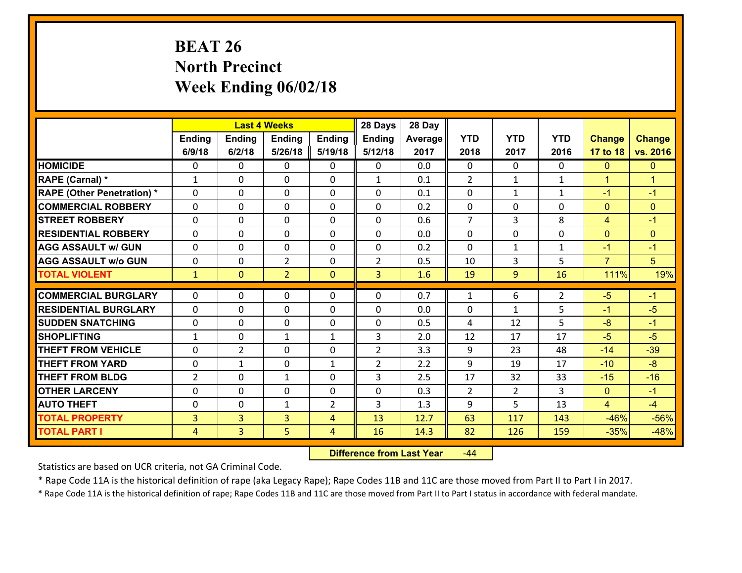# BEAT 26
## North Precinct
## Week Ending 06/02/18

| | Last 4 Weeks | | | | 28 Days | 28 Day | | | | | |
|---|---|---|---|---|---|---|---|---|---|---|---|
| | Ending 6/9/18 | Ending 6/2/18 | Ending 5/26/18 | Ending 5/19/18 | Ending 5/12/18 | Average 2017 | YTD 2018 | YTD 2017 | YTD 2016 | Change 17 to 18 | Change vs. 2016 |
| **HOMICIDE** | 0 | 0 | 0 | 0 | 0 | 0.0 | 0 | 0 | 0 | 0 | 0 |
| **RAPE (Carnal) \*** | 1 | 0 | 0 | 0 | 1 | 0.1 | 2 | 1 | 1 | 1 | 1 |
| **RAPE (Other Penetration) \*** | 0 | 0 | 0 | 0 | 0 | 0.1 | 0 | 1 | 1 | -1 | -1 |
| **COMMERCIAL ROBBERY** | 0 | 0 | 0 | 0 | 0 | 0.2 | 0 | 0 | 0 | 0 | 0 |
| **STREET ROBBERY** | 0 | 0 | 0 | 0 | 0 | 0.6 | 7 | 3 | 8 | 4 | -1 |
| **RESIDENTIAL ROBBERY** | 0 | 0 | 0 | 0 | 0 | 0.0 | 0 | 0 | 0 | 0 | 0 |
| **AGG ASSAULT w/ GUN** | 0 | 0 | 0 | 0 | 0 | 0.2 | 0 | 1 | 1 | -1 | -1 |
| **AGG ASSAULT w/o GUN** | 0 | 0 | 2 | 0 | 2 | 0.5 | 10 | 3 | 5 | 7 | 5 |
| **TOTAL VIOLENT** | 1 | 0 | 2 | 0 | 3 | 1.6 | 19 | 9 | 16 | 111% | 19% |
| **COMMERCIAL BURGLARY** | 0 | 0 | 0 | 0 | 0 | 0.7 | 1 | 6 | 2 | -5 | -1 |
| **RESIDENTIAL BURGLARY** | 0 | 0 | 0 | 0 | 0 | 0.0 | 0 | 1 | 5 | -1 | -5 |
| **SUDDEN SNATCHING** | 0 | 0 | 0 | 0 | 0 | 0.5 | 4 | 12 | 5 | -8 | -1 |
| **SHOPLIFTING** | 1 | 0 | 1 | 1 | 3 | 2.0 | 12 | 17 | 17 | -5 | -5 |
| **THEFT FROM VEHICLE** | 0 | 2 | 0 | 0 | 2 | 3.3 | 9 | 23 | 48 | -14 | -39 |
| **THEFT FROM YARD** | 0 | 1 | 0 | 1 | 2 | 2.2 | 9 | 19 | 17 | -10 | -8 |
| **THEFT FROM BLDG** | 2 | 0 | 1 | 0 | 3 | 2.5 | 17 | 32 | 33 | -15 | -16 |
| **OTHER LARCENY** | 0 | 0 | 0 | 0 | 0 | 0.3 | 2 | 2 | 3 | 0 | -1 |
| **AUTO THEFT** | 0 | 0 | 1 | 2 | 3 | 1.3 | 9 | 5 | 13 | 4 | -4 |
| **TOTAL PROPERTY** | 3 | 3 | 3 | 4 | 13 | 12.7 | 63 | 117 | 143 | -46% | -56% |
| **TOTAL PART I** | 4 | 3 | 5 | 4 | 16 | 14.3 | 82 | 126 | 159 | -35% | -48% |

**Difference from Last Year** -44

Statistics are based on UCR criteria, not GA Criminal Code.

\* Rape Code 11A is the historical definition of rape (aka Legacy Rape); Rape Codes 11B and 11C are those moved from Part II to Part I in 2017.

\* Rape Code 11A is the historical definition of rape; Rape Codes 11B and 11C are those moved from Part II to Part I status in accordance with federal mandate.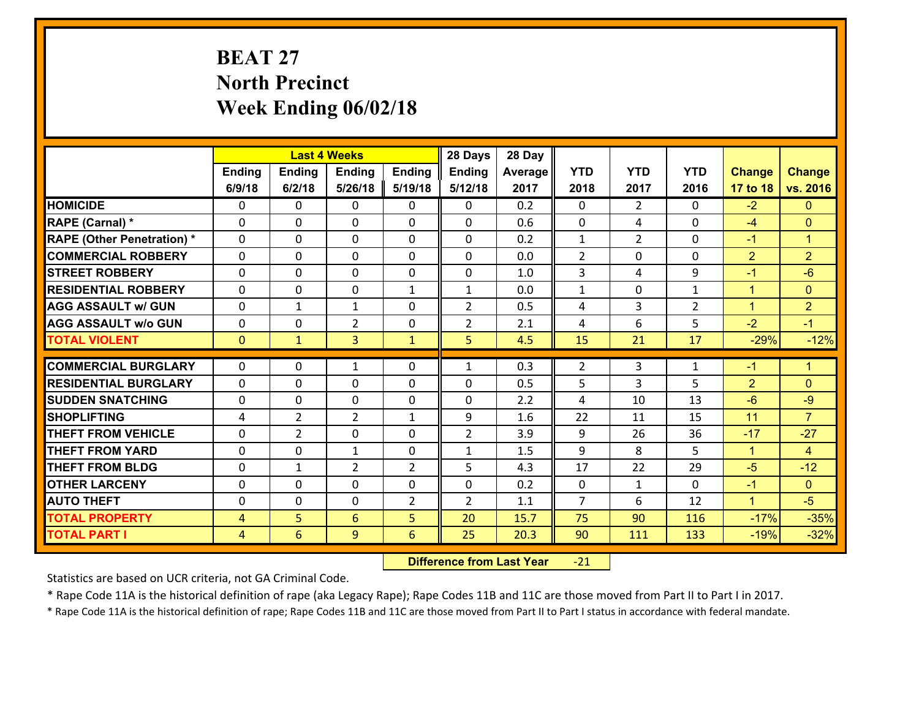# BEAT 27
## North Precinct
## Week Ending 06/02/18

| | Last 4 Weeks | | | | 28 Days | 28 Day | | | | | |
|---|---|---|---|---|---|---|---|---|---|---|---|
| | Ending 6/9/18 | Ending 6/2/18 | Ending 5/26/18 | Ending 5/19/18 | Ending 5/12/18 | Average 2017 | YTD 2018 | YTD 2017 | YTD 2016 | Change 17 to 18 | Change vs. 2016 |
| HOMICIDE | 0 | 0 | 0 | 0 | 0 | 0.2 | 0 | 2 | 0 | -2 | 0 |
| RAPE (Carnal) * | 0 | 0 | 0 | 0 | 0 | 0.6 | 0 | 4 | 0 | -4 | 0 |
| RAPE (Other Penetration) * | 0 | 0 | 0 | 0 | 0 | 0.2 | 1 | 2 | 0 | -1 | 1 |
| COMMERCIAL ROBBERY | 0 | 0 | 0 | 0 | 0 | 0.0 | 2 | 0 | 0 | 2 | 2 |
| STREET ROBBERY | 0 | 0 | 0 | 0 | 0 | 1.0 | 3 | 4 | 9 | -1 | -6 |
| RESIDENTIAL ROBBERY | 0 | 0 | 0 | 1 | 1 | 0.0 | 1 | 0 | 1 | 1 | 0 |
| AGG ASSAULT w/ GUN | 0 | 1 | 1 | 0 | 2 | 0.5 | 4 | 3 | 2 | 1 | 2 |
| AGG ASSAULT w/o GUN | 0 | 0 | 2 | 0 | 2 | 2.1 | 4 | 6 | 5 | -2 | -1 |
| TOTAL VIOLENT | 0 | 1 | 3 | 1 | 5 | 4.5 | 15 | 21 | 17 | -29% | -12% |
| COMMERCIAL BURGLARY | 0 | 0 | 1 | 0 | 1 | 0.3 | 2 | 3 | 1 | -1 | 1 |
| RESIDENTIAL BURGLARY | 0 | 0 | 0 | 0 | 0 | 0.5 | 5 | 3 | 5 | 2 | 0 |
| SUDDEN SNATCHING | 0 | 0 | 0 | 0 | 0 | 2.2 | 4 | 10 | 13 | -6 | -9 |
| SHOPLIFTING | 4 | 2 | 2 | 1 | 9 | 1.6 | 22 | 11 | 15 | 11 | 7 |
| THEFT FROM VEHICLE | 0 | 2 | 0 | 0 | 2 | 3.9 | 9 | 26 | 36 | -17 | -27 |
| THEFT FROM YARD | 0 | 0 | 1 | 0 | 1 | 1.5 | 9 | 8 | 5 | 1 | 4 |
| THEFT FROM BLDG | 0 | 1 | 2 | 2 | 5 | 4.3 | 17 | 22 | 29 | -5 | -12 |
| OTHER LARCENY | 0 | 0 | 0 | 0 | 0 | 0.2 | 0 | 1 | 0 | -1 | 0 |
| AUTO THEFT | 0 | 0 | 0 | 2 | 2 | 1.1 | 7 | 6 | 12 | 1 | -5 |
| TOTAL PROPERTY | 4 | 5 | 6 | 5 | 20 | 15.7 | 75 | 90 | 116 | -17% | -35% |
| TOTAL PART I | 4 | 6 | 9 | 6 | 25 | 20.3 | 90 | 111 | 133 | -19% | -32% |

**Difference from Last Year** -21

Statistics are based on UCR criteria, not GA Criminal Code.

* Rape Code 11A is the historical definition of rape (aka Legacy Rape); Rape Codes 11B and 11C are those moved from Part II to Part I in 2017.

* Rape Code 11A is the historical definition of rape; Rape Codes 11B and 11C are those moved from Part II to Part I status in accordance with federal mandate.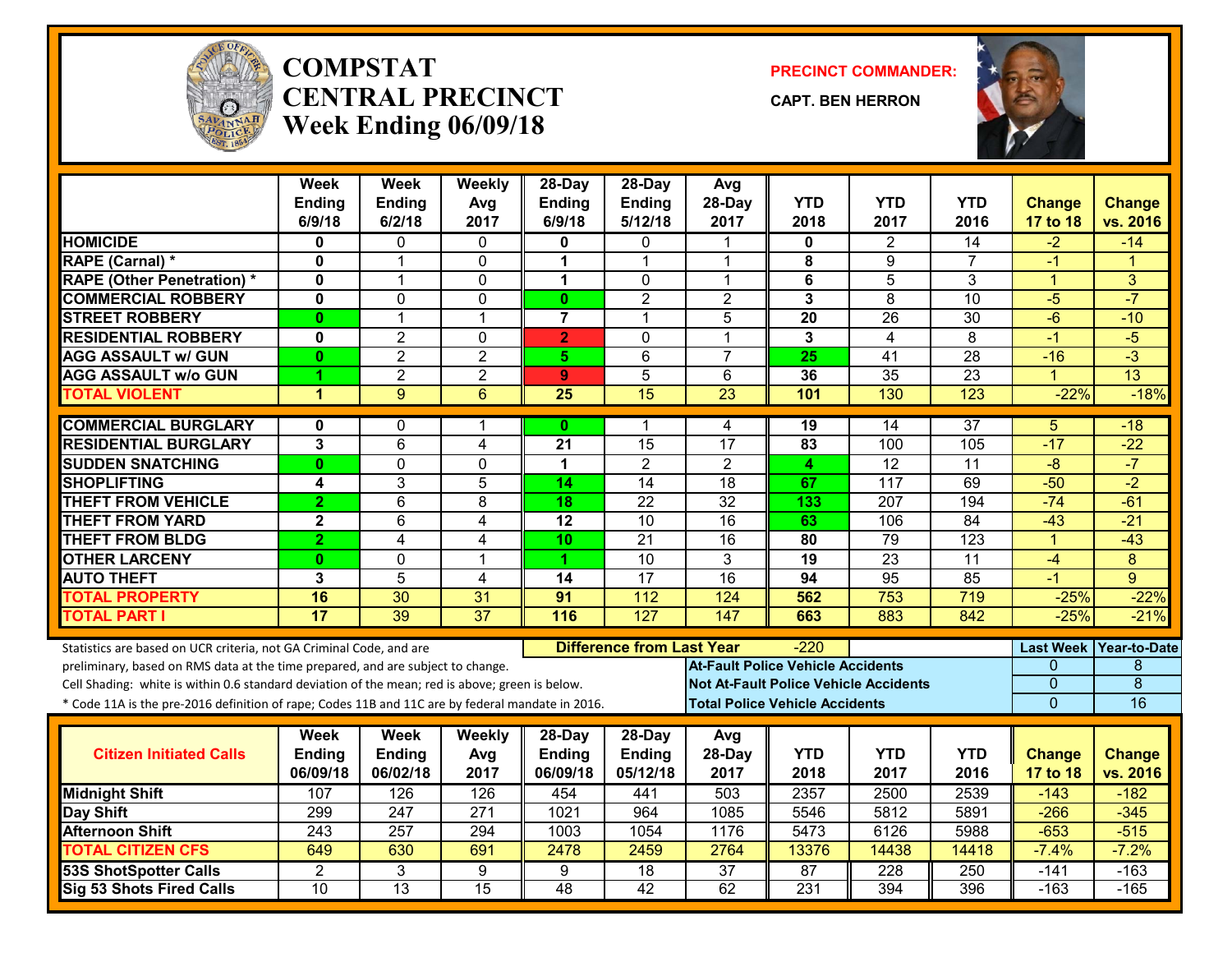# COMPSTAT CENTRAL PRECINCT
## Week Ending 06/09/18

**PRECINCT COMMANDER:**
**CAPT. BEN HERRON**

| | Week Ending 6/9/18 | Week Ending 6/2/18 | Weekly Avg 2017 | 28-Day Ending 6/9/18 | 28-Day Ending 5/12/18 | Avg 28-Day 2017 | YTD 2018 | YTD 2017 | YTD 2016 | Change 17 to 18 | Change vs. 2016 |
|---|---|---|---|---|---|---|---|---|---|---|---|
| **HOMICIDE** | 0 | 0 | 0 | 0 | 0 | 1 | 0 | 2 | 14 | -2 | -14 |
| **RAPE (Carnal) *** | 0 | 1 | 0 | 1 | 1 | 1 | 8 | 9 | 7 | -1 | 1 |
| **RAPE (Other Penetration) *** | 0 | 1 | 0 | 1 | 0 | 1 | 6 | 5 | 3 | 1 | 3 |
| **COMMERCIAL ROBBERY** | 0 | 0 | 0 | 0 | 2 | 2 | 3 | 8 | 10 | -5 | -7 |
| **STREET ROBBERY** | 0 | 1 | 1 | 7 | 1 | 5 | 20 | 26 | 30 | -6 | -10 |
| **RESIDENTIAL ROBBERY** | 0 | 2 | 0 | 2 | 0 | 1 | 3 | 4 | 8 | -1 | -5 |
| **AGG ASSAULT w/ GUN** | 0 | 2 | 2 | 5 | 6 | 7 | 25 | 41 | 28 | -16 | -3 |
| **AGG ASSAULT w/o GUN** | 1 | 2 | 2 | 9 | 5 | 6 | 36 | 35 | 23 | 1 | 13 |
| **TOTAL VIOLENT** | 1 | 9 | 6 | 25 | 15 | 23 | 101 | 130 | 123 | -22% | -18% |
| **COMMERCIAL BURGLARY** | 0 | 0 | 1 | 0 | 1 | 4 | 19 | 14 | 37 | 5 | -18 |
| **RESIDENTIAL BURGLARY** | 3 | 6 | 4 | 21 | 15 | 17 | 83 | 100 | 105 | -17 | -22 |
| **SUDDEN SNATCHING** | 0 | 0 | 0 | 1 | 2 | 2 | 4 | 12 | 11 | -8 | -7 |
| **SHOPLIFTING** | 4 | 3 | 5 | 14 | 14 | 18 | 67 | 117 | 69 | -50 | -2 |
| **THEFT FROM VEHICLE** | 2 | 6 | 8 | 18 | 22 | 32 | 133 | 207 | 194 | -74 | -61 |
| **THEFT FROM YARD** | 2 | 6 | 4 | 12 | 10 | 16 | 63 | 106 | 84 | -43 | -21 |
| **THEFT FROM BLDG** | 2 | 4 | 4 | 10 | 21 | 16 | 80 | 79 | 123 | 1 | -43 |
| **OTHER LARCENY** | 0 | 0 | 1 | 1 | 10 | 3 | 19 | 23 | 11 | -4 | 8 |
| **AUTO THEFT** | 3 | 5 | 4 | 14 | 17 | 16 | 94 | 95 | 85 | -1 | 9 |
| **TOTAL PROPERTY** | 16 | 30 | 31 | 91 | 112 | 124 | 562 | 753 | 719 | -25% | -22% |
| **TOTAL PART I** | 17 | 39 | 37 | 116 | 127 | 147 | 663 | 883 | 842 | -25% | -21% |

Statistics are based on UCR criteria, not GA Criminal Code, and are preliminary, based on RMS data at the time prepared, and are subject to change.
Cell Shading: white is within 0.6 standard deviation of the mean; red is above; green is below.
* Code 11A is the pre-2016 definition of rape; Codes 11B and 11C are by federal mandate in 2016.

**Difference from Last Year:** -220

| | Last Week | Year-to-Date |
|---|---|---|
| **At-Fault Police Vehicle Accidents** | 0 | 8 |
| **Not At-Fault Police Vehicle Accidents** | 0 | 8 |
| **Total Police Vehicle Accidents** | 0 | 16 |

| Citizen Initiated Calls | Week Ending 06/09/18 | Week Ending 06/02/18 | Weekly Avg 2017 | 28-Day Ending 06/09/18 | 28-Day Ending 05/12/18 | Avg 28-Day 2017 | YTD 2018 | YTD 2017 | YTD 2016 | Change 17 to 18 | Change vs. 2016 |
|---|---|---|---|---|---|---|---|---|---|---|---|
| **Midnight Shift** | 107 | 126 | 126 | 454 | 441 | 503 | 2357 | 2500 | 2539 | -143 | -182 |
| **Day Shift** | 299 | 247 | 271 | 1021 | 964 | 1085 | 5546 | 5812 | 5891 | -266 | -345 |
| **Afternoon Shift** | 243 | 257 | 294 | 1003 | 1054 | 1176 | 5473 | 6126 | 5988 | -653 | -515 |
| **TOTAL CITIZEN CFS** | 649 | 630 | 691 | 2478 | 2459 | 2764 | 13376 | 14438 | 14418 | -7.4% | -7.2% |
| **53S ShotSpotter Calls** | 2 | 3 | 9 | 9 | 18 | 37 | 87 | 228 | 250 | -141 | -163 |
| **Sig 53 Shots Fired Calls** | 10 | 13 | 15 | 48 | 42 | 62 | 231 | 394 | 396 | -163 | -165 |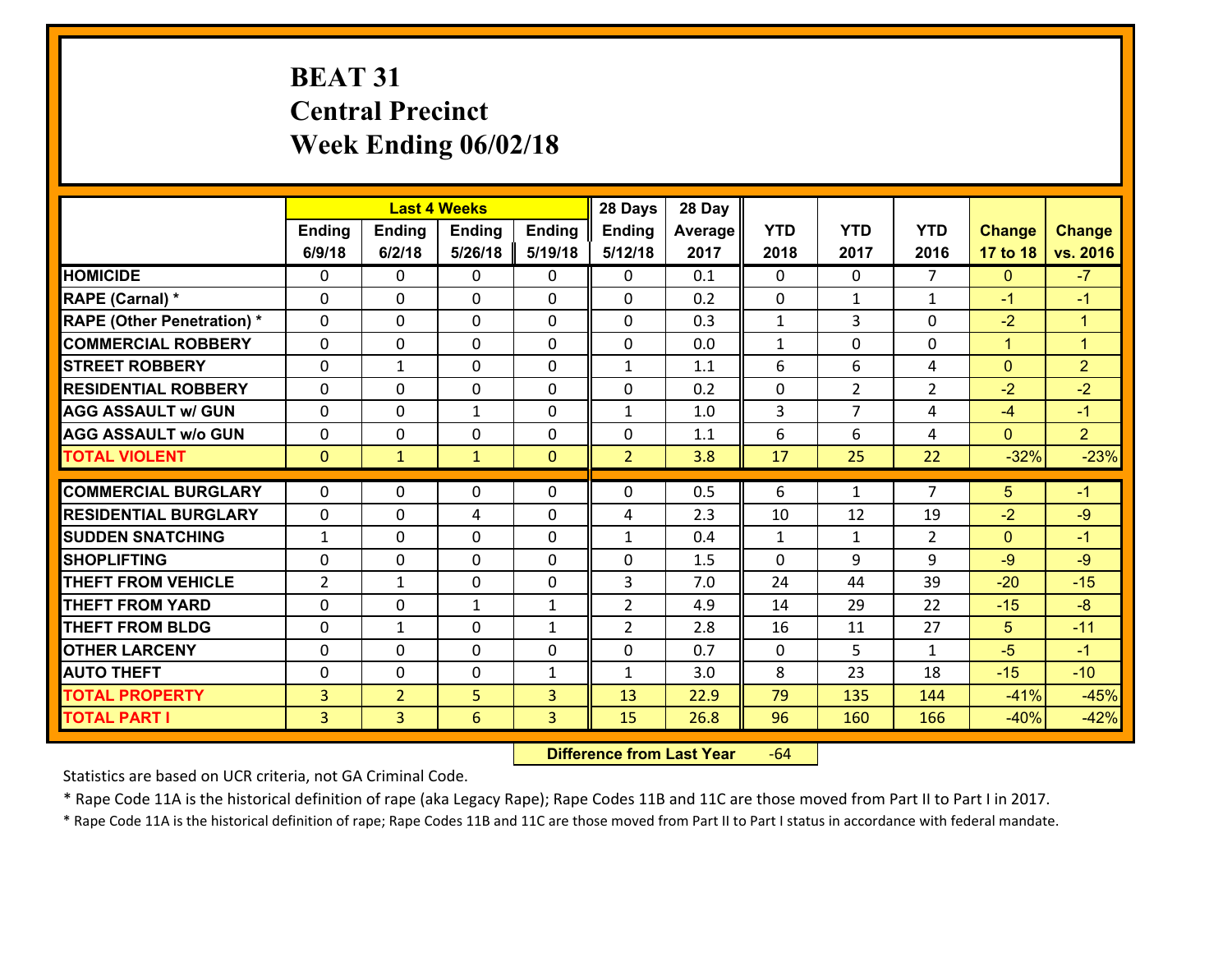# BEAT 31
## Central Precinct
## Week Ending 06/02/18

| | Last 4 Weeks | | | | 28 Days | 28 Day | | | | | |
|---|---|---|---|---|---|---|---|---|---|---|---|
| | Ending 6/9/18 | Ending 6/2/18 | Ending 5/26/18 | Ending 5/19/18 | Ending 5/12/18 | Average 2017 | YTD 2018 | YTD 2017 | YTD 2016 | Change 17 to 18 | Change vs. 2016 |
| HOMICIDE | 0 | 0 | 0 | 0 | 0 | 0.1 | 0 | 0 | 7 | 0 | -7 |
| RAPE (Carnal) * | 0 | 0 | 0 | 0 | 0 | 0.2 | 0 | 1 | 1 | -1 | -1 |
| RAPE (Other Penetration) * | 0 | 0 | 0 | 0 | 0 | 0.3 | 1 | 3 | 0 | -2 | 1 |
| COMMERCIAL ROBBERY | 0 | 0 | 0 | 0 | 0 | 0.0 | 1 | 0 | 0 | 1 | 1 |
| STREET ROBBERY | 0 | 1 | 0 | 0 | 1 | 1.1 | 6 | 6 | 4 | 0 | 2 |
| RESIDENTIAL ROBBERY | 0 | 0 | 0 | 0 | 0 | 0.2 | 0 | 2 | 2 | -2 | -2 |
| AGG ASSAULT w/ GUN | 0 | 0 | 1 | 0 | 1 | 1.0 | 3 | 7 | 4 | -4 | -1 |
| AGG ASSAULT w/o GUN | 0 | 0 | 0 | 0 | 0 | 1.1 | 6 | 6 | 4 | 0 | 2 |
| TOTAL VIOLENT | 0 | 1 | 1 | 0 | 2 | 3.8 | 17 | 25 | 22 | -32% | -23% |
| COMMERCIAL BURGLARY | 0 | 0 | 0 | 0 | 0 | 0.5 | 6 | 1 | 7 | 5 | -1 |
| RESIDENTIAL BURGLARY | 0 | 0 | 4 | 0 | 4 | 2.3 | 10 | 12 | 19 | -2 | -9 |
| SUDDEN SNATCHING | 1 | 0 | 0 | 0 | 1 | 0.4 | 1 | 1 | 2 | 0 | -1 |
| SHOPLIFTING | 0 | 0 | 0 | 0 | 0 | 1.5 | 0 | 9 | 9 | -9 | -9 |
| THEFT FROM VEHICLE | 2 | 1 | 0 | 0 | 3 | 7.0 | 24 | 44 | 39 | -20 | -15 |
| THEFT FROM YARD | 0 | 0 | 1 | 1 | 2 | 4.9 | 14 | 29 | 22 | -15 | -8 |
| THEFT FROM BLDG | 0 | 1 | 0 | 1 | 2 | 2.8 | 16 | 11 | 27 | 5 | -11 |
| OTHER LARCENY | 0 | 0 | 0 | 0 | 0 | 0.7 | 0 | 5 | 1 | -5 | -1 |
| AUTO THEFT | 0 | 0 | 0 | 1 | 1 | 3.0 | 8 | 23 | 18 | -15 | -10 |
| TOTAL PROPERTY | 3 | 2 | 5 | 3 | 13 | 22.9 | 79 | 135 | 144 | -41% | -45% |
| TOTAL PART I | 3 | 3 | 6 | 3 | 15 | 26.8 | 96 | 160 | 166 | -40% | -42% |

**Difference from Last Year** -64

Statistics are based on UCR criteria, not GA Criminal Code.

* Rape Code 11A is the historical definition of rape (aka Legacy Rape); Rape Codes 11B and 11C are those moved from Part II to Part I in 2017.

* Rape Code 11A is the historical definition of rape; Rape Codes 11B and 11C are those moved from Part II to Part I status in accordance with federal mandate.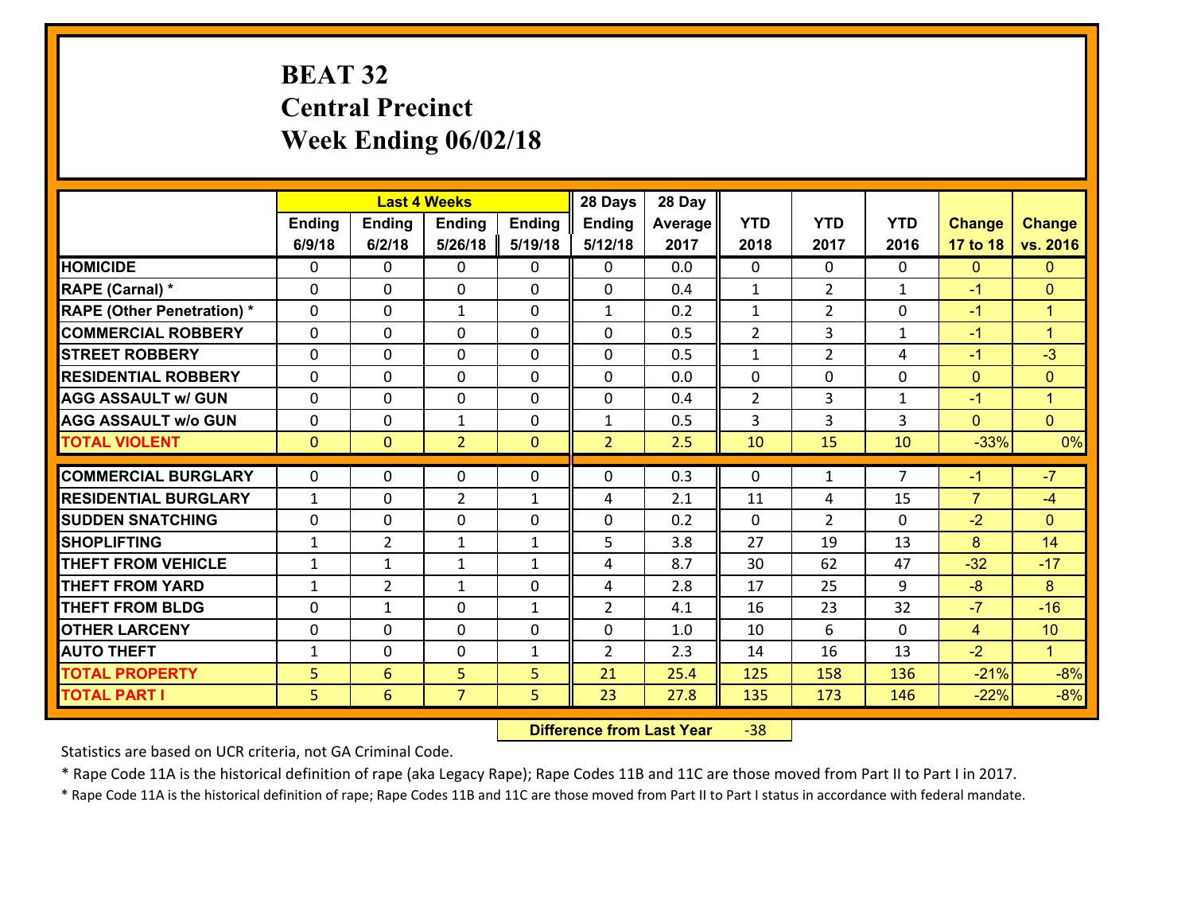# BEAT 32
## Central Precinct
## Week Ending 06/02/18

| | Last 4 Weeks | | | | 28 Days | 28 Day | | | | | |
|---|---|---|---|---|---|---|---|---|---|---|---|
| | Ending 6/9/18 | Ending 6/2/18 | Ending 5/26/18 | Ending 5/19/18 | Ending 5/12/18 | Average 2017 | YTD 2018 | YTD 2017 | YTD 2016 | Change 17 to 18 | Change vs. 2016 |
| **HOMICIDE** | 0 | 0 | 0 | 0 | 0 | 0.0 | 0 | 0 | 0 | 0 | 0 |
| **RAPE (Carnal) *** | 0 | 0 | 0 | 0 | 0 | 0.4 | 1 | 2 | 1 | -1 | 0 |
| **RAPE (Other Penetration) *** | 0 | 0 | 1 | 0 | 1 | 0.2 | 1 | 2 | 0 | -1 | 1 |
| **COMMERCIAL ROBBERY** | 0 | 0 | 0 | 0 | 0 | 0.5 | 2 | 3 | 1 | -1 | 1 |
| **STREET ROBBERY** | 0 | 0 | 0 | 0 | 0 | 0.5 | 1 | 2 | 4 | -1 | -3 |
| **RESIDENTIAL ROBBERY** | 0 | 0 | 0 | 0 | 0 | 0.0 | 0 | 0 | 0 | 0 | 0 |
| **AGG ASSAULT w/ GUN** | 0 | 0 | 0 | 0 | 0 | 0.4 | 2 | 3 | 1 | -1 | 1 |
| **AGG ASSAULT w/o GUN** | 0 | 0 | 1 | 0 | 1 | 0.5 | 3 | 3 | 3 | 0 | 0 |
| **TOTAL VIOLENT** | 0 | 0 | 2 | 0 | 2 | 2.5 | 10 | 15 | 10 | -33% | 0% |
| **COMMERCIAL BURGLARY** | 0 | 0 | 0 | 0 | 0 | 0.3 | 0 | 1 | 7 | -1 | -7 |
| **RESIDENTIAL BURGLARY** | 1 | 0 | 2 | 1 | 4 | 2.1 | 11 | 4 | 15 | 7 | -4 |
| **SUDDEN SNATCHING** | 0 | 0 | 0 | 0 | 0 | 0.2 | 0 | 2 | 0 | -2 | 0 |
| **SHOPLIFTING** | 1 | 2 | 1 | 1 | 5 | 3.8 | 27 | 19 | 13 | 8 | 14 |
| **THEFT FROM VEHICLE** | 1 | 1 | 1 | 1 | 4 | 8.7 | 30 | 62 | 47 | -32 | -17 |
| **THEFT FROM YARD** | 1 | 2 | 1 | 0 | 4 | 2.8 | 17 | 25 | 9 | -8 | 8 |
| **THEFT FROM BLDG** | 0 | 1 | 0 | 1 | 2 | 4.1 | 16 | 23 | 32 | -7 | -16 |
| **OTHER LARCENY** | 0 | 0 | 0 | 0 | 0 | 1.0 | 10 | 6 | 0 | 4 | 10 |
| **AUTO THEFT** | 1 | 0 | 0 | 1 | 2 | 2.3 | 14 | 16 | 13 | -2 | 1 |
| **TOTAL PROPERTY** | 5 | 6 | 5 | 5 | 21 | 25.4 | 125 | 158 | 136 | -21% | -8% |
| **TOTAL PART I** | 5 | 6 | 7 | 5 | 23 | 27.8 | 135 | 173 | 146 | -22% | -8% |

**Difference from Last Year** -38

Statistics are based on UCR criteria, not GA Criminal Code.

* Rape Code 11A is the historical definition of rape (aka Legacy Rape); Rape Codes 11B and 11C are those moved from Part II to Part I in 2017.

* Rape Code 11A is the historical definition of rape; Rape Codes 11B and 11C are those moved from Part II to Part I status in accordance with federal mandate.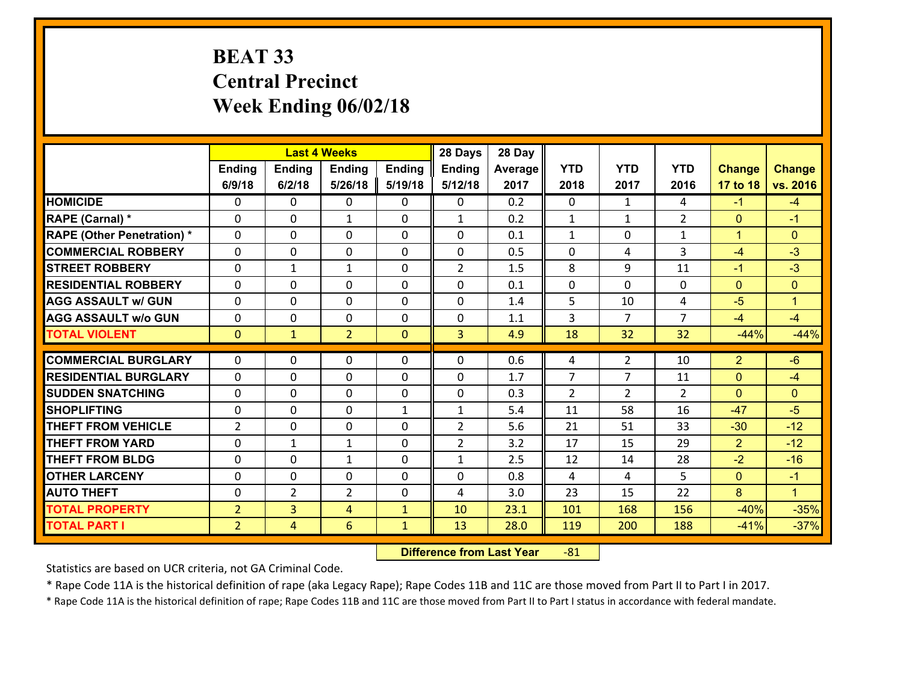# BEAT 33
## Central Precinct
## Week Ending 06/02/18

| | Last 4 Weeks | | | | 28 Days | 28 Day | | | | | |
|---|---|---|---|---|---|---|---|---|---|---|---|
| | Ending 6/9/18 | Ending 6/2/18 | Ending 5/26/18 | Ending 5/19/18 | Ending 5/12/18 | Average 2017 | YTD 2018 | YTD 2017 | YTD 2016 | Change 17 to 18 | Change vs. 2016 |
| HOMICIDE | 0 | 0 | 0 | 0 | 0 | 0.2 | 0 | 1 | 4 | -1 | -4 |
| RAPE (Carnal) * | 0 | 0 | 1 | 0 | 1 | 0.2 | 1 | 1 | 2 | 0 | -1 |
| RAPE (Other Penetration) * | 0 | 0 | 0 | 0 | 0 | 0.1 | 1 | 0 | 1 | 1 | 0 |
| COMMERCIAL ROBBERY | 0 | 0 | 0 | 0 | 0 | 0.5 | 0 | 4 | 3 | -4 | -3 |
| STREET ROBBERY | 0 | 1 | 1 | 0 | 2 | 1.5 | 8 | 9 | 11 | -1 | -3 |
| RESIDENTIAL ROBBERY | 0 | 0 | 0 | 0 | 0 | 0.1 | 0 | 0 | 0 | 0 | 0 |
| AGG ASSAULT w/ GUN | 0 | 0 | 0 | 0 | 0 | 1.4 | 5 | 10 | 4 | -5 | 1 |
| AGG ASSAULT w/o GUN | 0 | 0 | 0 | 0 | 0 | 1.1 | 3 | 7 | 7 | -4 | -4 |
| TOTAL VIOLENT | 0 | 1 | 2 | 0 | 3 | 4.9 | 18 | 32 | 32 | -44% | -44% |
| COMMERCIAL BURGLARY | 0 | 0 | 0 | 0 | 0 | 0.6 | 4 | 2 | 10 | 2 | -6 |
| RESIDENTIAL BURGLARY | 0 | 0 | 0 | 0 | 0 | 1.7 | 7 | 7 | 11 | 0 | -4 |
| SUDDEN SNATCHING | 0 | 0 | 0 | 0 | 0 | 0.3 | 2 | 2 | 2 | 0 | 0 |
| SHOPLIFTING | 0 | 0 | 0 | 1 | 1 | 5.4 | 11 | 58 | 16 | -47 | -5 |
| THEFT FROM VEHICLE | 2 | 0 | 0 | 0 | 2 | 5.6 | 21 | 51 | 33 | -30 | -12 |
| THEFT FROM YARD | 0 | 1 | 1 | 0 | 2 | 3.2 | 17 | 15 | 29 | 2 | -12 |
| THEFT FROM BLDG | 0 | 0 | 1 | 0 | 1 | 2.5 | 12 | 14 | 28 | -2 | -16 |
| OTHER LARCENY | 0 | 0 | 0 | 0 | 0 | 0.8 | 4 | 4 | 5 | 0 | -1 |
| AUTO THEFT | 0 | 2 | 2 | 0 | 4 | 3.0 | 23 | 15 | 22 | 8 | 1 |
| TOTAL PROPERTY | 2 | 3 | 4 | 1 | 10 | 23.1 | 101 | 168 | 156 | -40% | -35% |
| TOTAL PART I | 2 | 4 | 6 | 1 | 13 | 28.0 | 119 | 200 | 188 | -41% | -37% |

**Difference from Last Year** -81

Statistics are based on UCR criteria, not GA Criminal Code.

* Rape Code 11A is the historical definition of rape (aka Legacy Rape); Rape Codes 11B and 11C are those moved from Part II to Part I in 2017.

* Rape Code 11A is the historical definition of rape; Rape Codes 11B and 11C are those moved from Part II to Part I status in accordance with federal mandate.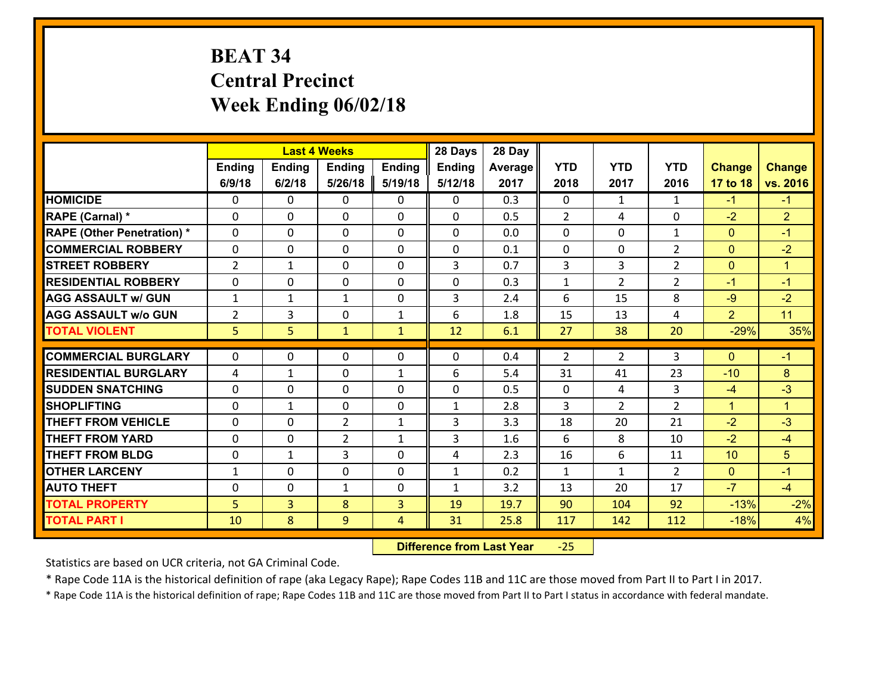# BEAT 34
## Central Precinct
## Week Ending 06/02/18

| | Last 4 Weeks | | | | 28 Days | 28 Day | | | | | |
|---|---|---|---|---|---|---|---|---|---|---|---|
| | Ending 6/9/18 | Ending 6/2/18 | Ending 5/26/18 | Ending 5/19/18 | Ending 5/12/18 | Average 2017 | YTD 2018 | YTD 2017 | YTD 2016 | Change 17 to 18 | Change vs. 2016 |
| HOMICIDE | 0 | 0 | 0 | 0 | 0 | 0.3 | 0 | 1 | 1 | -1 | -1 |
| RAPE (Carnal) * | 0 | 0 | 0 | 0 | 0 | 0.5 | 2 | 4 | 0 | -2 | 2 |
| RAPE (Other Penetration) * | 0 | 0 | 0 | 0 | 0 | 0.0 | 0 | 0 | 1 | 0 | -1 |
| COMMERCIAL ROBBERY | 0 | 0 | 0 | 0 | 0 | 0.1 | 0 | 0 | 2 | 0 | -2 |
| STREET ROBBERY | 2 | 1 | 0 | 0 | 3 | 0.7 | 3 | 3 | 2 | 0 | 1 |
| RESIDENTIAL ROBBERY | 0 | 0 | 0 | 0 | 0 | 0.3 | 1 | 2 | 2 | -1 | -1 |
| AGG ASSAULT w/ GUN | 1 | 1 | 1 | 0 | 3 | 2.4 | 6 | 15 | 8 | -9 | -2 |
| AGG ASSAULT w/o GUN | 2 | 3 | 0 | 1 | 6 | 1.8 | 15 | 13 | 4 | 2 | 11 |
| TOTAL VIOLENT | 5 | 5 | 1 | 1 | 12 | 6.1 | 27 | 38 | 20 | -29% | 35% |
| COMMERCIAL BURGLARY | 0 | 0 | 0 | 0 | 0 | 0.4 | 2 | 2 | 3 | 0 | -1 |
| RESIDENTIAL BURGLARY | 4 | 1 | 0 | 1 | 6 | 5.4 | 31 | 41 | 23 | -10 | 8 |
| SUDDEN SNATCHING | 0 | 0 | 0 | 0 | 0 | 0.5 | 0 | 4 | 3 | -4 | -3 |
| SHOPLIFTING | 0 | 1 | 0 | 0 | 1 | 2.8 | 3 | 2 | 2 | 1 | 1 |
| THEFT FROM VEHICLE | 0 | 0 | 2 | 1 | 3 | 3.3 | 18 | 20 | 21 | -2 | -3 |
| THEFT FROM YARD | 0 | 0 | 2 | 1 | 3 | 1.6 | 6 | 8 | 10 | -2 | -4 |
| THEFT FROM BLDG | 0 | 1 | 3 | 0 | 4 | 2.3 | 16 | 6 | 11 | 10 | 5 |
| OTHER LARCENY | 1 | 0 | 0 | 0 | 1 | 0.2 | 1 | 1 | 2 | 0 | -1 |
| AUTO THEFT | 0 | 0 | 1 | 0 | 1 | 3.2 | 13 | 20 | 17 | -7 | -4 |
| TOTAL PROPERTY | 5 | 3 | 8 | 3 | 19 | 19.7 | 90 | 104 | 92 | -13% | -2% |
| TOTAL PART I | 10 | 8 | 9 | 4 | 31 | 25.8 | 117 | 142 | 112 | -18% | 4% |

**Difference from Last Year** -25

Statistics are based on UCR criteria, not GA Criminal Code.

* Rape Code 11A is the historical definition of rape (aka Legacy Rape); Rape Codes 11B and 11C are those moved from Part II to Part I in 2017.

* Rape Code 11A is the historical definition of rape; Rape Codes 11B and 11C are those moved from Part II to Part I status in accordance with federal mandate.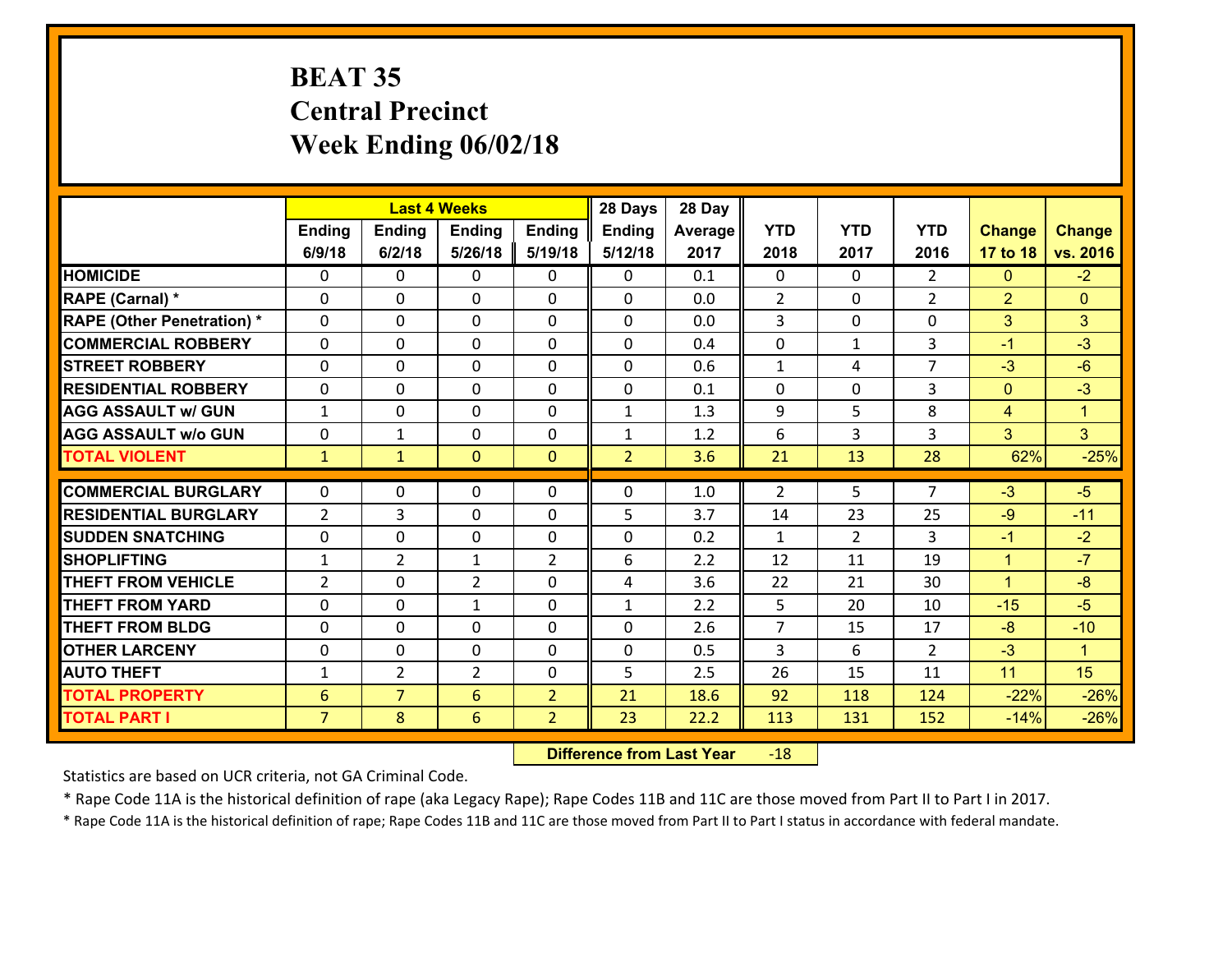# BEAT 35
# Central Precinct
# Week Ending 06/02/18

| | Last 4 Weeks | | | | 28 Days | 28 Day | | | | | |
|---|---|---|---|---|---|---|---|---|---|---|---|
| | Ending 6/9/18 | Ending 6/2/18 | Ending 5/26/18 | Ending 5/19/18 | Ending 5/12/18 | Average 2017 | YTD 2018 | YTD 2017 | YTD 2016 | Change 17 to 18 | Change vs. 2016 |
| **HOMICIDE** | 0 | 0 | 0 | 0 | 0 | 0.1 | 0 | 0 | 2 | 0 | -2 |
| **RAPE (Carnal) *** | 0 | 0 | 0 | 0 | 0 | 0.0 | 2 | 0 | 2 | 2 | 0 |
| **RAPE (Other Penetration) *** | 0 | 0 | 0 | 0 | 0 | 0.0 | 3 | 0 | 0 | 3 | 3 |
| **COMMERCIAL ROBBERY** | 0 | 0 | 0 | 0 | 0 | 0.4 | 0 | 1 | 3 | -1 | -3 |
| **STREET ROBBERY** | 0 | 0 | 0 | 0 | 0 | 0.6 | 1 | 4 | 7 | -3 | -6 |
| **RESIDENTIAL ROBBERY** | 0 | 0 | 0 | 0 | 0 | 0.1 | 0 | 0 | 3 | 0 | -3 |
| **AGG ASSAULT w/ GUN** | 1 | 0 | 0 | 0 | 1 | 1.3 | 9 | 5 | 8 | 4 | 1 |
| **AGG ASSAULT w/o GUN** | 0 | 1 | 0 | 0 | 1 | 1.2 | 6 | 3 | 3 | 3 | 3 |
| **TOTAL VIOLENT** | 1 | 1 | 0 | 0 | 2 | 3.6 | 21 | 13 | 28 | 62% | -25% |
| **COMMERCIAL BURGLARY** | 0 | 0 | 0 | 0 | 0 | 1.0 | 2 | 5 | 7 | -3 | -5 |
| **RESIDENTIAL BURGLARY** | 2 | 3 | 0 | 0 | 5 | 3.7 | 14 | 23 | 25 | -9 | -11 |
| **SUDDEN SNATCHING** | 0 | 0 | 0 | 0 | 0 | 0.2 | 1 | 2 | 3 | -1 | -2 |
| **SHOPLIFTING** | 1 | 2 | 1 | 2 | 6 | 2.2 | 12 | 11 | 19 | 1 | -7 |
| **THEFT FROM VEHICLE** | 2 | 0 | 2 | 0 | 4 | 3.6 | 22 | 21 | 30 | 1 | -8 |
| **THEFT FROM YARD** | 0 | 0 | 1 | 0 | 1 | 2.2 | 5 | 20 | 10 | -15 | -5 |
| **THEFT FROM BLDG** | 0 | 0 | 0 | 0 | 0 | 2.6 | 7 | 15 | 17 | -8 | -10 |
| **OTHER LARCENY** | 0 | 0 | 0 | 0 | 0 | 0.5 | 3 | 6 | 2 | -3 | 1 |
| **AUTO THEFT** | 1 | 2 | 2 | 0 | 5 | 2.5 | 26 | 15 | 11 | 11 | 15 |
| **TOTAL PROPERTY** | 6 | 7 | 6 | 2 | 21 | 18.6 | 92 | 118 | 124 | -22% | -26% |
| **TOTAL PART I** | 7 | 8 | 6 | 2 | 23 | 22.2 | 113 | 131 | 152 | -14% | -26% |

**Difference from Last Year** -18

Statistics are based on UCR criteria, not GA Criminal Code.

* Rape Code 11A is the historical definition of rape (aka Legacy Rape); Rape Codes 11B and 11C are those moved from Part II to Part I in 2017.

* Rape Code 11A is the historical definition of rape; Rape Codes 11B and 11C are those moved from Part II to Part I status in accordance with federal mandate.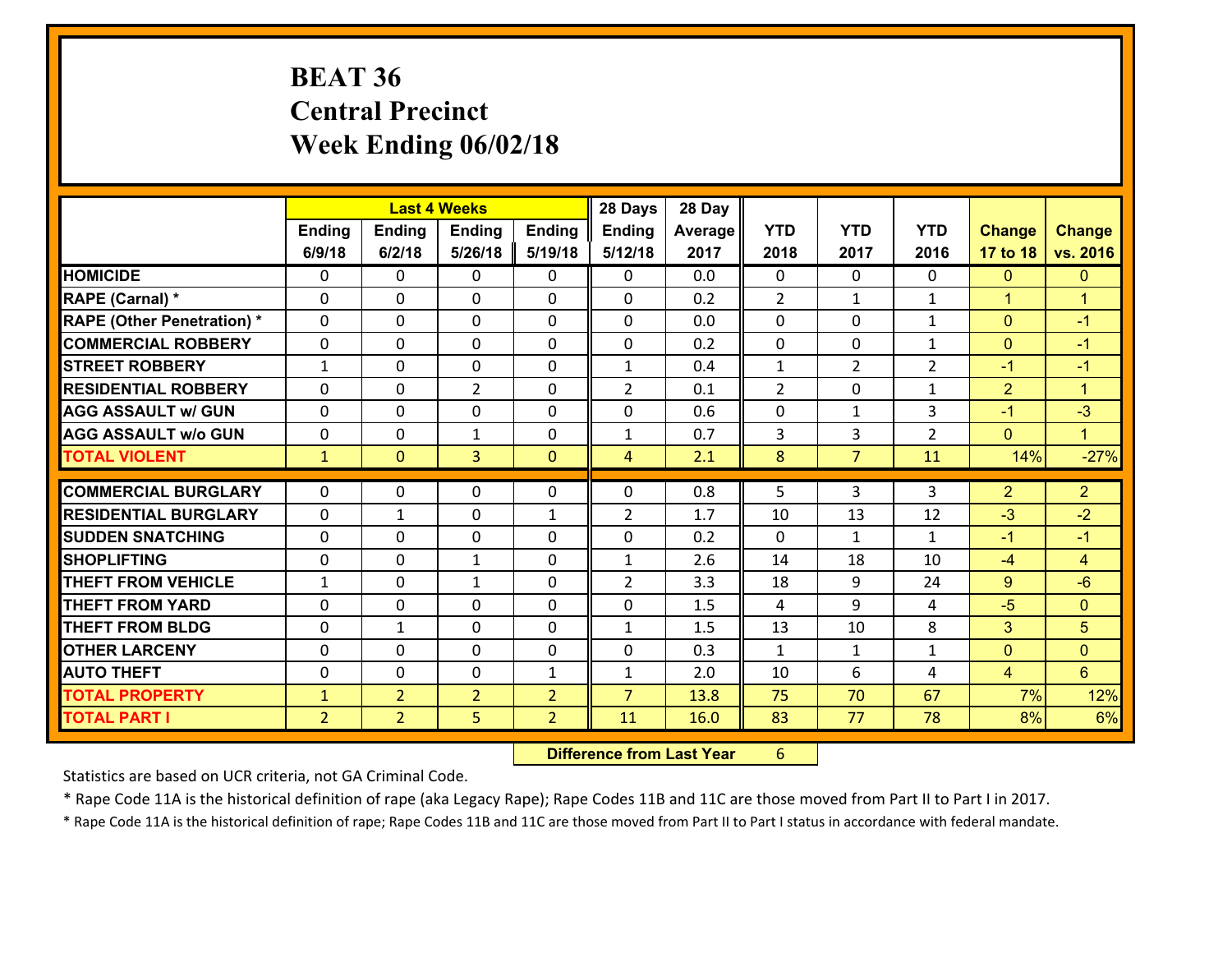# BEAT 36
# Central Precinct
# Week Ending 06/02/18

| | Last 4 Weeks | | | | 28 Days | 28 Day | | | | | |
|---|---|---|---|---|---|---|---|---|---|---|---|
| | Ending 6/9/18 | Ending 6/2/18 | Ending 5/26/18 | Ending 5/19/18 | Ending 5/12/18 | Average 2017 | YTD 2018 | YTD 2017 | YTD 2016 | Change 17 to 18 | Change vs. 2016 |
| **HOMICIDE** | 0 | 0 | 0 | 0 | 0 | 0.0 | 0 | 0 | 0 | 0 | 0 |
| **RAPE (Carnal) *** | 0 | 0 | 0 | 0 | 0 | 0.2 | 2 | 1 | 1 | 1 | 1 |
| **RAPE (Other Penetration) *** | 0 | 0 | 0 | 0 | 0 | 0.0 | 0 | 0 | 1 | 0 | -1 |
| **COMMERCIAL ROBBERY** | 0 | 0 | 0 | 0 | 0 | 0.2 | 0 | 0 | 1 | 0 | -1 |
| **STREET ROBBERY** | 1 | 0 | 0 | 0 | 1 | 0.4 | 1 | 2 | 2 | -1 | -1 |
| **RESIDENTIAL ROBBERY** | 0 | 0 | 2 | 0 | 2 | 0.1 | 2 | 0 | 1 | 2 | 1 |
| **AGG ASSAULT w/ GUN** | 0 | 0 | 0 | 0 | 0 | 0.6 | 0 | 1 | 3 | -1 | -3 |
| **AGG ASSAULT w/o GUN** | 0 | 0 | 1 | 0 | 1 | 0.7 | 3 | 3 | 2 | 0 | 1 |
| **TOTAL VIOLENT** | 1 | 0 | 3 | 0 | 4 | 2.1 | 8 | 7 | 11 | 14% | -27% |
| **COMMERCIAL BURGLARY** | 0 | 0 | 0 | 0 | 0 | 0.8 | 5 | 3 | 3 | 2 | 2 |
| **RESIDENTIAL BURGLARY** | 0 | 1 | 0 | 1 | 2 | 1.7 | 10 | 13 | 12 | -3 | -2 |
| **SUDDEN SNATCHING** | 0 | 0 | 0 | 0 | 0 | 0.2 | 0 | 1 | 1 | -1 | -1 |
| **SHOPLIFTING** | 0 | 0 | 1 | 0 | 1 | 2.6 | 14 | 18 | 10 | -4 | 4 |
| **THEFT FROM VEHICLE** | 1 | 0 | 1 | 0 | 2 | 3.3 | 18 | 9 | 24 | 9 | -6 |
| **THEFT FROM YARD** | 0 | 0 | 0 | 0 | 0 | 1.5 | 4 | 9 | 4 | -5 | 0 |
| **THEFT FROM BLDG** | 0 | 1 | 0 | 0 | 1 | 1.5 | 13 | 10 | 8 | 3 | 5 |
| **OTHER LARCENY** | 0 | 0 | 0 | 0 | 0 | 0.3 | 1 | 1 | 1 | 0 | 0 |
| **AUTO THEFT** | 0 | 0 | 0 | 1 | 1 | 2.0 | 10 | 6 | 4 | 4 | 6 |
| **TOTAL PROPERTY** | 1 | 2 | 2 | 2 | 7 | 13.8 | 75 | 70 | 67 | 7% | 12% |
| **TOTAL PART I** | 2 | 2 | 5 | 2 | 11 | 16.0 | 83 | 77 | 78 | 8% | 6% |

**Difference from Last Year** 6

Statistics are based on UCR criteria, not GA Criminal Code.

* Rape Code 11A is the historical definition of rape (aka Legacy Rape); Rape Codes 11B and 11C are those moved from Part II to Part I in 2017.

* Rape Code 11A is the historical definition of rape; Rape Codes 11B and 11C are those moved from Part II to Part I status in accordance with federal mandate.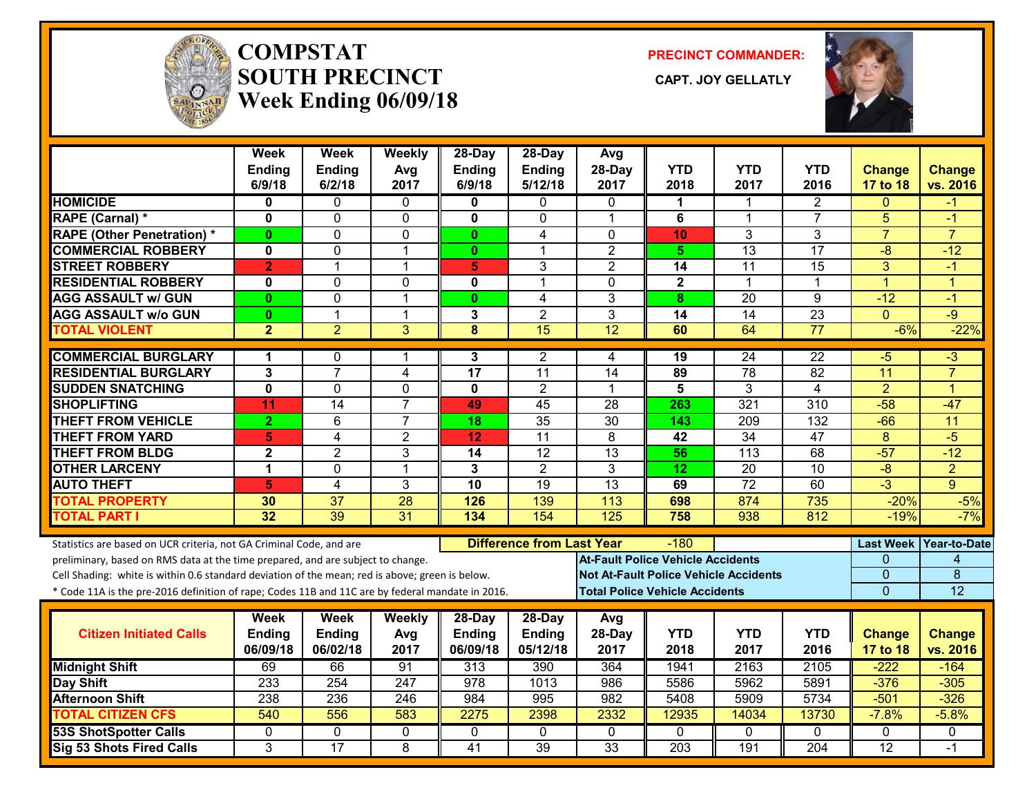# COMPSTAT
# SOUTH PRECINCT
## Week Ending 06/09/18

**PRECINCT COMMANDER:**

**CAPT. JOY GELLATLY**

| | Week Ending 6/9/18 | Week Ending 6/2/18 | Weekly Avg 2017 | 28-Day Ending 6/9/18 | 28-Day Ending 5/12/18 | Avg 28-Day 2017 | YTD 2018 | YTD 2017 | YTD 2016 | Change 17 to 18 | Change vs. 2016 |
|---|---|---|---|---|---|---|---|---|---|---|---|
| HOMICIDE | 0 | 0 | 0 | 0 | 0 | 0 | 1 | 1 | 2 | 0 | -1 |
| RAPE (Carnal) * | 0 | 0 | 0 | 0 | 0 | 1 | 6 | 1 | 7 | 5 | -1 |
| RAPE (Other Penetration) * | 0 | 0 | 0 | 0 | 4 | 0 | 10 | 3 | 3 | 7 | 7 |
| COMMERCIAL ROBBERY | 0 | 0 | 1 | 0 | 1 | 2 | 5 | 13 | 17 | -8 | -12 |
| STREET ROBBERY | 2 | 1 | 1 | 5 | 3 | 2 | 14 | 11 | 15 | 3 | -1 |
| RESIDENTIAL ROBBERY | 0 | 0 | 0 | 0 | 1 | 0 | 2 | 1 | 1 | 1 | 1 |
| AGG ASSAULT w/ GUN | 0 | 0 | 1 | 0 | 4 | 3 | 8 | 20 | 9 | -12 | -1 |
| AGG ASSAULT w/o GUN | 0 | 1 | 1 | 3 | 2 | 3 | 14 | 14 | 23 | 0 | -9 |
| TOTAL VIOLENT | 2 | 2 | 3 | 8 | 15 | 12 | 60 | 64 | 77 | -6% | -22% |
| COMMERCIAL BURGLARY | 1 | 0 | 1 | 3 | 2 | 4 | 19 | 24 | 22 | -5 | -3 |
| RESIDENTIAL BURGLARY | 3 | 7 | 4 | 17 | 11 | 14 | 89 | 78 | 82 | 11 | 7 |
| SUDDEN SNATCHING | 0 | 0 | 0 | 0 | 2 | 1 | 5 | 3 | 4 | 2 | 1 |
| SHOPLIFTING | 11 | 14 | 7 | 49 | 45 | 28 | 263 | 321 | 310 | -58 | -47 |
| THEFT FROM VEHICLE | 2 | 6 | 7 | 18 | 35 | 30 | 143 | 209 | 132 | -66 | 11 |
| THEFT FROM YARD | 5 | 4 | 2 | 12 | 11 | 8 | 42 | 34 | 47 | 8 | -5 |
| THEFT FROM BLDG | 2 | 2 | 3 | 14 | 12 | 13 | 56 | 113 | 68 | -57 | -12 |
| OTHER LARCENY | 1 | 0 | 1 | 3 | 2 | 3 | 12 | 20 | 10 | -8 | 2 |
| AUTO THEFT | 5 | 4 | 3 | 10 | 19 | 13 | 69 | 72 | 60 | -3 | 9 |
| TOTAL PROPERTY | 30 | 37 | 28 | 126 | 139 | 113 | 698 | 874 | 735 | -20% | -5% |
| TOTAL PART I | 32 | 39 | 31 | 134 | 154 | 125 | 758 | 938 | 812 | -19% | -7% |

Statistics are based on UCR criteria, not GA Criminal Code, and are preliminary, based on RMS data at the time prepared, and are subject to change.

Cell Shading: white is within 0.6 standard deviation of the mean; red is above; green is below.

* Code 11A is the pre-2016 definition of rape; Codes 11B and 11C are by federal mandate in 2016.

**Difference from Last Year:** -180

| | Last Week | Year-to-Date |
|---|---|---|
| At-Fault Police Vehicle Accidents | 0 | 4 |
| Not At-Fault Police Vehicle Accidents | 0 | 8 |
| Total Police Vehicle Accidents | 0 | 12 |

| Citizen Initiated Calls | Week Ending 06/09/18 | Week Ending 06/02/18 | Weekly Avg 2017 | 28-Day Ending 06/09/18 | 28-Day Ending 05/12/18 | Avg 28-Day 2017 | YTD 2018 | YTD 2017 | YTD 2016 | Change 17 to 18 | Change vs. 2016 |
|---|---|---|---|---|---|---|---|---|---|---|---|
| Midnight Shift | 69 | 66 | 91 | 313 | 390 | 364 | 1941 | 2163 | 2105 | -222 | -164 |
| Day Shift | 233 | 254 | 247 | 978 | 1013 | 986 | 5586 | 5962 | 5891 | -376 | -305 |
| Afternoon Shift | 238 | 236 | 246 | 984 | 995 | 982 | 5408 | 5909 | 5734 | -501 | -326 |
| TOTAL CITIZEN CFS | 540 | 556 | 583 | 2275 | 2398 | 2332 | 12935 | 14034 | 13730 | -7.8% | -5.8% |
| 53S ShotSpotter Calls | 0 | 0 | 0 | 0 | 0 | 0 | 0 | 0 | 0 | 0 | 0 |
| Sig 53 Shots Fired Calls | 3 | 17 | 8 | 41 | 39 | 33 | 203 | 191 | 204 | 12 | -1 |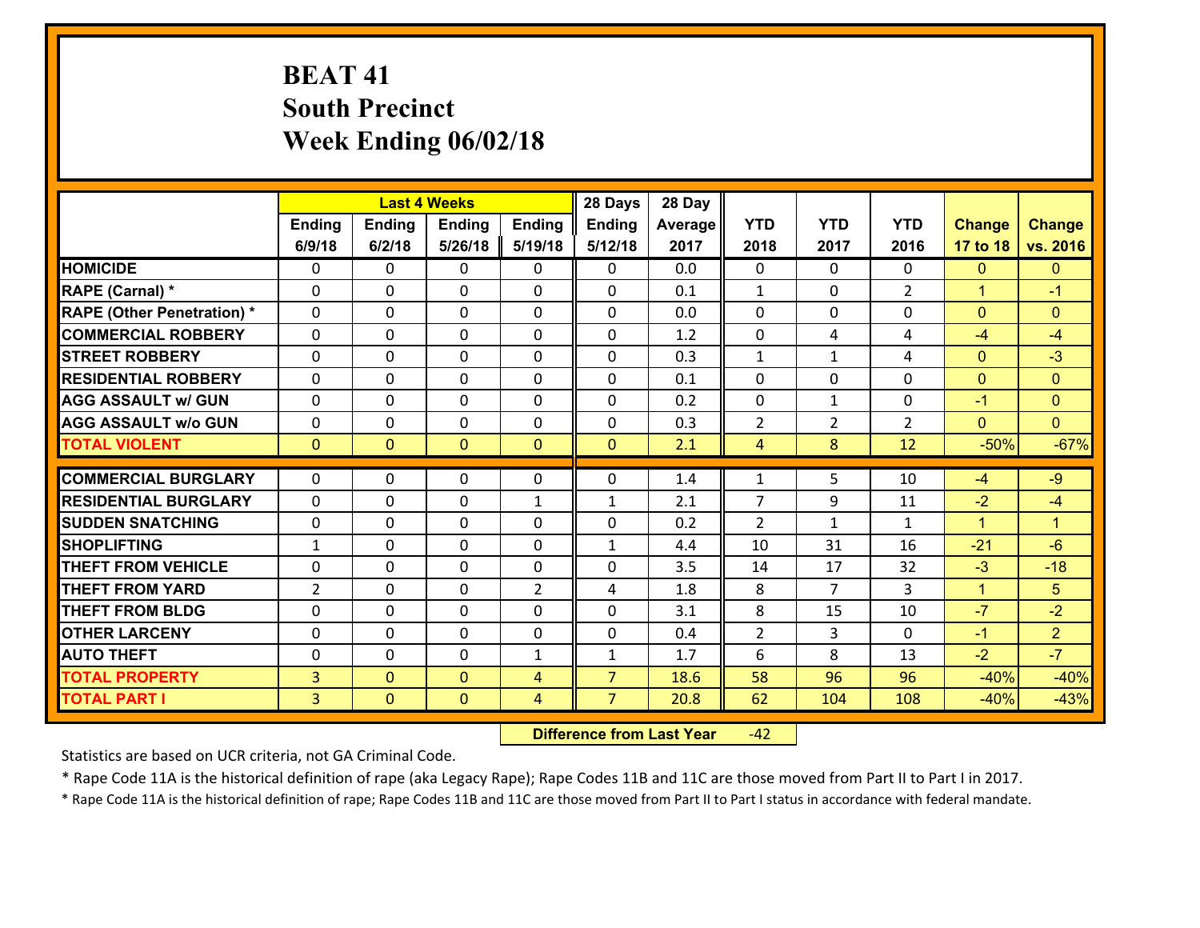# BEAT 41
## South Precinct
## Week Ending 06/02/18

| | Last 4 Weeks | | | | 28 Days | 28 Day | | | | | |
|---|---|---|---|---|---|---|---|---|---|---|---|
| | Ending 6/9/18 | Ending 6/2/18 | Ending 5/26/18 | Ending 5/19/18 | Ending 5/12/18 | Average 2017 | YTD 2018 | YTD 2017 | YTD 2016 | Change 17 to 18 | Change vs. 2016 |
| HOMICIDE | 0 | 0 | 0 | 0 | 0 | 0.0 | 0 | 0 | 0 | 0 | 0 |
| RAPE (Carnal) * | 0 | 0 | 0 | 0 | 0 | 0.1 | 1 | 0 | 2 | 1 | -1 |
| RAPE (Other Penetration) * | 0 | 0 | 0 | 0 | 0 | 0.0 | 0 | 0 | 0 | 0 | 0 |
| COMMERCIAL ROBBERY | 0 | 0 | 0 | 0 | 0 | 1.2 | 0 | 4 | 4 | -4 | -4 |
| STREET ROBBERY | 0 | 0 | 0 | 0 | 0 | 0.3 | 1 | 1 | 4 | 0 | -3 |
| RESIDENTIAL ROBBERY | 0 | 0 | 0 | 0 | 0 | 0.1 | 0 | 0 | 0 | 0 | 0 |
| AGG ASSAULT w/ GUN | 0 | 0 | 0 | 0 | 0 | 0.2 | 0 | 1 | 0 | -1 | 0 |
| AGG ASSAULT w/o GUN | 0 | 0 | 0 | 0 | 0 | 0.3 | 2 | 2 | 2 | 0 | 0 |
| TOTAL VIOLENT | 0 | 0 | 0 | 0 | 0 | 2.1 | 4 | 8 | 12 | -50% | -67% |
| COMMERCIAL BURGLARY | 0 | 0 | 0 | 0 | 0 | 1.4 | 1 | 5 | 10 | -4 | -9 |
| RESIDENTIAL BURGLARY | 0 | 0 | 0 | 1 | 1 | 2.1 | 7 | 9 | 11 | -2 | -4 |
| SUDDEN SNATCHING | 0 | 0 | 0 | 0 | 0 | 0.2 | 2 | 1 | 1 | 1 | 1 |
| SHOPLIFTING | 1 | 0 | 0 | 0 | 1 | 4.4 | 10 | 31 | 16 | -21 | -6 |
| THEFT FROM VEHICLE | 0 | 0 | 0 | 0 | 0 | 3.5 | 14 | 17 | 32 | -3 | -18 |
| THEFT FROM YARD | 2 | 0 | 0 | 2 | 4 | 1.8 | 8 | 7 | 3 | 1 | 5 |
| THEFT FROM BLDG | 0 | 0 | 0 | 0 | 0 | 3.1 | 8 | 15 | 10 | -7 | -2 |
| OTHER LARCENY | 0 | 0 | 0 | 0 | 0 | 0.4 | 2 | 3 | 0 | -1 | 2 |
| AUTO THEFT | 0 | 0 | 0 | 1 | 1 | 1.7 | 6 | 8 | 13 | -2 | -7 |
| TOTAL PROPERTY | 3 | 0 | 0 | 4 | 7 | 18.6 | 58 | 96 | 96 | -40% | -40% |
| TOTAL PART I | 3 | 0 | 0 | 4 | 7 | 20.8 | 62 | 104 | 108 | -40% | -43% |

**Difference from Last Year** -42

Statistics are based on UCR criteria, not GA Criminal Code.

* Rape Code 11A is the historical definition of rape (aka Legacy Rape); Rape Codes 11B and 11C are those moved from Part II to Part I in 2017.

* Rape Code 11A is the historical definition of rape; Rape Codes 11B and 11C are those moved from Part II to Part I status in accordance with federal mandate.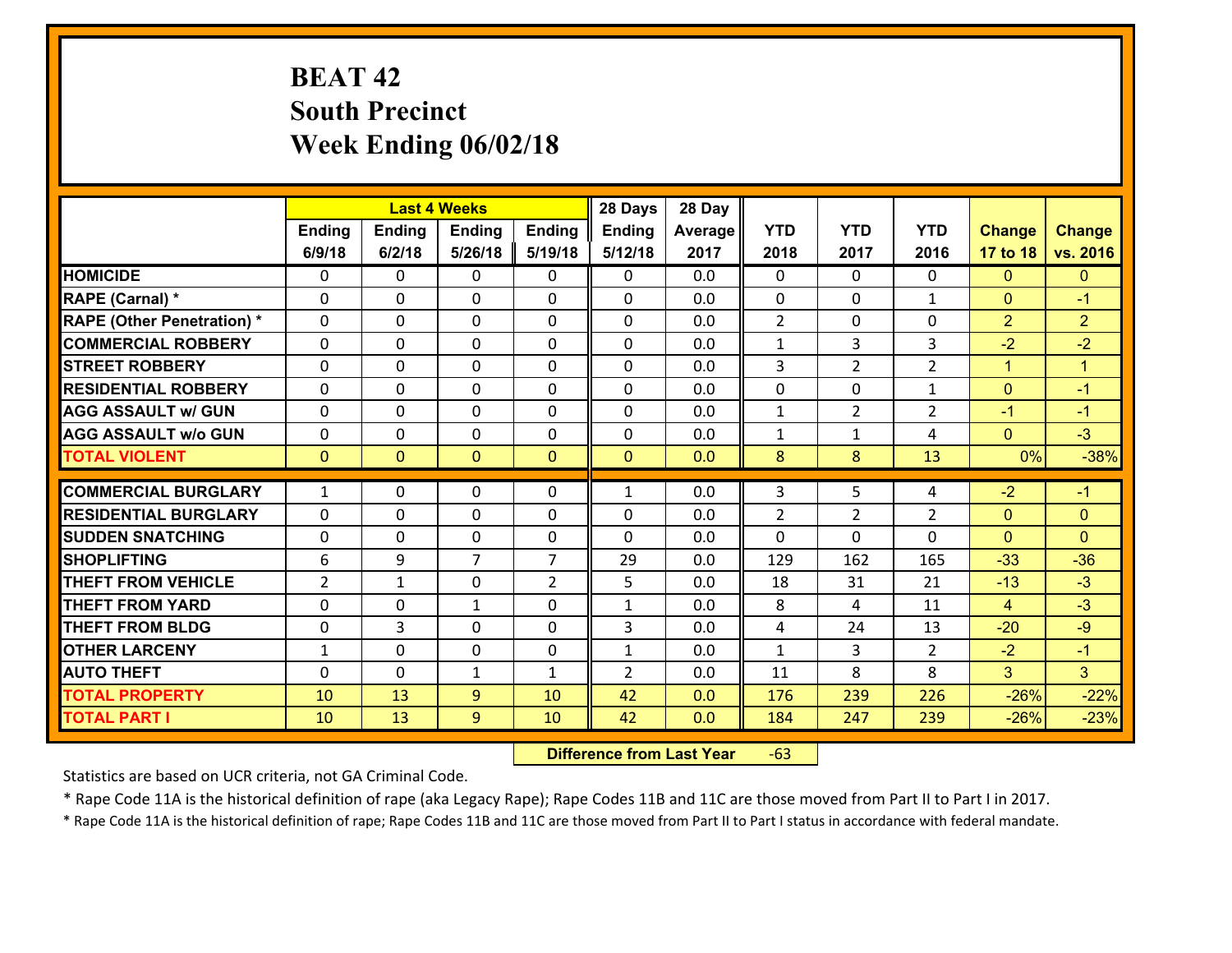# BEAT 42
## South Precinct
## Week Ending 06/02/18

| | Last 4 Weeks | | | | 28 Days | 28 Day | | | | | |
|---|---|---|---|---|---|---|---|---|---|---|---|
| | Ending 6/9/18 | Ending 6/2/18 | Ending 5/26/18 | Ending 5/19/18 | Ending 5/12/18 | Average 2017 | YTD 2018 | YTD 2017 | YTD 2016 | Change 17 to 18 | Change vs. 2016 |
| **HOMICIDE** | 0 | 0 | 0 | 0 | 0 | 0.0 | 0 | 0 | 0 | 0 | 0 |
| **RAPE (Carnal) *** | 0 | 0 | 0 | 0 | 0 | 0.0 | 0 | 0 | 1 | 0 | -1 |
| **RAPE (Other Penetration) *** | 0 | 0 | 0 | 0 | 0 | 0.0 | 2 | 0 | 0 | 2 | 2 |
| **COMMERCIAL ROBBERY** | 0 | 0 | 0 | 0 | 0 | 0.0 | 1 | 3 | 3 | -2 | -2 |
| **STREET ROBBERY** | 0 | 0 | 0 | 0 | 0 | 0.0 | 3 | 2 | 2 | 1 | 1 |
| **RESIDENTIAL ROBBERY** | 0 | 0 | 0 | 0 | 0 | 0.0 | 0 | 0 | 1 | 0 | -1 |
| **AGG ASSAULT w/ GUN** | 0 | 0 | 0 | 0 | 0 | 0.0 | 1 | 2 | 2 | -1 | -1 |
| **AGG ASSAULT w/o GUN** | 0 | 0 | 0 | 0 | 0 | 0.0 | 1 | 1 | 4 | 0 | -3 |
| **TOTAL VIOLENT** | 0 | 0 | 0 | 0 | 0 | 0.0 | 8 | 8 | 13 | 0% | -38% |
| **COMMERCIAL BURGLARY** | 1 | 0 | 0 | 0 | 1 | 0.0 | 3 | 5 | 4 | -2 | -1 |
| **RESIDENTIAL BURGLARY** | 0 | 0 | 0 | 0 | 0 | 0.0 | 2 | 2 | 2 | 0 | 0 |
| **SUDDEN SNATCHING** | 0 | 0 | 0 | 0 | 0 | 0.0 | 0 | 0 | 0 | 0 | 0 |
| **SHOPLIFTING** | 6 | 9 | 7 | 7 | 29 | 0.0 | 129 | 162 | 165 | -33 | -36 |
| **THEFT FROM VEHICLE** | 2 | 1 | 0 | 2 | 5 | 0.0 | 18 | 31 | 21 | -13 | -3 |
| **THEFT FROM YARD** | 0 | 0 | 1 | 0 | 1 | 0.0 | 8 | 4 | 11 | 4 | -3 |
| **THEFT FROM BLDG** | 0 | 3 | 0 | 0 | 3 | 0.0 | 4 | 24 | 13 | -20 | -9 |
| **OTHER LARCENY** | 1 | 0 | 0 | 0 | 1 | 0.0 | 1 | 3 | 2 | -2 | -1 |
| **AUTO THEFT** | 0 | 0 | 1 | 1 | 2 | 0.0 | 11 | 8 | 8 | 3 | 3 |
| **TOTAL PROPERTY** | 10 | 13 | 9 | 10 | 42 | 0.0 | 176 | 239 | 226 | -26% | -22% |
| **TOTAL PART I** | 10 | 13 | 9 | 10 | 42 | 0.0 | 184 | 247 | 239 | -26% | -23% |

**Difference from Last Year** -63

Statistics are based on UCR criteria, not GA Criminal Code.

* Rape Code 11A is the historical definition of rape (aka Legacy Rape); Rape Codes 11B and 11C are those moved from Part II to Part I in 2017.

* Rape Code 11A is the historical definition of rape; Rape Codes 11B and 11C are those moved from Part II to Part I status in accordance with federal mandate.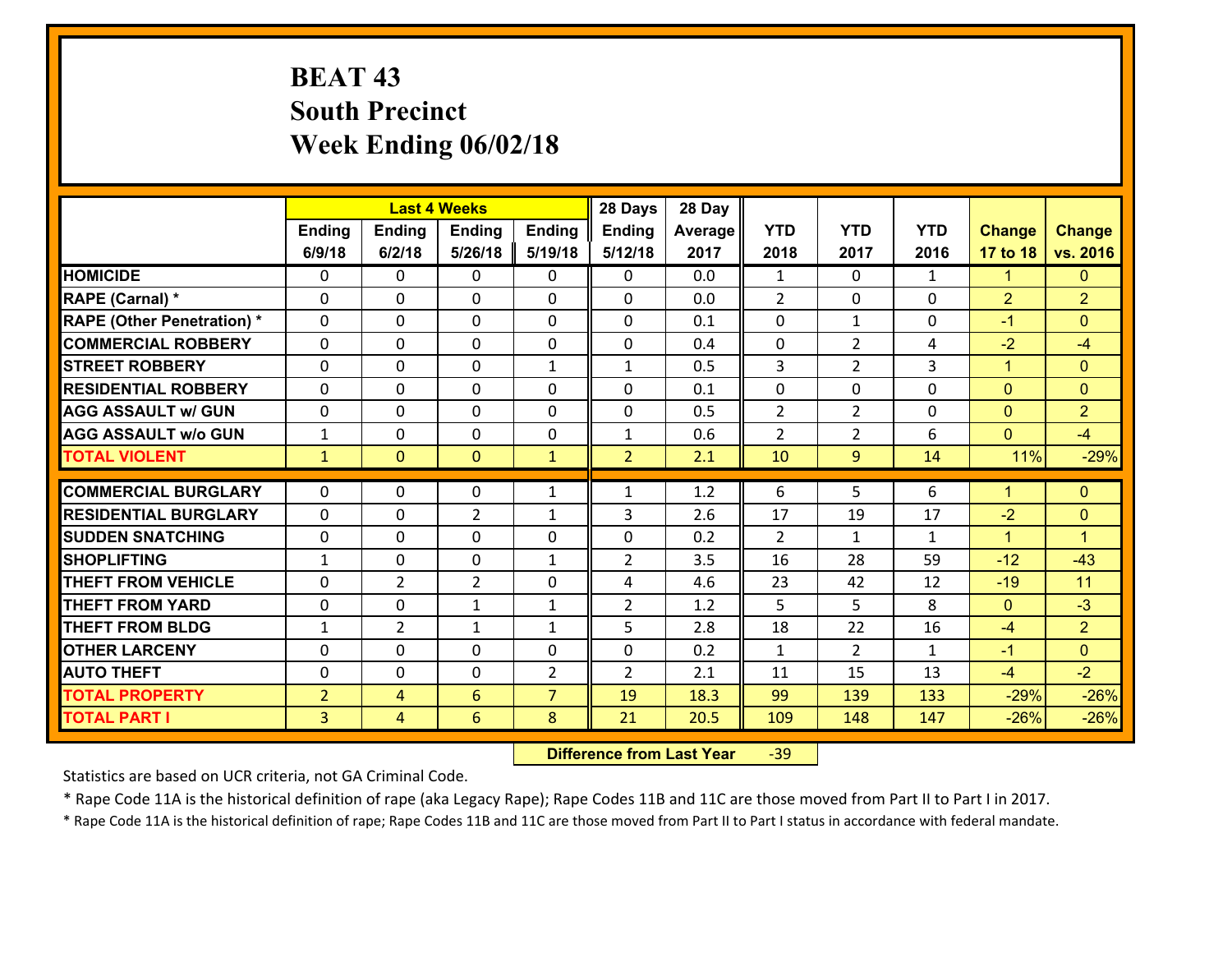# BEAT 43
## South Precinct
## Week Ending 06/02/18

| | Last 4 Weeks | | | | 28 Days | 28 Day | | | | | |
|---|---|---|---|---|---|---|---|---|---|---|---|
| | Ending 6/9/18 | Ending 6/2/18 | Ending 5/26/18 | Ending 5/19/18 | Ending 5/12/18 | Average 2017 | YTD 2018 | YTD 2017 | YTD 2016 | Change 17 to 18 | Change vs. 2016 |
| **HOMICIDE** | 0 | 0 | 0 | 0 | 0 | 0.0 | 1 | 0 | 1 | 1 | 0 |
| **RAPE (Carnal) *** | 0 | 0 | 0 | 0 | 0 | 0.0 | 2 | 0 | 0 | 2 | 2 |
| **RAPE (Other Penetration) *** | 0 | 0 | 0 | 0 | 0 | 0.1 | 0 | 1 | 0 | -1 | 0 |
| **COMMERCIAL ROBBERY** | 0 | 0 | 0 | 0 | 0 | 0.4 | 0 | 2 | 4 | -2 | -4 |
| **STREET ROBBERY** | 0 | 0 | 0 | 1 | 1 | 0.5 | 3 | 2 | 3 | 1 | 0 |
| **RESIDENTIAL ROBBERY** | 0 | 0 | 0 | 0 | 0 | 0.1 | 0 | 0 | 0 | 0 | 0 |
| **AGG ASSAULT w/ GUN** | 0 | 0 | 0 | 0 | 0 | 0.5 | 2 | 2 | 0 | 0 | 2 |
| **AGG ASSAULT w/o GUN** | 1 | 0 | 0 | 0 | 1 | 0.6 | 2 | 2 | 6 | 0 | -4 |
| **TOTAL VIOLENT** | 1 | 0 | 0 | 1 | 2 | 2.1 | 10 | 9 | 14 | 11% | -29% |
| **COMMERCIAL BURGLARY** | 0 | 0 | 0 | 1 | 1 | 1.2 | 6 | 5 | 6 | 1 | 0 |
| **RESIDENTIAL BURGLARY** | 0 | 0 | 2 | 1 | 3 | 2.6 | 17 | 19 | 17 | -2 | 0 |
| **SUDDEN SNATCHING** | 0 | 0 | 0 | 0 | 0 | 0.2 | 2 | 1 | 1 | 1 | 1 |
| **SHOPLIFTING** | 1 | 0 | 0 | 1 | 2 | 3.5 | 16 | 28 | 59 | -12 | -43 |
| **THEFT FROM VEHICLE** | 0 | 2 | 2 | 0 | 4 | 4.6 | 23 | 42 | 12 | -19 | 11 |
| **THEFT FROM YARD** | 0 | 0 | 1 | 1 | 2 | 1.2 | 5 | 5 | 8 | 0 | -3 |
| **THEFT FROM BLDG** | 1 | 2 | 1 | 1 | 5 | 2.8 | 18 | 22 | 16 | -4 | 2 |
| **OTHER LARCENY** | 0 | 0 | 0 | 0 | 0 | 0.2 | 1 | 2 | 1 | -1 | 0 |
| **AUTO THEFT** | 0 | 0 | 0 | 2 | 2 | 2.1 | 11 | 15 | 13 | -4 | -2 |
| **TOTAL PROPERTY** | 2 | 4 | 6 | 7 | 19 | 18.3 | 99 | 139 | 133 | -29% | -26% |
| **TOTAL PART I** | 3 | 4 | 6 | 8 | 21 | 20.5 | 109 | 148 | 147 | -26% | -26% |

**Difference from Last Year** -39

Statistics are based on UCR criteria, not GA Criminal Code.

* Rape Code 11A is the historical definition of rape (aka Legacy Rape); Rape Codes 11B and 11C are those moved from Part II to Part I in 2017.

* Rape Code 11A is the historical definition of rape; Rape Codes 11B and 11C are those moved from Part II to Part I status in accordance with federal mandate.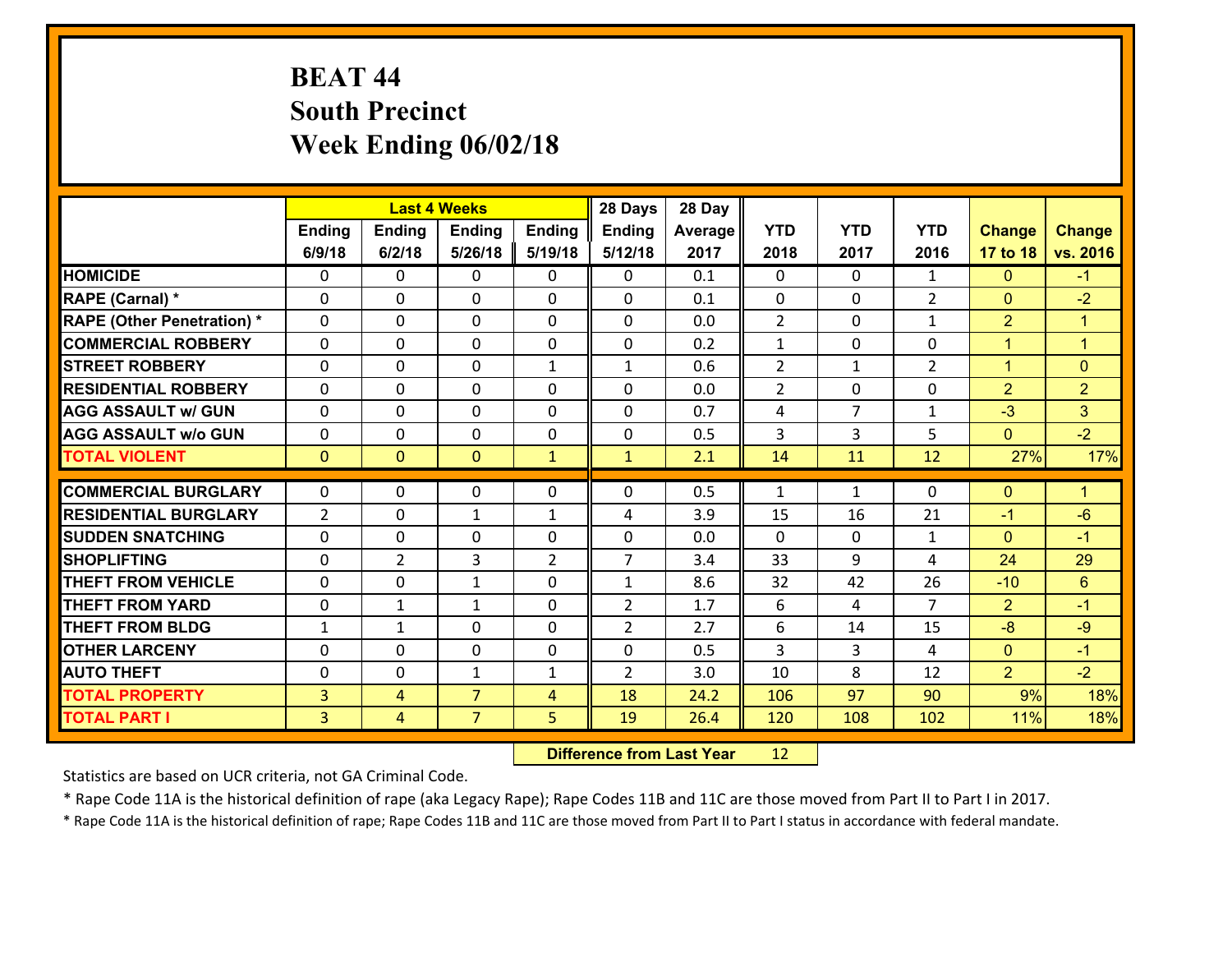# BEAT 44
## South Precinct
## Week Ending 06/02/18

| | Last 4 Weeks | | | | 28 Days | 28 Day | | | | | |
|---|---|---|---|---|---|---|---|---|---|---|---|
| | Ending 6/9/18 | Ending 6/2/18 | Ending 5/26/18 | Ending 5/19/18 | Ending 5/12/18 | Average 2017 | YTD 2018 | YTD 2017 | YTD 2016 | Change 17 to 18 | Change vs. 2016 |
| HOMICIDE | 0 | 0 | 0 | 0 | 0 | 0.1 | 0 | 0 | 1 | 0 | -1 |
| RAPE (Carnal) * | 0 | 0 | 0 | 0 | 0 | 0.1 | 0 | 0 | 2 | 0 | -2 |
| RAPE (Other Penetration) * | 0 | 0 | 0 | 0 | 0 | 0.0 | 2 | 0 | 1 | 2 | 1 |
| COMMERCIAL ROBBERY | 0 | 0 | 0 | 0 | 0 | 0.2 | 1 | 0 | 0 | 1 | 1 |
| STREET ROBBERY | 0 | 0 | 0 | 1 | 1 | 0.6 | 2 | 1 | 2 | 1 | 0 |
| RESIDENTIAL ROBBERY | 0 | 0 | 0 | 0 | 0 | 0.0 | 2 | 0 | 0 | 2 | 2 |
| AGG ASSAULT w/ GUN | 0 | 0 | 0 | 0 | 0 | 0.7 | 4 | 7 | 1 | -3 | 3 |
| AGG ASSAULT w/o GUN | 0 | 0 | 0 | 0 | 0 | 0.5 | 3 | 3 | 5 | 0 | -2 |
| TOTAL VIOLENT | 0 | 0 | 0 | 1 | 1 | 2.1 | 14 | 11 | 12 | 27% | 17% |
| COMMERCIAL BURGLARY | 0 | 0 | 0 | 0 | 0 | 0.5 | 1 | 1 | 0 | 0 | 1 |
| RESIDENTIAL BURGLARY | 2 | 0 | 1 | 1 | 4 | 3.9 | 15 | 16 | 21 | -1 | -6 |
| SUDDEN SNATCHING | 0 | 0 | 0 | 0 | 0 | 0.0 | 0 | 0 | 1 | 0 | -1 |
| SHOPLIFTING | 0 | 2 | 3 | 2 | 7 | 3.4 | 33 | 9 | 4 | 24 | 29 |
| THEFT FROM VEHICLE | 0 | 0 | 1 | 0 | 1 | 8.6 | 32 | 42 | 26 | -10 | 6 |
| THEFT FROM YARD | 0 | 1 | 1 | 0 | 2 | 1.7 | 6 | 4 | 7 | 2 | -1 |
| THEFT FROM BLDG | 1 | 1 | 0 | 0 | 2 | 2.7 | 6 | 14 | 15 | -8 | -9 |
| OTHER LARCENY | 0 | 0 | 0 | 0 | 0 | 0.5 | 3 | 3 | 4 | 0 | -1 |
| AUTO THEFT | 0 | 0 | 1 | 1 | 2 | 3.0 | 10 | 8 | 12 | 2 | -2 |
| TOTAL PROPERTY | 3 | 4 | 7 | 4 | 18 | 24.2 | 106 | 97 | 90 | 9% | 18% |
| TOTAL PART I | 3 | 4 | 7 | 5 | 19 | 26.4 | 120 | 108 | 102 | 11% | 18% |

**Difference from Last Year** 12

Statistics are based on UCR criteria, not GA Criminal Code.

* Rape Code 11A is the historical definition of rape (aka Legacy Rape); Rape Codes 11B and 11C are those moved from Part II to Part I in 2017.

* Rape Code 11A is the historical definition of rape; Rape Codes 11B and 11C are those moved from Part II to Part I status in accordance with federal mandate.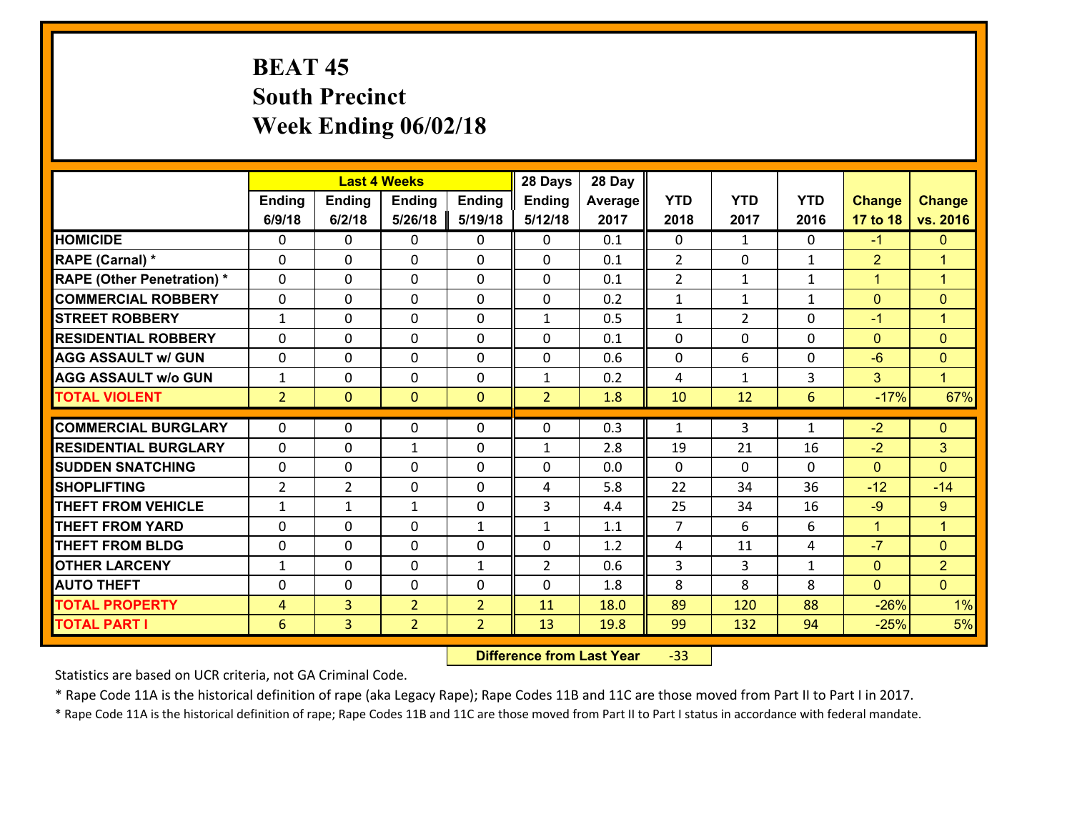# BEAT 45
## South Precinct
## Week Ending 06/02/18

| | Last 4 Weeks | | | | 28 Days | 28 Day | | | | | |
|---|---|---|---|---|---|---|---|---|---|---|---|
| | Ending 6/9/18 | Ending 6/2/18 | Ending 5/26/18 | Ending 5/19/18 | Ending 5/12/18 | Average 2017 | YTD 2018 | YTD 2017 | YTD 2016 | Change 17 to 18 | Change vs. 2016 |
| HOMICIDE | 0 | 0 | 0 | 0 | 0 | 0.1 | 0 | 1 | 0 | -1 | 0 |
| RAPE (Carnal) * | 0 | 0 | 0 | 0 | 0 | 0.1 | 2 | 0 | 1 | 2 | 1 |
| RAPE (Other Penetration) * | 0 | 0 | 0 | 0 | 0 | 0.1 | 2 | 1 | 1 | 1 | 1 |
| COMMERCIAL ROBBERY | 0 | 0 | 0 | 0 | 0 | 0.2 | 1 | 1 | 1 | 0 | 0 |
| STREET ROBBERY | 1 | 0 | 0 | 0 | 1 | 0.5 | 1 | 2 | 0 | -1 | 1 |
| RESIDENTIAL ROBBERY | 0 | 0 | 0 | 0 | 0 | 0.1 | 0 | 0 | 0 | 0 | 0 |
| AGG ASSAULT w/ GUN | 0 | 0 | 0 | 0 | 0 | 0.6 | 0 | 6 | 0 | -6 | 0 |
| AGG ASSAULT w/o GUN | 1 | 0 | 0 | 0 | 1 | 0.2 | 4 | 1 | 3 | 3 | 1 |
| TOTAL VIOLENT | 2 | 0 | 0 | 0 | 2 | 1.8 | 10 | 12 | 6 | -17% | 67% |
| COMMERCIAL BURGLARY | 0 | 0 | 0 | 0 | 0 | 0.3 | 1 | 3 | 1 | -2 | 0 |
| RESIDENTIAL BURGLARY | 0 | 0 | 1 | 0 | 1 | 2.8 | 19 | 21 | 16 | -2 | 3 |
| SUDDEN SNATCHING | 0 | 0 | 0 | 0 | 0 | 0.0 | 0 | 0 | 0 | 0 | 0 |
| SHOPLIFTING | 2 | 2 | 0 | 0 | 4 | 5.8 | 22 | 34 | 36 | -12 | -14 |
| THEFT FROM VEHICLE | 1 | 1 | 1 | 0 | 3 | 4.4 | 25 | 34 | 16 | -9 | 9 |
| THEFT FROM YARD | 0 | 0 | 0 | 1 | 1 | 1.1 | 7 | 6 | 6 | 1 | 1 |
| THEFT FROM BLDG | 0 | 0 | 0 | 0 | 0 | 1.2 | 4 | 11 | 4 | -7 | 0 |
| OTHER LARCENY | 1 | 0 | 0 | 1 | 2 | 0.6 | 3 | 3 | 1 | 0 | 2 |
| AUTO THEFT | 0 | 0 | 0 | 0 | 0 | 1.8 | 8 | 8 | 8 | 0 | 0 |
| TOTAL PROPERTY | 4 | 3 | 2 | 2 | 11 | 18.0 | 89 | 120 | 88 | -26% | 1% |
| TOTAL PART I | 6 | 3 | 2 | 2 | 13 | 19.8 | 99 | 132 | 94 | -25% | 5% |

**Difference from Last Year** -33

Statistics are based on UCR criteria, not GA Criminal Code.

* Rape Code 11A is the historical definition of rape (aka Legacy Rape); Rape Codes 11B and 11C are those moved from Part II to Part I in 2017.

* Rape Code 11A is the historical definition of rape; Rape Codes 11B and 11C are those moved from Part II to Part I status in accordance with federal mandate.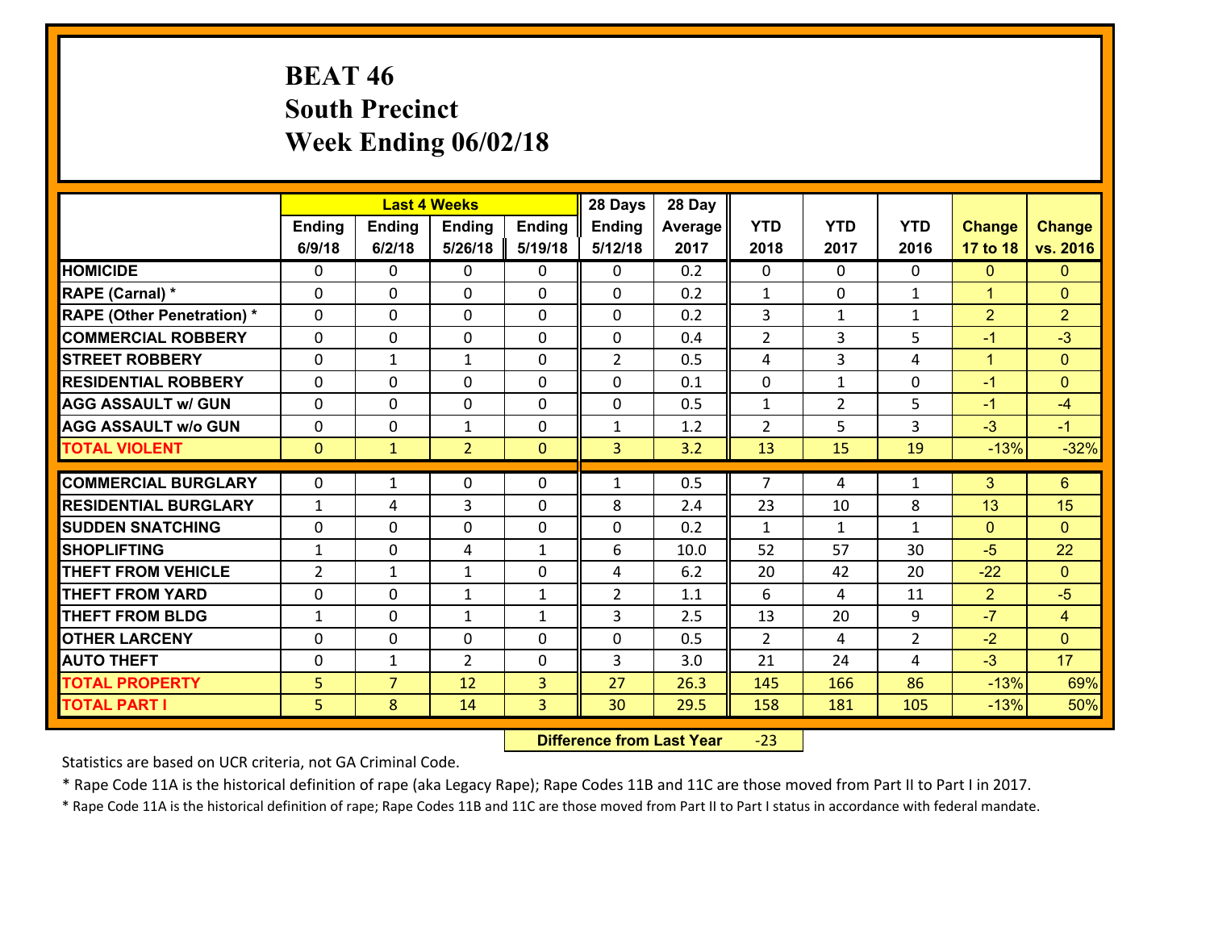# BEAT 46
## South Precinct
## Week Ending 06/02/18

| | Last 4 Weeks | | | | 28 Days | 28 Day | | | | | |
|---|---|---|---|---|---|---|---|---|---|---|---|
| | Ending 6/9/18 | Ending 6/2/18 | Ending 5/26/18 | Ending 5/19/18 | Ending 5/12/18 | Average 2017 | YTD 2018 | YTD 2017 | YTD 2016 | Change 17 to 18 | Change vs. 2016 |
| HOMICIDE | 0 | 0 | 0 | 0 | 0 | 0.2 | 0 | 0 | 0 | 0 | 0 |
| RAPE (Carnal) * | 0 | 0 | 0 | 0 | 0 | 0.2 | 1 | 0 | 1 | 1 | 0 |
| RAPE (Other Penetration) * | 0 | 0 | 0 | 0 | 0 | 0.2 | 3 | 1 | 1 | 2 | 2 |
| COMMERCIAL ROBBERY | 0 | 0 | 0 | 0 | 0 | 0.4 | 2 | 3 | 5 | -1 | -3 |
| STREET ROBBERY | 0 | 1 | 1 | 0 | 2 | 0.5 | 4 | 3 | 4 | 1 | 0 |
| RESIDENTIAL ROBBERY | 0 | 0 | 0 | 0 | 0 | 0.1 | 0 | 1 | 0 | -1 | 0 |
| AGG ASSAULT w/ GUN | 0 | 0 | 0 | 0 | 0 | 0.5 | 1 | 2 | 5 | -1 | -4 |
| AGG ASSAULT w/o GUN | 0 | 0 | 1 | 0 | 1 | 1.2 | 2 | 5 | 3 | -3 | -1 |
| TOTAL VIOLENT | 0 | 1 | 2 | 0 | 3 | 3.2 | 13 | 15 | 19 | -13% | -32% |
| COMMERCIAL BURGLARY | 0 | 1 | 0 | 0 | 1 | 0.5 | 7 | 4 | 1 | 3 | 6 |
| RESIDENTIAL BURGLARY | 1 | 4 | 3 | 0 | 8 | 2.4 | 23 | 10 | 8 | 13 | 15 |
| SUDDEN SNATCHING | 0 | 0 | 0 | 0 | 0 | 0.2 | 1 | 1 | 1 | 0 | 0 |
| SHOPLIFTING | 1 | 0 | 4 | 1 | 6 | 10.0 | 52 | 57 | 30 | -5 | 22 |
| THEFT FROM VEHICLE | 2 | 1 | 1 | 0 | 4 | 6.2 | 20 | 42 | 20 | -22 | 0 |
| THEFT FROM YARD | 0 | 0 | 1 | 1 | 2 | 1.1 | 6 | 4 | 11 | 2 | -5 |
| THEFT FROM BLDG | 1 | 0 | 1 | 1 | 3 | 2.5 | 13 | 20 | 9 | -7 | 4 |
| OTHER LARCENY | 0 | 0 | 0 | 0 | 0 | 0.5 | 2 | 4 | 2 | -2 | 0 |
| AUTO THEFT | 0 | 1 | 2 | 0 | 3 | 3.0 | 21 | 24 | 4 | -3 | 17 |
| TOTAL PROPERTY | 5 | 7 | 12 | 3 | 27 | 26.3 | 145 | 166 | 86 | -13% | 69% |
| TOTAL PART I | 5 | 8 | 14 | 3 | 30 | 29.5 | 158 | 181 | 105 | -13% | 50% |

**Difference from Last Year** -23

Statistics are based on UCR criteria, not GA Criminal Code.

* Rape Code 11A is the historical definition of rape (aka Legacy Rape); Rape Codes 11B and 11C are those moved from Part II to Part I in 2017.

* Rape Code 11A is the historical definition of rape; Rape Codes 11B and 11C are those moved from Part II to Part I status in accordance with federal mandate.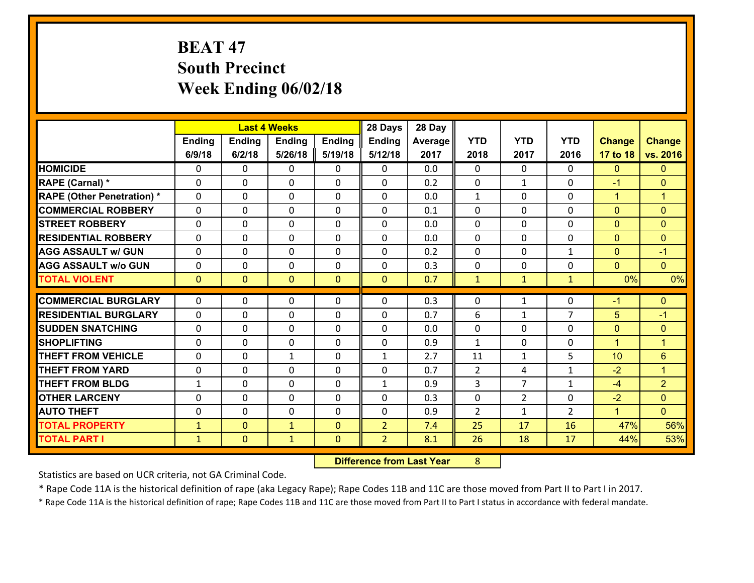# BEAT 47
## South Precinct
## Week Ending 06/02/18

| | Last 4 Weeks | | | | 28 Days | 28 Day | | | | | |
|---|---|---|---|---|---|---|---|---|---|---|---|
| | Ending 6/9/18 | Ending 6/2/18 | Ending 5/26/18 | Ending 5/19/18 | Ending 5/12/18 | Average 2017 | YTD 2018 | YTD 2017 | YTD 2016 | Change 17 to 18 | Change vs. 2016 |
| **HOMICIDE** | 0 | 0 | 0 | 0 | 0 | 0.0 | 0 | 0 | 0 | 0 | 0 |
| **RAPE (Carnal) *** | 0 | 0 | 0 | 0 | 0 | 0.2 | 0 | 1 | 0 | -1 | 0 |
| **RAPE (Other Penetration) *** | 0 | 0 | 0 | 0 | 0 | 0.0 | 1 | 0 | 0 | 1 | 1 |
| **COMMERCIAL ROBBERY** | 0 | 0 | 0 | 0 | 0 | 0.1 | 0 | 0 | 0 | 0 | 0 |
| **STREET ROBBERY** | 0 | 0 | 0 | 0 | 0 | 0.0 | 0 | 0 | 0 | 0 | 0 |
| **RESIDENTIAL ROBBERY** | 0 | 0 | 0 | 0 | 0 | 0.0 | 0 | 0 | 0 | 0 | 0 |
| **AGG ASSAULT w/ GUN** | 0 | 0 | 0 | 0 | 0 | 0.2 | 0 | 0 | 1 | 0 | -1 |
| **AGG ASSAULT w/o GUN** | 0 | 0 | 0 | 0 | 0 | 0.3 | 0 | 0 | 0 | 0 | 0 |
| **TOTAL VIOLENT** | 0 | 0 | 0 | 0 | 0 | 0.7 | 1 | 1 | 1 | 0% | 0% |
| **COMMERCIAL BURGLARY** | 0 | 0 | 0 | 0 | 0 | 0.3 | 0 | 1 | 0 | -1 | 0 |
| **RESIDENTIAL BURGLARY** | 0 | 0 | 0 | 0 | 0 | 0.7 | 6 | 1 | 7 | 5 | -1 |
| **SUDDEN SNATCHING** | 0 | 0 | 0 | 0 | 0 | 0.0 | 0 | 0 | 0 | 0 | 0 |
| **SHOPLIFTING** | 0 | 0 | 0 | 0 | 0 | 0.9 | 1 | 0 | 0 | 1 | 1 |
| **THEFT FROM VEHICLE** | 0 | 0 | 1 | 0 | 1 | 2.7 | 11 | 1 | 5 | 10 | 6 |
| **THEFT FROM YARD** | 0 | 0 | 0 | 0 | 0 | 0.7 | 2 | 4 | 1 | -2 | 1 |
| **THEFT FROM BLDG** | 1 | 0 | 0 | 0 | 1 | 0.9 | 3 | 7 | 1 | -4 | 2 |
| **OTHER LARCENY** | 0 | 0 | 0 | 0 | 0 | 0.3 | 0 | 2 | 0 | -2 | 0 |
| **AUTO THEFT** | 0 | 0 | 0 | 0 | 0 | 0.9 | 2 | 1 | 2 | 1 | 0 |
| **TOTAL PROPERTY** | 1 | 0 | 1 | 0 | 2 | 7.4 | 25 | 17 | 16 | 47% | 56% |
| **TOTAL PART I** | 1 | 0 | 1 | 0 | 2 | 8.1 | 26 | 18 | 17 | 44% | 53% |

**Difference from Last Year** 8

Statistics are based on UCR criteria, not GA Criminal Code.

* Rape Code 11A is the historical definition of rape (aka Legacy Rape); Rape Codes 11B and 11C are those moved from Part II to Part I in 2017.

* Rape Code 11A is the historical definition of rape; Rape Codes 11B and 11C are those moved from Part II to Part I status in accordance with federal mandate.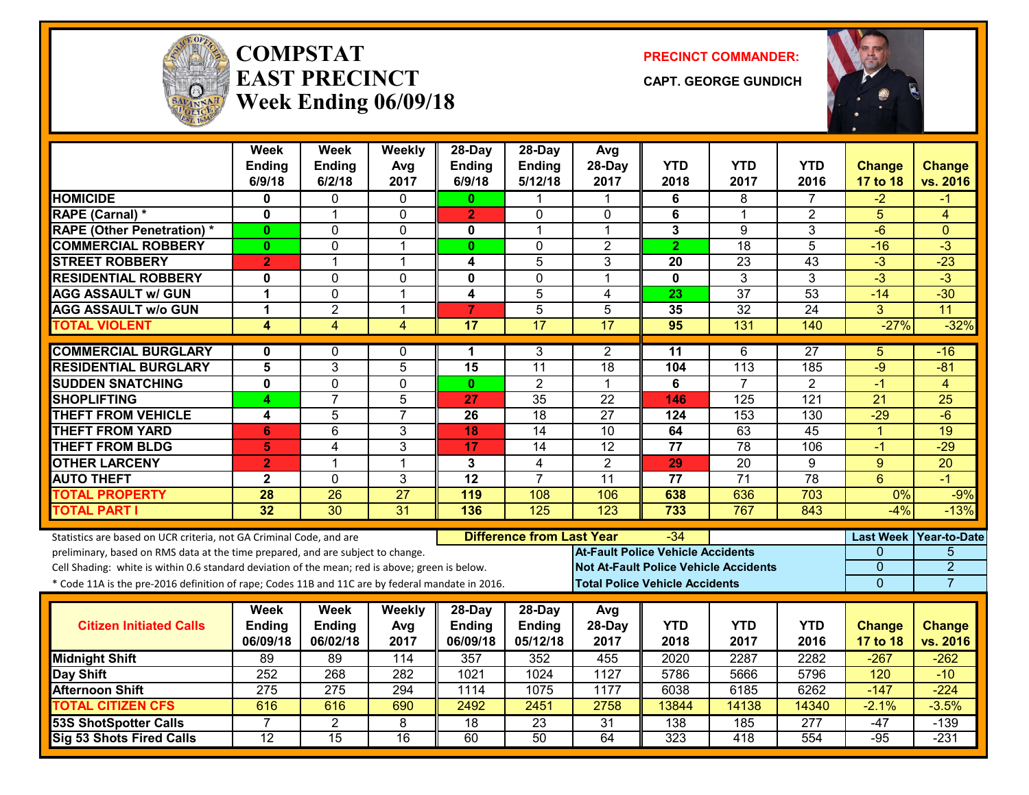# COMPSTAT
# EAST PRECINCT
## Week Ending 06/09/18

**PRECINCT COMMANDER:**

**CAPT. GEORGE GUNDICH**

| | Week Ending 6/9/18 | Week Ending 6/2/18 | Weekly Avg 2017 | 28-Day Ending 6/9/18 | 28-Day Ending 5/12/18 | Avg 28-Day 2017 | YTD 2018 | YTD 2017 | YTD 2016 | Change 17 to 18 | Change vs. 2016 |
|---|---|---|---|---|---|---|---|---|---|---|---|
| HOMICIDE | 0 | 0 | 0 | 0 | 1 | 1 | 6 | 8 | 7 | -2 | -1 |
| RAPE (Carnal) * | 0 | 1 | 0 | 2 | 0 | 0 | 6 | 1 | 2 | 5 | 4 |
| RAPE (Other Penetration) * | 0 | 0 | 0 | 0 | 1 | 1 | 3 | 9 | 3 | -6 | 0 |
| COMMERCIAL ROBBERY | 0 | 0 | 1 | 0 | 0 | 2 | 2 | 18 | 5 | -16 | -3 |
| STREET ROBBERY | 2 | 1 | 1 | 4 | 5 | 3 | 20 | 23 | 43 | -3 | -23 |
| RESIDENTIAL ROBBERY | 0 | 0 | 0 | 0 | 0 | 1 | 0 | 3 | 3 | -3 | -3 |
| AGG ASSAULT w/ GUN | 1 | 0 | 1 | 4 | 5 | 4 | 23 | 37 | 53 | -14 | -30 |
| AGG ASSAULT w/o GUN | 1 | 2 | 1 | 7 | 5 | 5 | 35 | 32 | 24 | 3 | 11 |
| TOTAL VIOLENT | 4 | 4 | 4 | 17 | 17 | 17 | 95 | 131 | 140 | -27% | -32% |
| COMMERCIAL BURGLARY | 0 | 0 | 0 | 1 | 3 | 2 | 11 | 6 | 27 | 5 | -16 |
| RESIDENTIAL BURGLARY | 5 | 3 | 5 | 15 | 11 | 18 | 104 | 113 | 185 | -9 | -81 |
| SUDDEN SNATCHING | 0 | 0 | 0 | 0 | 2 | 1 | 6 | 7 | 2 | -1 | 4 |
| SHOPLIFTING | 4 | 7 | 5 | 27 | 35 | 22 | 146 | 125 | 121 | 21 | 25 |
| THEFT FROM VEHICLE | 4 | 5 | 7 | 26 | 18 | 27 | 124 | 153 | 130 | -29 | -6 |
| THEFT FROM YARD | 6 | 6 | 3 | 18 | 14 | 10 | 64 | 63 | 45 | 1 | 19 |
| THEFT FROM BLDG | 5 | 4 | 3 | 17 | 14 | 12 | 77 | 78 | 106 | -1 | -29 |
| OTHER LARCENY | 2 | 1 | 1 | 3 | 4 | 2 | 29 | 20 | 9 | 9 | 20 |
| AUTO THEFT | 2 | 0 | 3 | 12 | 7 | 11 | 77 | 71 | 78 | 6 | -1 |
| TOTAL PROPERTY | 28 | 26 | 27 | 119 | 108 | 106 | 638 | 636 | 703 | 0% | -9% |
| TOTAL PART I | 32 | 30 | 31 | 136 | 125 | 123 | 733 | 767 | 843 | -4% | -13% |

Statistics are based on UCR criteria, not GA Criminal Code, and are preliminary, based on RMS data at the time prepared, and are subject to change.

Cell Shading: white is within 0.6 standard deviation of the mean; red is above; green is below.

* Code 11A is the pre-2016 definition of rape; Codes 11B and 11C are by federal mandate in 2016.

**Difference from Last Year:** -34

| | Last Week | Year-to-Date |
|---|---|---|
| At-Fault Police Vehicle Accidents | 0 | 5 |
| Not At-Fault Police Vehicle Accidents | 0 | 2 |
| Total Police Vehicle Accidents | 0 | 7 |

| Citizen Initiated Calls | Week Ending 06/09/18 | Week Ending 06/02/18 | Weekly Avg 2017 | 28-Day Ending 06/09/18 | 28-Day Ending 05/12/18 | Avg 28-Day 2017 | YTD 2018 | YTD 2017 | YTD 2016 | Change 17 to 18 | Change vs. 2016 |
|---|---|---|---|---|---|---|---|---|---|---|---|
| Midnight Shift | 89 | 89 | 114 | 357 | 352 | 455 | 2020 | 2287 | 2282 | -267 | -262 |
| Day Shift | 252 | 268 | 282 | 1021 | 1024 | 1127 | 5786 | 5666 | 5796 | 120 | -10 |
| Afternoon Shift | 275 | 275 | 294 | 1114 | 1075 | 1177 | 6038 | 6185 | 6262 | -147 | -224 |
| TOTAL CITIZEN CFS | 616 | 616 | 690 | 2492 | 2451 | 2758 | 13844 | 14138 | 14340 | -2.1% | -3.5% |
| 53S ShotSpotter Calls | 7 | 2 | 8 | 18 | 23 | 31 | 138 | 185 | 277 | -47 | -139 |
| Sig 53 Shots Fired Calls | 12 | 15 | 16 | 60 | 50 | 64 | 323 | 418 | 554 | -95 | -231 |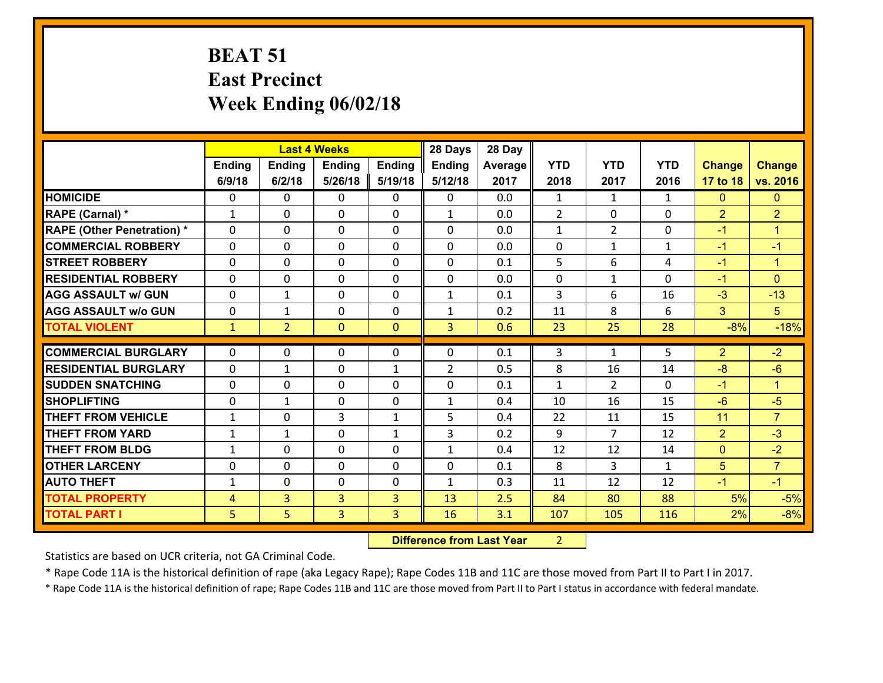# BEAT 51
## East Precinct
## Week Ending 06/02/18

| | Last 4 Weeks | | | | 28 Days | 28 Day | | | | | |
|---|---|---|---|---|---|---|---|---|---|---|---|
| | Ending 6/9/18 | Ending 6/2/18 | Ending 5/26/18 | Ending 5/19/18 | Ending 5/12/18 | Average 2017 | YTD 2018 | YTD 2017 | YTD 2016 | Change 17 to 18 | Change vs. 2016 |
| **HOMICIDE** | 0 | 0 | 0 | 0 | 0 | 0.0 | 1 | 1 | 1 | 0 | 0 |
| **RAPE (Carnal) *** | 1 | 0 | 0 | 0 | 1 | 0.0 | 2 | 0 | 0 | 2 | 2 |
| **RAPE (Other Penetration) *** | 0 | 0 | 0 | 0 | 0 | 0.0 | 1 | 2 | 0 | -1 | 1 |
| **COMMERCIAL ROBBERY** | 0 | 0 | 0 | 0 | 0 | 0.0 | 0 | 1 | 1 | -1 | -1 |
| **STREET ROBBERY** | 0 | 0 | 0 | 0 | 0 | 0.1 | 5 | 6 | 4 | -1 | 1 |
| **RESIDENTIAL ROBBERY** | 0 | 0 | 0 | 0 | 0 | 0.0 | 0 | 1 | 0 | -1 | 0 |
| **AGG ASSAULT w/ GUN** | 0 | 1 | 0 | 0 | 1 | 0.1 | 3 | 6 | 16 | -3 | -13 |
| **AGG ASSAULT w/o GUN** | 0 | 1 | 0 | 0 | 1 | 0.2 | 11 | 8 | 6 | 3 | 5 |
| **TOTAL VIOLENT** | 1 | 2 | 0 | 0 | 3 | 0.6 | 23 | 25 | 28 | -8% | -18% |
| **COMMERCIAL BURGLARY** | 0 | 0 | 0 | 0 | 0 | 0.1 | 3 | 1 | 5 | 2 | -2 |
| **RESIDENTIAL BURGLARY** | 0 | 1 | 0 | 1 | 2 | 0.5 | 8 | 16 | 14 | -8 | -6 |
| **SUDDEN SNATCHING** | 0 | 0 | 0 | 0 | 0 | 0.1 | 1 | 2 | 0 | -1 | 1 |
| **SHOPLIFTING** | 0 | 1 | 0 | 0 | 1 | 0.4 | 10 | 16 | 15 | -6 | -5 |
| **THEFT FROM VEHICLE** | 1 | 0 | 3 | 1 | 5 | 0.4 | 22 | 11 | 15 | 11 | 7 |
| **THEFT FROM YARD** | 1 | 1 | 0 | 1 | 3 | 0.2 | 9 | 7 | 12 | 2 | -3 |
| **THEFT FROM BLDG** | 1 | 0 | 0 | 0 | 1 | 0.4 | 12 | 12 | 14 | 0 | -2 |
| **OTHER LARCENY** | 0 | 0 | 0 | 0 | 0 | 0.1 | 8 | 3 | 1 | 5 | 7 |
| **AUTO THEFT** | 1 | 0 | 0 | 0 | 1 | 0.3 | 11 | 12 | 12 | -1 | -1 |
| **TOTAL PROPERTY** | 4 | 3 | 3 | 3 | 13 | 2.5 | 84 | 80 | 88 | 5% | -5% |
| **TOTAL PART I** | 5 | 5 | 3 | 3 | 16 | 3.1 | 107 | 105 | 116 | 2% | -8% |

**Difference from Last Year** 2

Statistics are based on UCR criteria, not GA Criminal Code.

* Rape Code 11A is the historical definition of rape (aka Legacy Rape); Rape Codes 11B and 11C are those moved from Part II to Part I in 2017.

* Rape Code 11A is the historical definition of rape; Rape Codes 11B and 11C are those moved from Part II to Part I status in accordance with federal mandate.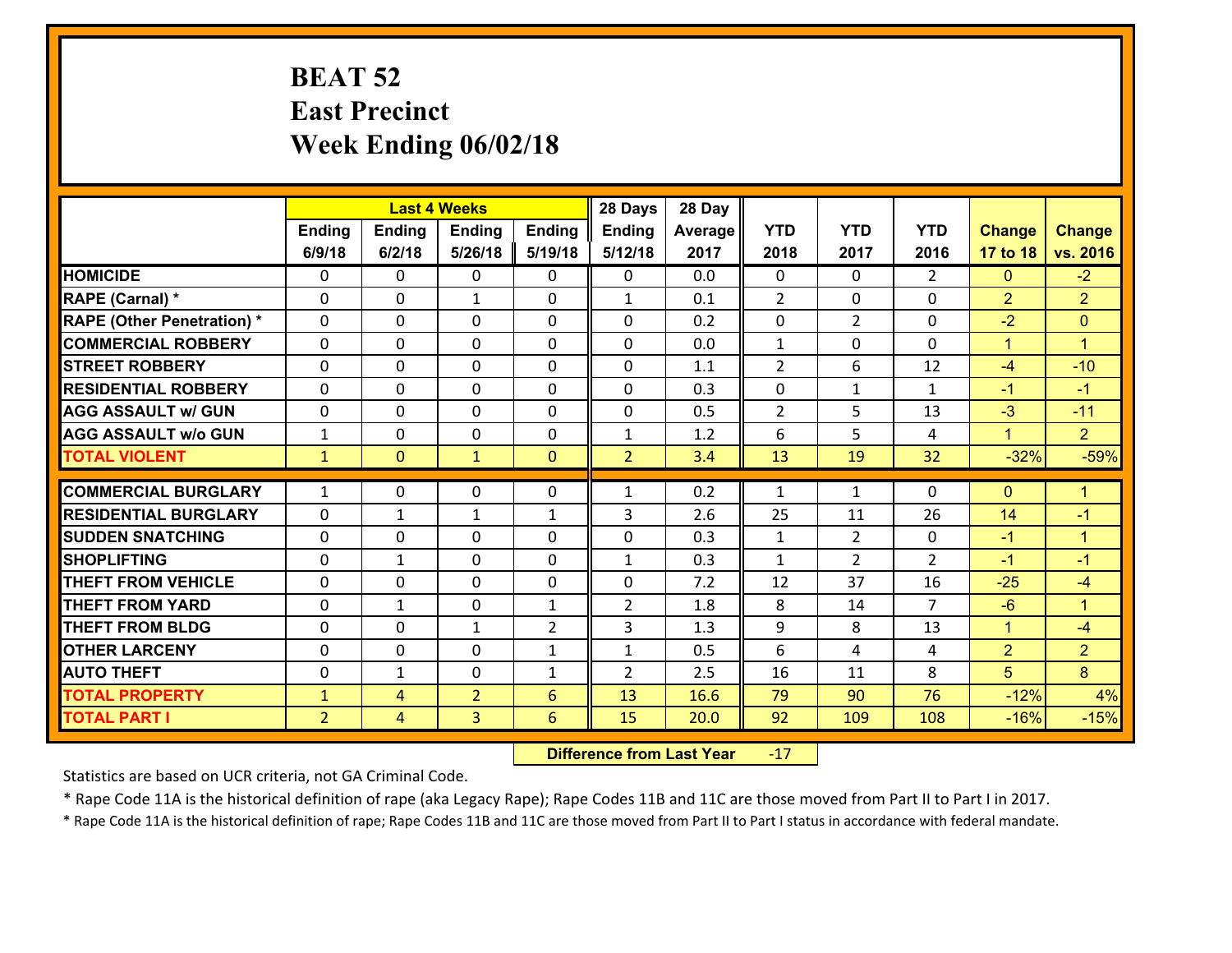# BEAT 52
## East Precinct
## Week Ending 06/02/18

| | Last 4 Weeks | | | | 28 Days | 28 Day | | | | | |
|---|---|---|---|---|---|---|---|---|---|---|---|
| | Ending 6/9/18 | Ending 6/2/18 | Ending 5/26/18 | Ending 5/19/18 | Ending 5/12/18 | Average 2017 | YTD 2018 | YTD 2017 | YTD 2016 | Change 17 to 18 | Change vs. 2016 |
| **HOMICIDE** | 0 | 0 | 0 | 0 | 0 | 0.0 | 0 | 0 | 2 | 0 | -2 |
| **RAPE (Carnal) *** | 0 | 0 | 1 | 0 | 1 | 0.1 | 2 | 0 | 0 | 2 | 2 |
| **RAPE (Other Penetration) *** | 0 | 0 | 0 | 0 | 0 | 0.2 | 0 | 2 | 0 | -2 | 0 |
| **COMMERCIAL ROBBERY** | 0 | 0 | 0 | 0 | 0 | 0.0 | 1 | 0 | 0 | 1 | 1 |
| **STREET ROBBERY** | 0 | 0 | 0 | 0 | 0 | 1.1 | 2 | 6 | 12 | -4 | -10 |
| **RESIDENTIAL ROBBERY** | 0 | 0 | 0 | 0 | 0 | 0.3 | 0 | 1 | 1 | -1 | -1 |
| **AGG ASSAULT w/ GUN** | 0 | 0 | 0 | 0 | 0 | 0.5 | 2 | 5 | 13 | -3 | -11 |
| **AGG ASSAULT w/o GUN** | 1 | 0 | 0 | 0 | 1 | 1.2 | 6 | 5 | 4 | 1 | 2 |
| **TOTAL VIOLENT** | 1 | 0 | 1 | 0 | 2 | 3.4 | 13 | 19 | 32 | -32% | -59% |
| **COMMERCIAL BURGLARY** | 1 | 0 | 0 | 0 | 1 | 0.2 | 1 | 1 | 0 | 0 | 1 |
| **RESIDENTIAL BURGLARY** | 0 | 1 | 1 | 1 | 3 | 2.6 | 25 | 11 | 26 | 14 | -1 |
| **SUDDEN SNATCHING** | 0 | 0 | 0 | 0 | 0 | 0.3 | 1 | 2 | 0 | -1 | 1 |
| **SHOPLIFTING** | 0 | 1 | 0 | 0 | 1 | 0.3 | 1 | 2 | 2 | -1 | -1 |
| **THEFT FROM VEHICLE** | 0 | 0 | 0 | 0 | 0 | 7.2 | 12 | 37 | 16 | -25 | -4 |
| **THEFT FROM YARD** | 0 | 1 | 0 | 1 | 2 | 1.8 | 8 | 14 | 7 | -6 | 1 |
| **THEFT FROM BLDG** | 0 | 0 | 1 | 2 | 3 | 1.3 | 9 | 8 | 13 | 1 | -4 |
| **OTHER LARCENY** | 0 | 0 | 0 | 1 | 1 | 0.5 | 6 | 4 | 4 | 2 | 2 |
| **AUTO THEFT** | 0 | 1 | 0 | 1 | 2 | 2.5 | 16 | 11 | 8 | 5 | 8 |
| **TOTAL PROPERTY** | 1 | 4 | 2 | 6 | 13 | 16.6 | 79 | 90 | 76 | -12% | 4% |
| **TOTAL PART I** | 2 | 4 | 3 | 6 | 15 | 20.0 | 92 | 109 | 108 | -16% | -15% |

**Difference from Last Year** -17

Statistics are based on UCR criteria, not GA Criminal Code.

* Rape Code 11A is the historical definition of rape (aka Legacy Rape); Rape Codes 11B and 11C are those moved from Part II to Part I in 2017.

* Rape Code 11A is the historical definition of rape; Rape Codes 11B and 11C are those moved from Part II to Part I status in accordance with federal mandate.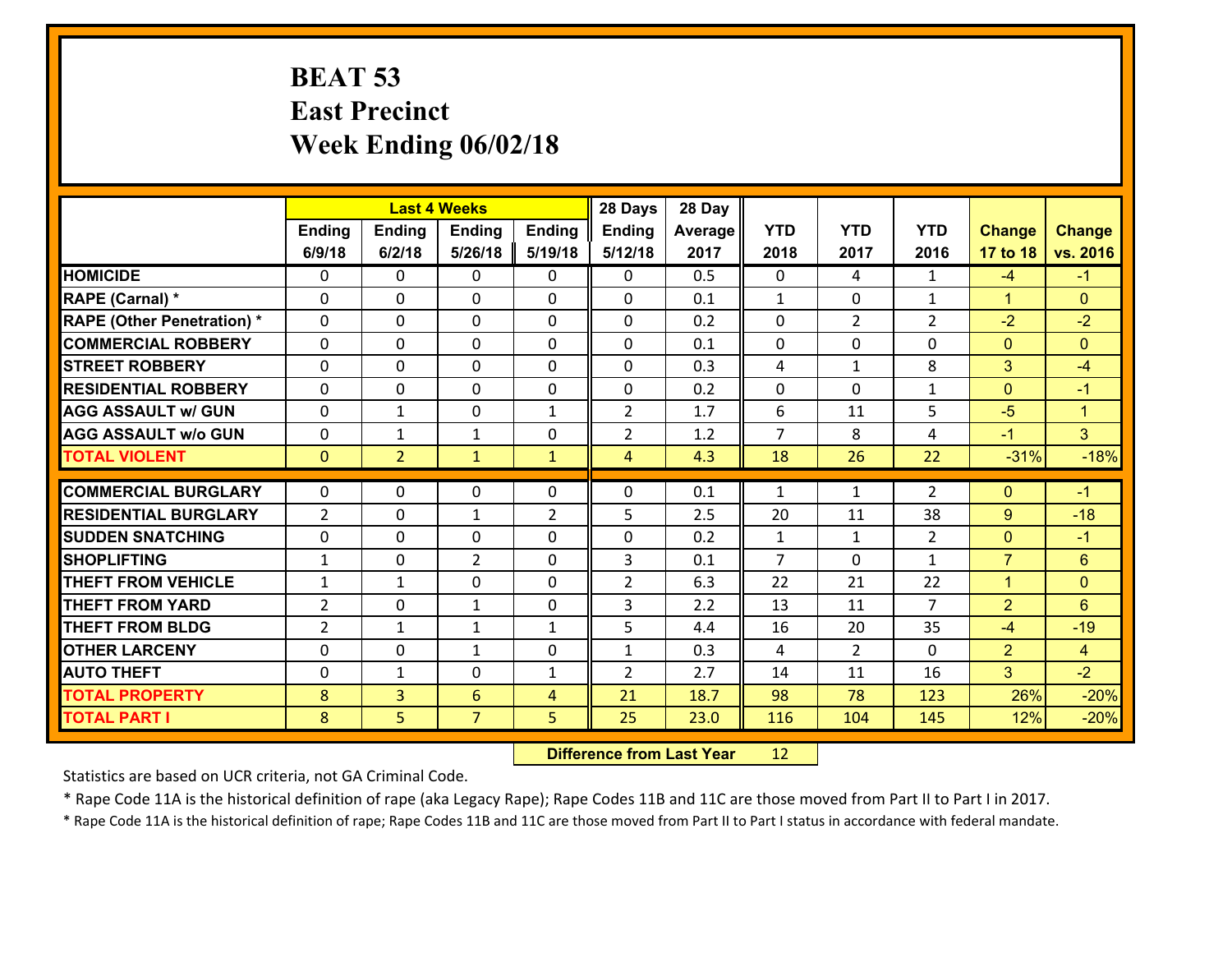# BEAT 53
## East Precinct
## Week Ending 06/02/18

| | Last 4 Weeks | | | | 28 Days | 28 Day | | | | | |
|---|---|---|---|---|---|---|---|---|---|---|---|
| | Ending 6/9/18 | Ending 6/2/18 | Ending 5/26/18 | Ending 5/19/18 | Ending 5/12/18 | Average 2017 | YTD 2018 | YTD 2017 | YTD 2016 | Change 17 to 18 | Change vs. 2016 |
| **HOMICIDE** | 0 | 0 | 0 | 0 | 0 | 0.5 | 0 | 4 | 1 | -4 | -1 |
| **RAPE (Carnal) *** | 0 | 0 | 0 | 0 | 0 | 0.1 | 1 | 0 | 1 | 1 | 0 |
| **RAPE (Other Penetration) *** | 0 | 0 | 0 | 0 | 0 | 0.2 | 0 | 2 | 2 | -2 | -2 |
| **COMMERCIAL ROBBERY** | 0 | 0 | 0 | 0 | 0 | 0.1 | 0 | 0 | 0 | 0 | 0 |
| **STREET ROBBERY** | 0 | 0 | 0 | 0 | 0 | 0.3 | 4 | 1 | 8 | 3 | -4 |
| **RESIDENTIAL ROBBERY** | 0 | 0 | 0 | 0 | 0 | 0.2 | 0 | 0 | 1 | 0 | -1 |
| **AGG ASSAULT w/ GUN** | 0 | 1 | 0 | 1 | 2 | 1.7 | 6 | 11 | 5 | -5 | 1 |
| **AGG ASSAULT w/o GUN** | 0 | 1 | 1 | 0 | 2 | 1.2 | 7 | 8 | 4 | -1 | 3 |
| **TOTAL VIOLENT** | 0 | 2 | 1 | 1 | 4 | 4.3 | 18 | 26 | 22 | -31% | -18% |
| **COMMERCIAL BURGLARY** | 0 | 0 | 0 | 0 | 0 | 0.1 | 1 | 1 | 2 | 0 | -1 |
| **RESIDENTIAL BURGLARY** | 2 | 0 | 1 | 2 | 5 | 2.5 | 20 | 11 | 38 | 9 | -18 |
| **SUDDEN SNATCHING** | 0 | 0 | 0 | 0 | 0 | 0.2 | 1 | 1 | 2 | 0 | -1 |
| **SHOPLIFTING** | 1 | 0 | 2 | 0 | 3 | 0.1 | 7 | 0 | 1 | 7 | 6 |
| **THEFT FROM VEHICLE** | 1 | 1 | 0 | 0 | 2 | 6.3 | 22 | 21 | 22 | 1 | 0 |
| **THEFT FROM YARD** | 2 | 0 | 1 | 0 | 3 | 2.2 | 13 | 11 | 7 | 2 | 6 |
| **THEFT FROM BLDG** | 2 | 1 | 1 | 1 | 5 | 4.4 | 16 | 20 | 35 | -4 | -19 |
| **OTHER LARCENY** | 0 | 0 | 1 | 0 | 1 | 0.3 | 4 | 2 | 0 | 2 | 4 |
| **AUTO THEFT** | 0 | 1 | 0 | 1 | 2 | 2.7 | 14 | 11 | 16 | 3 | -2 |
| **TOTAL PROPERTY** | 8 | 3 | 6 | 4 | 21 | 18.7 | 98 | 78 | 123 | 26% | -20% |
| **TOTAL PART I** | 8 | 5 | 7 | 5 | 25 | 23.0 | 116 | 104 | 145 | 12% | -20% |

**Difference from Last Year** 12

Statistics are based on UCR criteria, not GA Criminal Code.

* Rape Code 11A is the historical definition of rape (aka Legacy Rape); Rape Codes 11B and 11C are those moved from Part II to Part I in 2017.

* Rape Code 11A is the historical definition of rape; Rape Codes 11B and 11C are those moved from Part II to Part I status in accordance with federal mandate.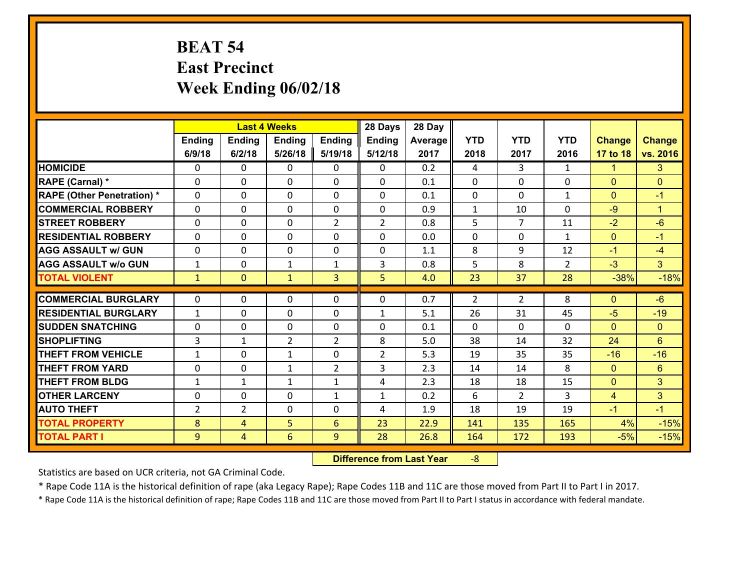# BEAT 54
## East Precinct
## Week Ending 06/02/18

| | Last 4 Weeks | | | | 28 Days | 28 Day | | | | | |
|---|---|---|---|---|---|---|---|---|---|---|---|
| | Ending 6/9/18 | Ending 6/2/18 | Ending 5/26/18 | Ending 5/19/18 | Ending 5/12/18 | Average 2017 | YTD 2018 | YTD 2017 | YTD 2016 | Change 17 to 18 | Change vs. 2016 |
| **HOMICIDE** | 0 | 0 | 0 | 0 | 0 | 0.2 | 4 | 3 | 1 | 1 | 3 |
| **RAPE (Carnal) *** | 0 | 0 | 0 | 0 | 0 | 0.1 | 0 | 0 | 0 | 0 | 0 |
| **RAPE (Other Penetration) *** | 0 | 0 | 0 | 0 | 0 | 0.1 | 0 | 0 | 1 | 0 | -1 |
| **COMMERCIAL ROBBERY** | 0 | 0 | 0 | 0 | 0 | 0.9 | 1 | 10 | 0 | -9 | 1 |
| **STREET ROBBERY** | 0 | 0 | 0 | 2 | 2 | 0.8 | 5 | 7 | 11 | -2 | -6 |
| **RESIDENTIAL ROBBERY** | 0 | 0 | 0 | 0 | 0 | 0.0 | 0 | 0 | 1 | 0 | -1 |
| **AGG ASSAULT w/ GUN** | 0 | 0 | 0 | 0 | 0 | 1.1 | 8 | 9 | 12 | -1 | -4 |
| **AGG ASSAULT w/o GUN** | 1 | 0 | 1 | 1 | 3 | 0.8 | 5 | 8 | 2 | -3 | 3 |
| **TOTAL VIOLENT** | 1 | 0 | 1 | 3 | 5 | 4.0 | 23 | 37 | 28 | -38% | -18% |
| **COMMERCIAL BURGLARY** | 0 | 0 | 0 | 0 | 0 | 0.7 | 2 | 2 | 8 | 0 | -6 |
| **RESIDENTIAL BURGLARY** | 1 | 0 | 0 | 0 | 1 | 5.1 | 26 | 31 | 45 | -5 | -19 |
| **SUDDEN SNATCHING** | 0 | 0 | 0 | 0 | 0 | 0.1 | 0 | 0 | 0 | 0 | 0 |
| **SHOPLIFTING** | 3 | 1 | 2 | 2 | 8 | 5.0 | 38 | 14 | 32 | 24 | 6 |
| **THEFT FROM VEHICLE** | 1 | 0 | 1 | 0 | 2 | 5.3 | 19 | 35 | 35 | -16 | -16 |
| **THEFT FROM YARD** | 0 | 0 | 1 | 2 | 3 | 2.3 | 14 | 14 | 8 | 0 | 6 |
| **THEFT FROM BLDG** | 1 | 1 | 1 | 1 | 4 | 2.3 | 18 | 18 | 15 | 0 | 3 |
| **OTHER LARCENY** | 0 | 0 | 0 | 1 | 1 | 0.2 | 6 | 2 | 3 | 4 | 3 |
| **AUTO THEFT** | 2 | 2 | 0 | 0 | 4 | 1.9 | 18 | 19 | 19 | -1 | -1 |
| **TOTAL PROPERTY** | 8 | 4 | 5 | 6 | 23 | 22.9 | 141 | 135 | 165 | 4% | -15% |
| **TOTAL PART I** | 9 | 4 | 6 | 9 | 28 | 26.8 | 164 | 172 | 193 | -5% | -15% |

| Difference from Last Year | -8 |
|---|---|

Statistics are based on UCR criteria, not GA Criminal Code.

* Rape Code 11A is the historical definition of rape (aka Legacy Rape); Rape Codes 11B and 11C are those moved from Part II to Part I in 2017.

* Rape Code 11A is the historical definition of rape; Rape Codes 11B and 11C are those moved from Part II to Part I status in accordance with federal mandate.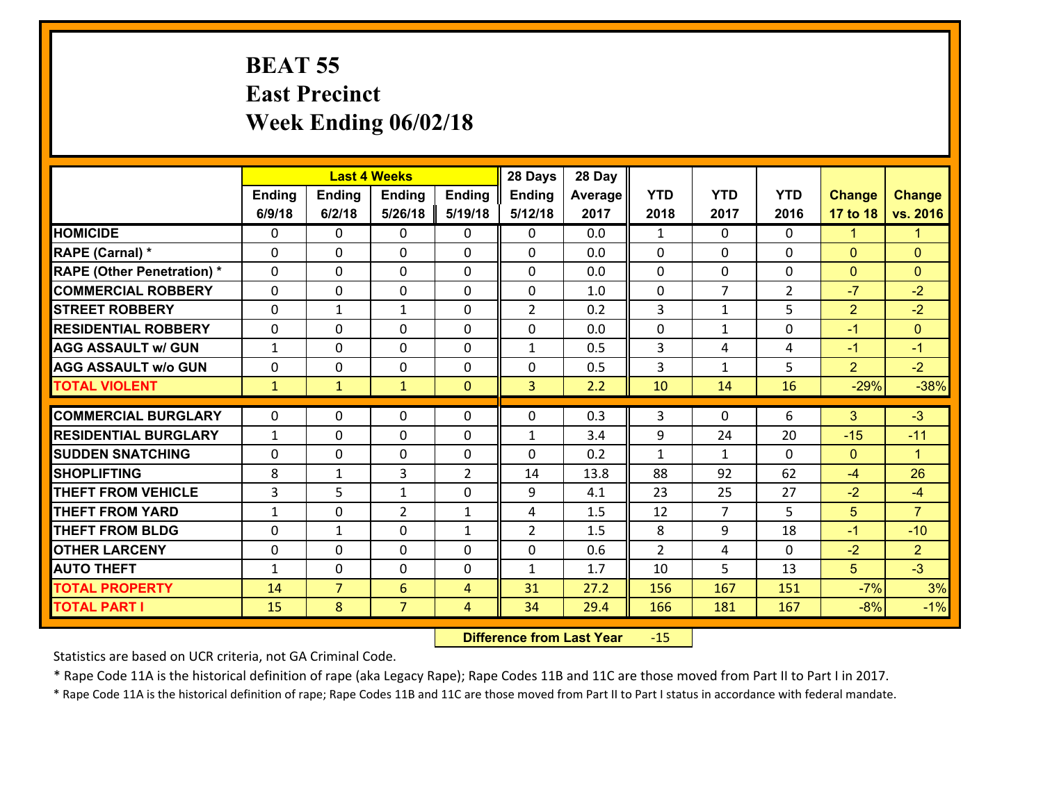**BEAT 55**
**East Precinct**
**Week Ending 06/02/18**

| | Last 4 Weeks | | | | 28 Days | 28 Day | | | | | |
|---|---|---|---|---|---|---|---|---|---|---|---|
| | Ending 6/9/18 | Ending 6/2/18 | Ending 5/26/18 | Ending 5/19/18 | Ending 5/12/18 | Average 2017 | YTD 2018 | YTD 2017 | YTD 2016 | Change 17 to 18 | Change vs. 2016 |
| HOMICIDE | 0 | 0 | 0 | 0 | 0 | 0.0 | 1 | 0 | 0 | 1 | 1 |
| RAPE (Carnal) * | 0 | 0 | 0 | 0 | 0 | 0.0 | 0 | 0 | 0 | 0 | 0 |
| RAPE (Other Penetration) * | 0 | 0 | 0 | 0 | 0 | 0.0 | 0 | 0 | 0 | 0 | 0 |
| COMMERCIAL ROBBERY | 0 | 0 | 0 | 0 | 0 | 1.0 | 0 | 7 | 2 | -7 | -2 |
| STREET ROBBERY | 0 | 1 | 1 | 0 | 2 | 0.2 | 3 | 1 | 5 | 2 | -2 |
| RESIDENTIAL ROBBERY | 0 | 0 | 0 | 0 | 0 | 0.0 | 0 | 1 | 0 | -1 | 0 |
| AGG ASSAULT w/ GUN | 1 | 0 | 0 | 0 | 1 | 0.5 | 3 | 4 | 4 | -1 | -1 |
| AGG ASSAULT w/o GUN | 0 | 0 | 0 | 0 | 0 | 0.5 | 3 | 1 | 5 | 2 | -2 |
| TOTAL VIOLENT | 1 | 1 | 1 | 0 | 3 | 2.2 | 10 | 14 | 16 | -29% | -38% |
| COMMERCIAL BURGLARY | 0 | 0 | 0 | 0 | 0 | 0.3 | 3 | 0 | 6 | 3 | -3 |
| RESIDENTIAL BURGLARY | 1 | 0 | 0 | 0 | 1 | 3.4 | 9 | 24 | 20 | -15 | -11 |
| SUDDEN SNATCHING | 0 | 0 | 0 | 0 | 0 | 0.2 | 1 | 1 | 0 | 0 | 1 |
| SHOPLIFTING | 8 | 1 | 3 | 2 | 14 | 13.8 | 88 | 92 | 62 | -4 | 26 |
| THEFT FROM VEHICLE | 3 | 5 | 1 | 0 | 9 | 4.1 | 23 | 25 | 27 | -2 | -4 |
| THEFT FROM YARD | 1 | 0 | 2 | 1 | 4 | 1.5 | 12 | 7 | 5 | 5 | 7 |
| THEFT FROM BLDG | 0 | 1 | 0 | 1 | 2 | 1.5 | 8 | 9 | 18 | -1 | -10 |
| OTHER LARCENY | 0 | 0 | 0 | 0 | 0 | 0.6 | 2 | 4 | 0 | -2 | 2 |
| AUTO THEFT | 1 | 0 | 0 | 0 | 1 | 1.7 | 10 | 5 | 13 | 5 | -3 |
| TOTAL PROPERTY | 14 | 7 | 6 | 4 | 31 | 27.2 | 156 | 167 | 151 | -7% | 3% |
| TOTAL PART I | 15 | 8 | 7 | 4 | 34 | 29.4 | 166 | 181 | 167 | -8% | -1% |

**Difference from Last Year** -15

Statistics are based on UCR criteria, not GA Criminal Code.

* Rape Code 11A is the historical definition of rape (aka Legacy Rape); Rape Codes 11B and 11C are those moved from Part II to Part I in 2017.

* Rape Code 11A is the historical definition of rape; Rape Codes 11B and 11C are those moved from Part II to Part I status in accordance with federal mandate.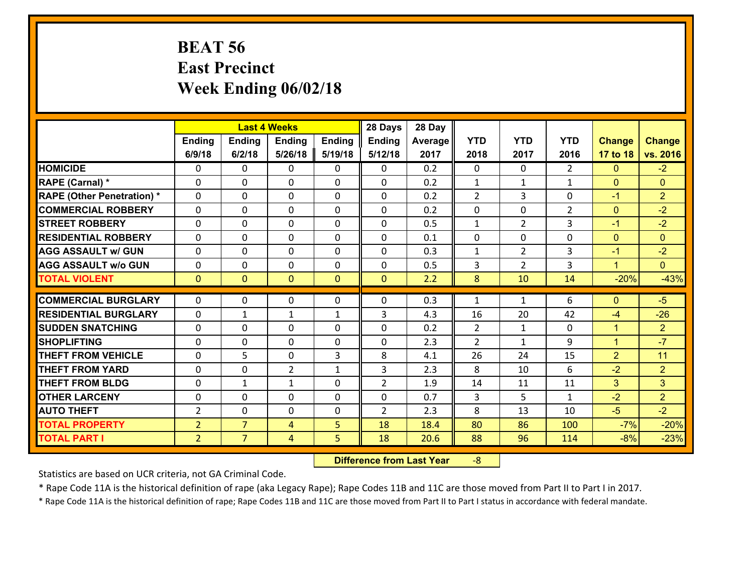# BEAT 56
## East Precinct
## Week Ending 06/02/18

| | Last 4 Weeks | | | | 28 Days | 28 Day | | | | | |
|---|---|---|---|---|---|---|---|---|---|---|---|
| | Ending 6/9/18 | Ending 6/2/18 | Ending 5/26/18 | Ending 5/19/18 | Ending 5/12/18 | Average 2017 | YTD 2018 | YTD 2017 | YTD 2016 | Change 17 to 18 | Change vs. 2016 |
| HOMICIDE | 0 | 0 | 0 | 0 | 0 | 0.2 | 0 | 0 | 2 | 0 | -2 |
| RAPE (Carnal) * | 0 | 0 | 0 | 0 | 0 | 0.2 | 1 | 1 | 1 | 0 | 0 |
| RAPE (Other Penetration) * | 0 | 0 | 0 | 0 | 0 | 0.2 | 2 | 3 | 0 | -1 | 2 |
| COMMERCIAL ROBBERY | 0 | 0 | 0 | 0 | 0 | 0.2 | 0 | 0 | 2 | 0 | -2 |
| STREET ROBBERY | 0 | 0 | 0 | 0 | 0 | 0.5 | 1 | 2 | 3 | -1 | -2 |
| RESIDENTIAL ROBBERY | 0 | 0 | 0 | 0 | 0 | 0.1 | 0 | 0 | 0 | 0 | 0 |
| AGG ASSAULT w/ GUN | 0 | 0 | 0 | 0 | 0 | 0.3 | 1 | 2 | 3 | -1 | -2 |
| AGG ASSAULT w/o GUN | 0 | 0 | 0 | 0 | 0 | 0.5 | 3 | 2 | 3 | 1 | 0 |
| TOTAL VIOLENT | 0 | 0 | 0 | 0 | 0 | 2.2 | 8 | 10 | 14 | -20% | -43% |
| COMMERCIAL BURGLARY | 0 | 0 | 0 | 0 | 0 | 0.3 | 1 | 1 | 6 | 0 | -5 |
| RESIDENTIAL BURGLARY | 0 | 1 | 1 | 1 | 3 | 4.3 | 16 | 20 | 42 | -4 | -26 |
| SUDDEN SNATCHING | 0 | 0 | 0 | 0 | 0 | 0.2 | 2 | 1 | 0 | 1 | 2 |
| SHOPLIFTING | 0 | 0 | 0 | 0 | 0 | 2.3 | 2 | 1 | 9 | 1 | -7 |
| THEFT FROM VEHICLE | 0 | 5 | 0 | 3 | 8 | 4.1 | 26 | 24 | 15 | 2 | 11 |
| THEFT FROM YARD | 0 | 0 | 2 | 1 | 3 | 2.3 | 8 | 10 | 6 | -2 | 2 |
| THEFT FROM BLDG | 0 | 1 | 1 | 0 | 2 | 1.9 | 14 | 11 | 11 | 3 | 3 |
| OTHER LARCENY | 0 | 0 | 0 | 0 | 0 | 0.7 | 3 | 5 | 1 | -2 | 2 |
| AUTO THEFT | 2 | 0 | 0 | 0 | 2 | 2.3 | 8 | 13 | 10 | -5 | -2 |
| TOTAL PROPERTY | 2 | 7 | 4 | 5 | 18 | 18.4 | 80 | 86 | 100 | -7% | -20% |
| TOTAL PART I | 2 | 7 | 4 | 5 | 18 | 20.6 | 88 | 96 | 114 | -8% | -23% |

**Difference from Last Year** -8

Statistics are based on UCR criteria, not GA Criminal Code.

* Rape Code 11A is the historical definition of rape (aka Legacy Rape); Rape Codes 11B and 11C are those moved from Part II to Part I in 2017.

* Rape Code 11A is the historical definition of rape; Rape Codes 11B and 11C are those moved from Part II to Part I status in accordance with federal mandate.